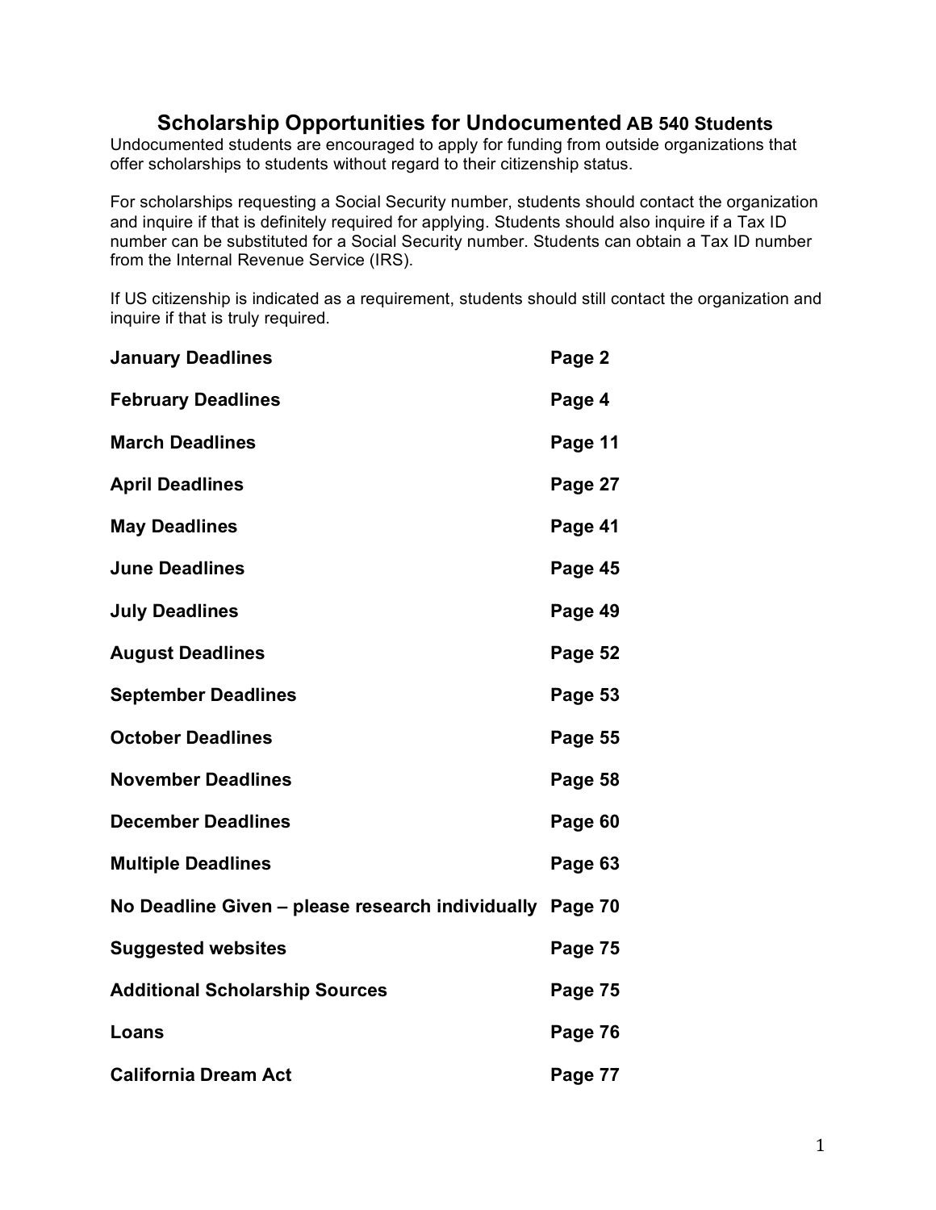# Scholarship Opportunities for Undocumented AB 540 Students

Undocumented students are encouraged to apply for funding from outside organizations that offer scholarships to students without regard to their citizenship status.

For scholarships requesting a Social Security number, students should contact the organization and inquire if that is definitely required for applying. Students should also inquire if a Tax ID number can be substituted for a Social Security number. Students can obtain a Tax ID number from the Internal Revenue Service (IRS).

If US citizenship is indicated as a requirement, students should still contact the organization and inquire if that is truly required.

| | |
|---|---|
| **January Deadlines** | **Page 2** |
| **February Deadlines** | **Page 4** |
| **March Deadlines** | **Page 11** |
| **April Deadlines** | **Page 27** |
| **May Deadlines** | **Page 41** |
| **June Deadlines** | **Page 45** |
| **July Deadlines** | **Page 49** |
| **August Deadlines** | **Page 52** |
| **September Deadlines** | **Page 53** |
| **October Deadlines** | **Page 55** |
| **November Deadlines** | **Page 58** |
| **December Deadlines** | **Page 60** |
| **Multiple Deadlines** | **Page 63** |
| **No Deadline Given – please research individually** | **Page 70** |
| **Suggested websites** | **Page 75** |
| **Additional Scholarship Sources** | **Page 75** |
| **Loans** | **Page 76** |
| **California Dream Act** | **Page 77** |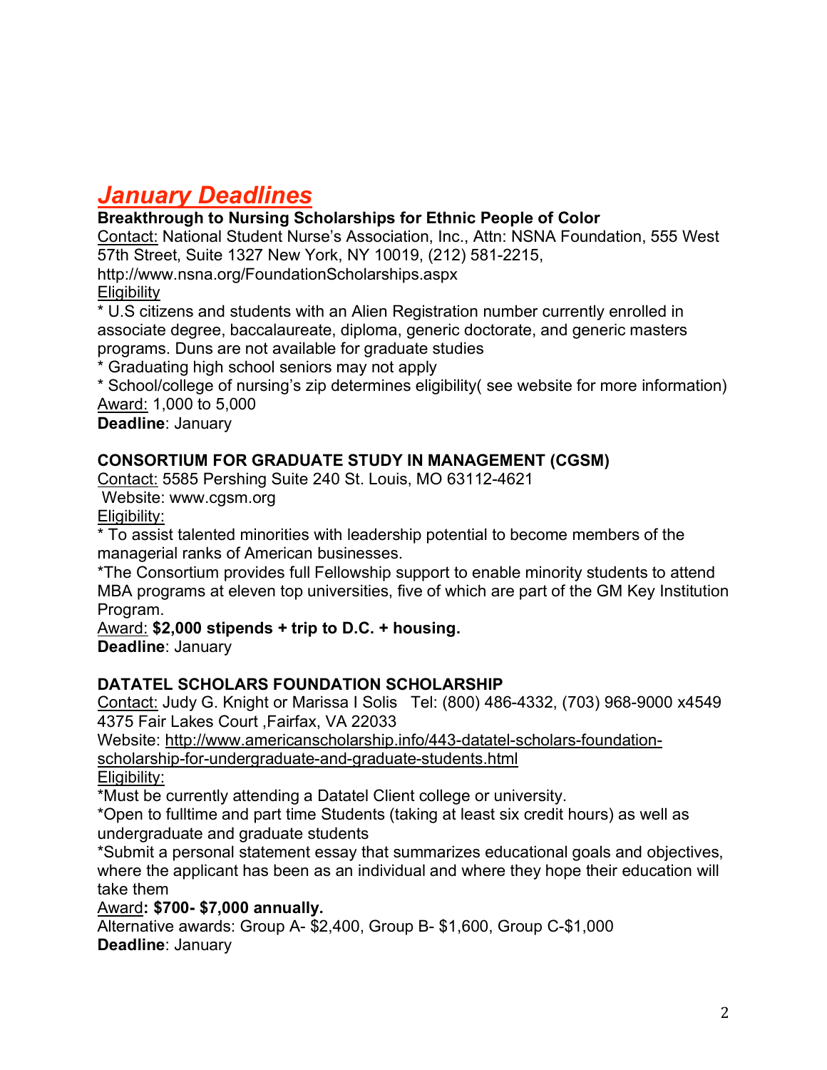# ***January Deadlines***

**Breakthrough to Nursing Scholarships for Ethnic People of Color**

Contact: National Student Nurse's Association, Inc., Attn: NSNA Foundation, 555 West 57th Street, Suite 1327 New York, NY 10019, (212) 581-2215, http://www.nsna.org/FoundationScholarships.aspx

Eligibility

* U.S citizens and students with an Alien Registration number currently enrolled in associate degree, baccalaureate, diploma, generic doctorate, and generic masters programs. Duns are not available for graduate studies
* Graduating high school seniors may not apply
* School/college of nursing's zip determines eligibility( see website for more information)

Award: 1,000 to 5,000

**Deadline**: January

**CONSORTIUM FOR GRADUATE STUDY IN MANAGEMENT (CGSM)**

Contact: 5585 Pershing Suite 240 St. Louis, MO 63112-4621

Website: www.cgsm.org

Eligibility:

* To assist talented minorities with leadership potential to become members of the managerial ranks of American businesses.
* The Consortium provides full Fellowship support to enable minority students to attend MBA programs at eleven top universities, five of which are part of the GM Key Institution Program.

Award: **$2,000 stipends + trip to D.C. + housing.**

**Deadline**: January

**DATATEL SCHOLARS FOUNDATION SCHOLARSHIP**

Contact: Judy G. Knight or Marissa I Solis Tel: (800) 486-4332, (703) 968-9000 x4549 4375 Fair Lakes Court ,Fairfax, VA 22033

Website: http://www.americanscholarship.info/443-datatel-scholars-foundation-scholarship-for-undergraduate-and-graduate-students.html

Eligibility:

* Must be currently attending a Datatel Client college or university.
* Open to fulltime and part time Students (taking at least six credit hours) as well as undergraduate and graduate students
* Submit a personal statement essay that summarizes educational goals and objectives, where the applicant has been as an individual and where they hope their education will take them

Award**: $700- $7,000 annually.**

Alternative awards: Group A- $2,400, Group B- $1,600, Group C-$1,000

**Deadline**: January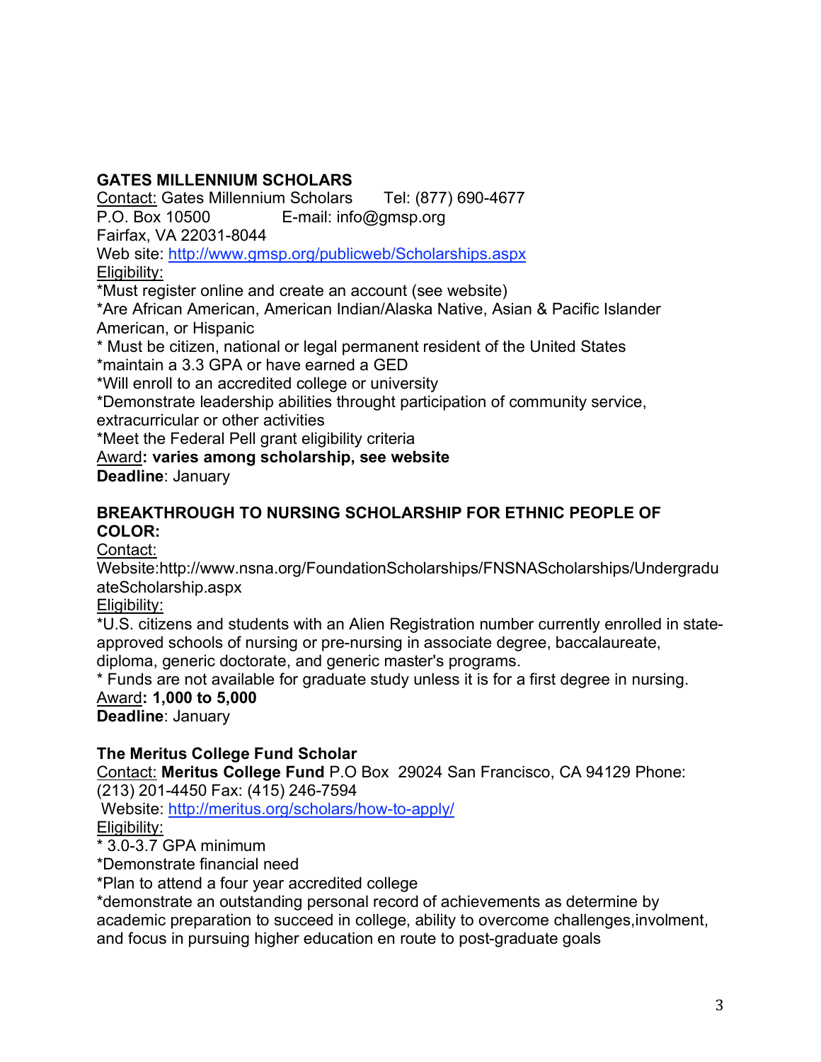### GATES MILLENNIUM SCHOLARS

Contact: Gates Millennium Scholars      Tel: (877) 690-4677
P.O. Box 10500      E-mail: info@gmsp.org
Fairfax, VA 22031-8044
Web site: http://www.gmsp.org/publicweb/Scholarships.aspx

Eligibility:

*Must register online and create an account (see website)
*Are African American, American Indian/Alaska Native, Asian & Pacific Islander American, or Hispanic
* Must be citizen, national or legal permanent resident of the United States
*maintain a 3.3 GPA or have earned a GED
*Will enroll to an accredited college or university
*Demonstrate leadership abilities throught participation of community service, extracurricular or other activities
*Meet the Federal Pell grant eligibility criteria

Award**: varies among scholarship, see website**
**Deadline**: January

### BREAKTHROUGH TO NURSING SCHOLARSHIP FOR ETHNIC PEOPLE OF COLOR:

Contact:
Website:http://www.nsna.org/FoundationScholarships/FNSNAScholarships/UndergraduateScholarship.aspx

Eligibility:

*U.S. citizens and students with an Alien Registration number currently enrolled in state-approved schools of nursing or pre-nursing in associate degree, baccalaureate, diploma, generic doctorate, and generic master's programs.
* Funds are not available for graduate study unless it is for a first degree in nursing.

Award**: 1,000 to 5,000**
**Deadline**: January

### The Meritus College Fund Scholar

Contact: **Meritus College Fund** P.O Box 29024 San Francisco, CA 94129 Phone: (213) 201-4450 Fax: (415) 246-7594
Website: http://meritus.org/scholars/how-to-apply/

Eligibility:

* 3.0-3.7 GPA minimum
*Demonstrate financial need
*Plan to attend a four year accredited college
*demonstrate an outstanding personal record of achievements as determine by academic preparation to succeed in college, ability to overcome challenges,involment, and focus in pursuing higher education en route to post-graduate goals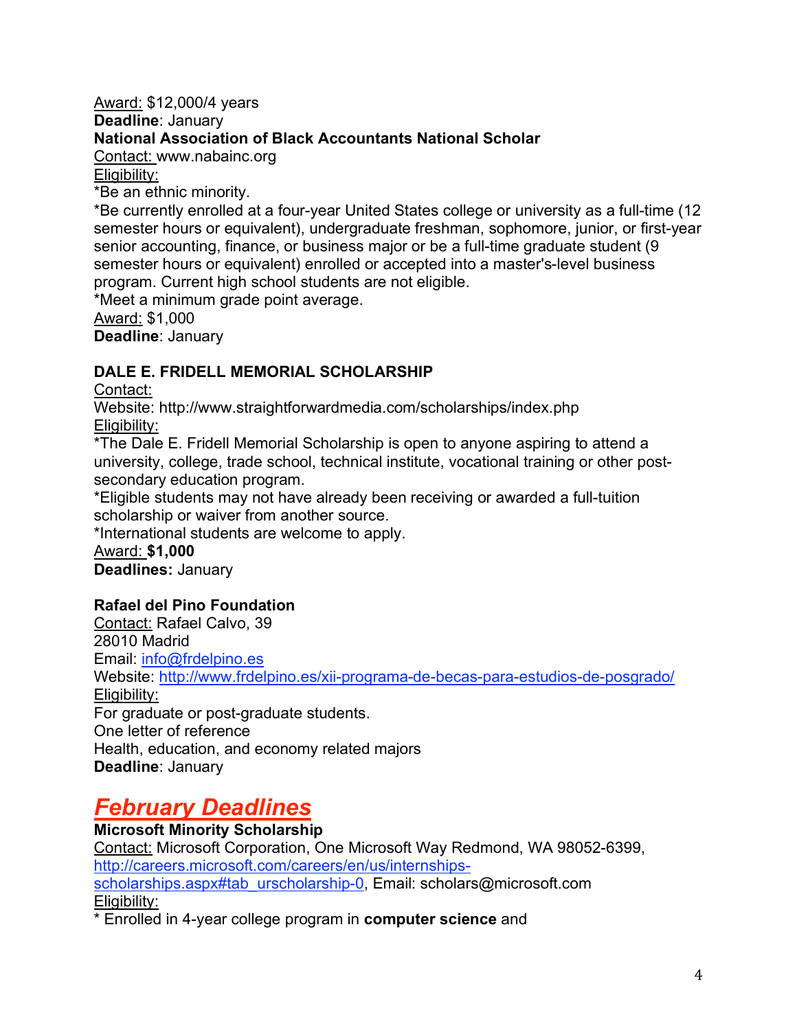Award: $12,000/4 years
**Deadline**: January

**National Association of Black Accountants National Scholar**

Contact: www.nabainc.org
Eligibility:
*Be an ethnic minority.
*Be currently enrolled at a four-year United States college or university as a full-time (12 semester hours or equivalent), undergraduate freshman, sophomore, junior, or first-year senior accounting, finance, or business major or be a full-time graduate student (9 semester hours or equivalent) enrolled or accepted into a master's-level business program. Current high school students are not eligible.
*Meet a minimum grade point average.
Award: $1,000
**Deadline**: January

**DALE E. FRIDELL MEMORIAL SCHOLARSHIP**

Contact:
Website: http://www.straightforwardmedia.com/scholarships/index.php
Eligibility:
*The Dale E. Fridell Memorial Scholarship is open to anyone aspiring to attend a university, college, trade school, technical institute, vocational training or other post-secondary education program.
*Eligible students may not have already been receiving or awarded a full-tuition scholarship or waiver from another source.
*International students are welcome to apply.
Award: **$1,000**
**Deadlines:** January

**Rafael del Pino Foundation**

Contact: Rafael Calvo, 39
28010 Madrid
Email: info@frdelpino.es
Website: http://www.frdelpino.es/xii-programa-de-becas-para-estudios-de-posgrado/
Eligibility:
For graduate or post-graduate students.
One letter of reference
Health, education, and economy related majors
**Deadline**: January

## ***February Deadlines***

**Microsoft Minority Scholarship**

Contact: Microsoft Corporation, One Microsoft Way Redmond, WA 98052-6399, http://careers.microsoft.com/careers/en/us/internships-scholarships.aspx#tab_urscholarship-0, Email: scholars@microsoft.com
Eligibility:
* Enrolled in 4-year college program in **computer science** and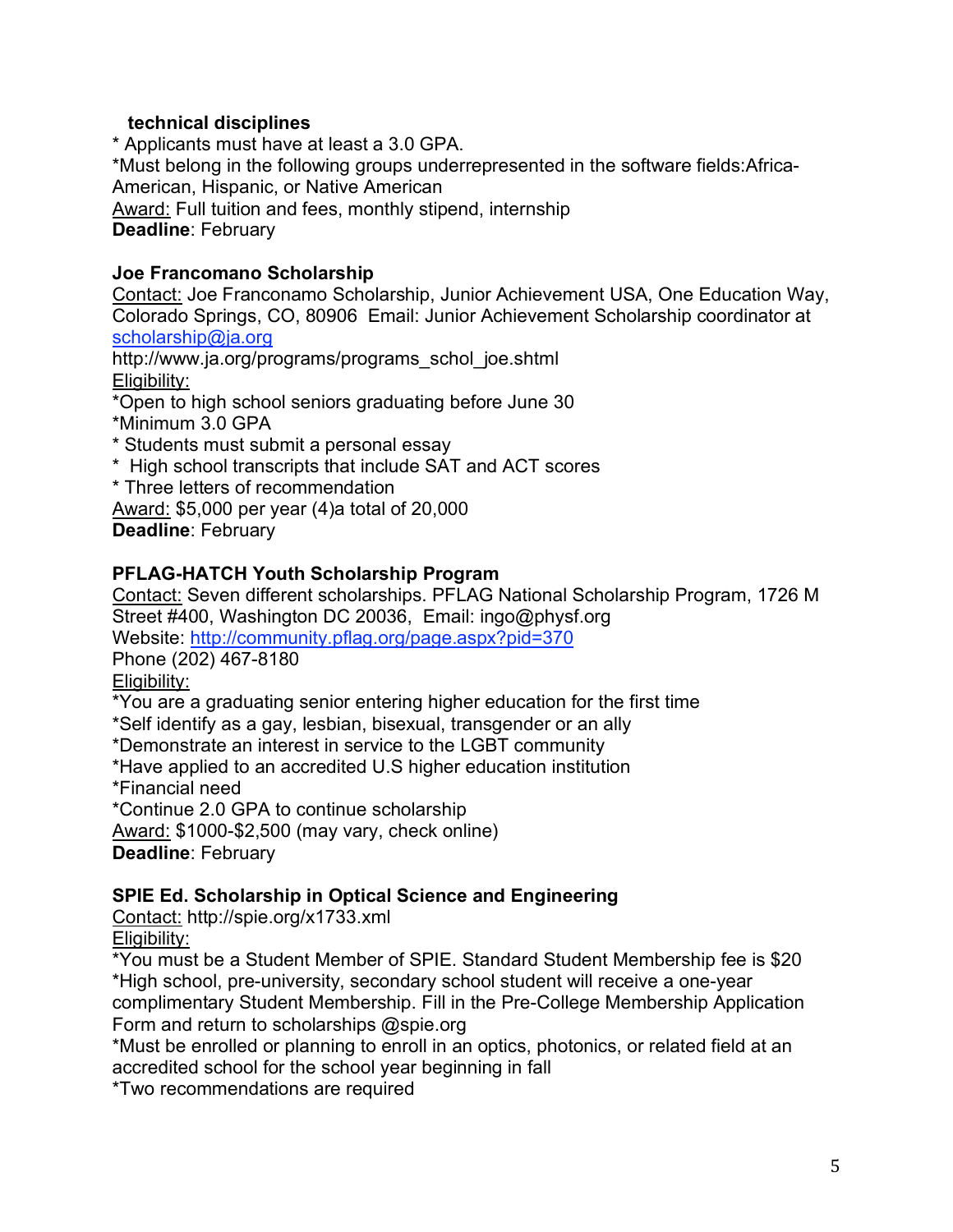**technical disciplines**

* Applicants must have at least a 3.0 GPA.
*Must belong in the following groups underrepresented in the software fields:Africa-American, Hispanic, or Native American

Award: Full tuition and fees, monthly stipend, internship
**Deadline**: February

### Joe Francomano Scholarship

Contact: Joe Franconamo Scholarship, Junior Achievement USA, One Education Way, Colorado Springs, CO, 80906 Email: Junior Achievement Scholarship coordinator at [scholarship@ja.org](mailto:scholarship@ja.org)
http://www.ja.org/programs/programs_schol_joe.shtml

Eligibility:
*Open to high school seniors graduating before June 30
*Minimum 3.0 GPA
* Students must submit a personal essay
* High school transcripts that include SAT and ACT scores
* Three letters of recommendation

Award: $5,000 per year (4)a total of 20,000
**Deadline**: February

### PFLAG-HATCH Youth Scholarship Program

Contact: Seven different scholarships. PFLAG National Scholarship Program, 1726 M Street #400, Washington DC 20036, Email: ingo@physf.org
Website: [http://community.pflag.org/page.aspx?pid=370](http://community.pflag.org/page.aspx?pid=370)
Phone (202) 467-8180

Eligibility:
*You are a graduating senior entering higher education for the first time
*Self identify as a gay, lesbian, bisexual, transgender or an ally
*Demonstrate an interest in service to the LGBT community
*Have applied to an accredited U.S higher education institution
*Financial need
*Continue 2.0 GPA to continue scholarship

Award: $1000-$2,500 (may vary, check online)
**Deadline**: February

### SPIE Ed. Scholarship in Optical Science and Engineering

Contact: http://spie.org/x1733.xml

Eligibility:
*You must be a Student Member of SPIE. Standard Student Membership fee is $20
*High school, pre-university, secondary school student will receive a one-year complimentary Student Membership. Fill in the Pre-College Membership Application Form and return to scholarships @spie.org
*Must be enrolled or planning to enroll in an optics, photonics, or related field at an accredited school for the school year beginning in fall
*Two recommendations are required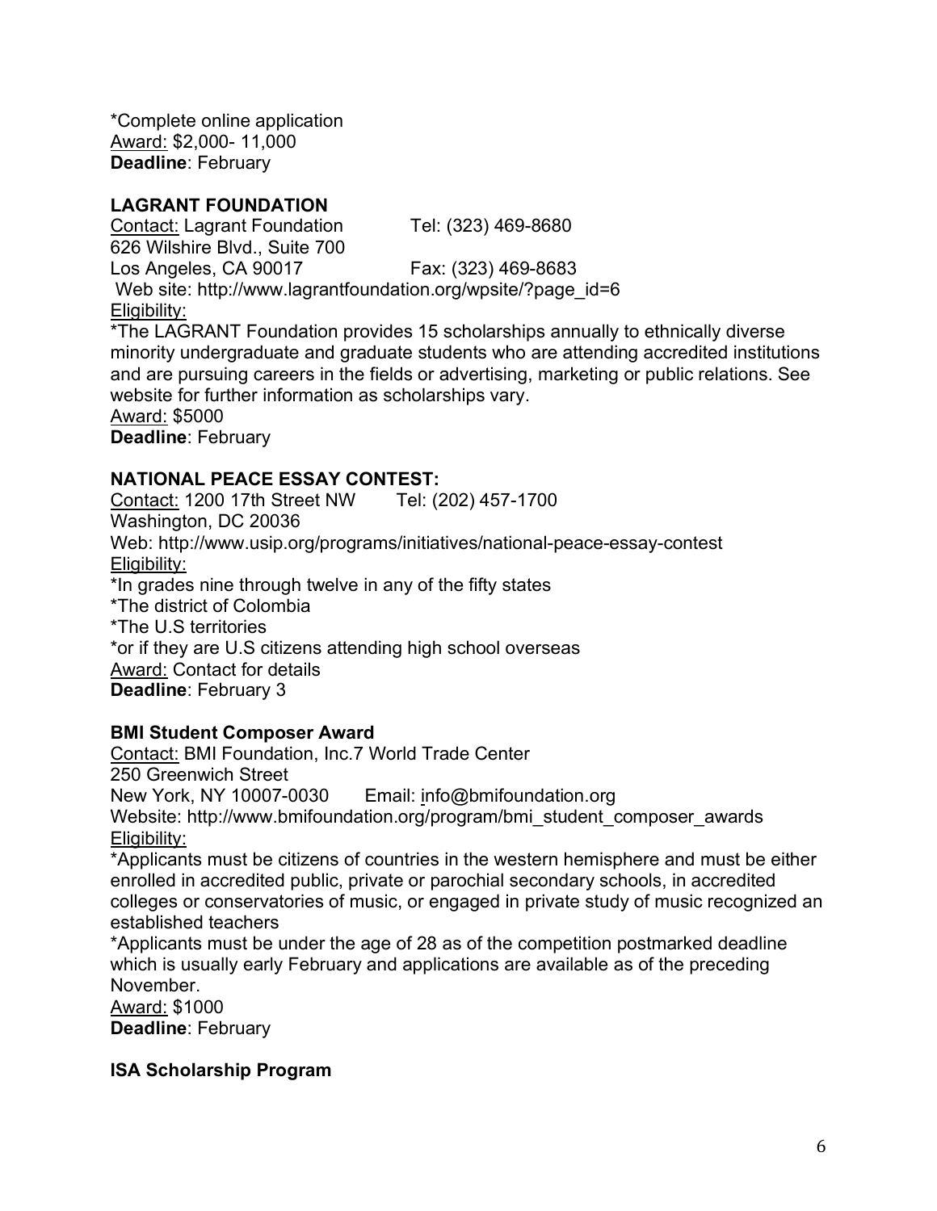*Complete online application
Award: $2,000- 11,000
**Deadline**: February

### LAGRANT FOUNDATION

Contact: Lagrant Foundation Tel: (323) 469-8680
626 Wilshire Blvd., Suite 700
Los Angeles, CA 90017 Fax: (323) 469-8683
Web site: http://www.lagrantfoundation.org/wpsite/?page_id=6
Eligibility:
*The LAGRANT Foundation provides 15 scholarships annually to ethnically diverse minority undergraduate and graduate students who are attending accredited institutions and are pursuing careers in the fields or advertising, marketing or public relations. See website for further information as scholarships vary.
Award: $5000
**Deadline**: February

### NATIONAL PEACE ESSAY CONTEST:

Contact: 1200 17th Street NW Tel: (202) 457-1700
Washington, DC 20036
Web: http://www.usip.org/programs/initiatives/national-peace-essay-contest
Eligibility:
*In grades nine through twelve in any of the fifty states
*The district of Colombia
*The U.S territories
*or if they are U.S citizens attending high school overseas
Award: Contact for details
**Deadline**: February 3

### BMI Student Composer Award

Contact: BMI Foundation, Inc.7 World Trade Center
250 Greenwich Street
New York, NY 10007-0030 Email: info@bmifoundation.org
Website: http://www.bmifoundation.org/program/bmi_student_composer_awards
Eligibility:
*Applicants must be citizens of countries in the western hemisphere and must be either enrolled in accredited public, private or parochial secondary schools, in accredited colleges or conservatories of music, or engaged in private study of music recognized an established teachers
*Applicants must be under the age of 28 as of the competition postmarked deadline which is usually early February and applications are available as of the preceding November.
Award: $1000
**Deadline**: February

### ISA Scholarship Program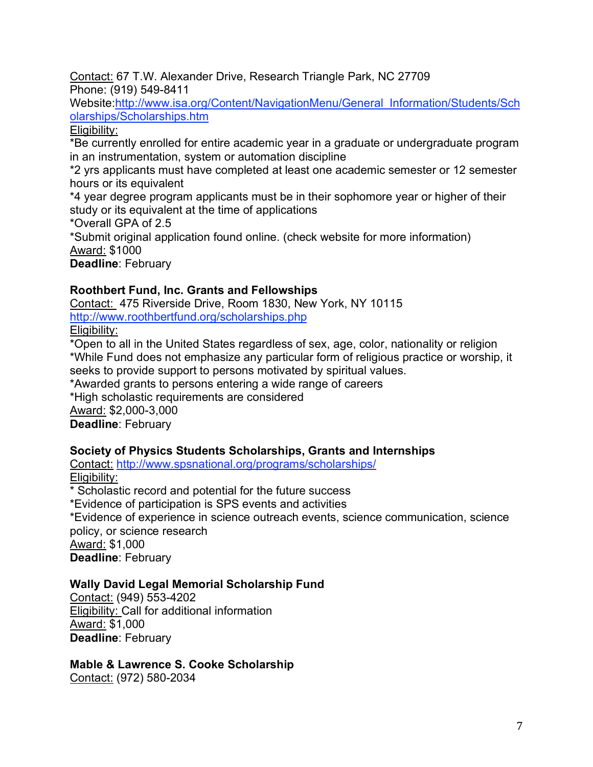Contact: 67 T.W. Alexander Drive, Research Triangle Park, NC 27709
Phone: (919) 549-8411
Website:http://www.isa.org/Content/NavigationMenu/General_Information/Students/Scholarships/Scholarships.htm
Eligibility:
*Be currently enrolled for entire academic year in a graduate or undergraduate program in an instrumentation, system or automation discipline
*2 yrs applicants must have completed at least one academic semester or 12 semester hours or its equivalent
*4 year degree program applicants must be in their sophomore year or higher of their study or its equivalent at the time of applications
*Overall GPA of 2.5
*Submit original application found online. (check website for more information)
Award: $1000
**Deadline**: February

### Roothbert Fund, Inc. Grants and Fellowships

Contact: 475 Riverside Drive, Room 1830, New York, NY 10115
http://www.roothbertfund.org/scholarships.php
Eligibility:
*Open to all in the United States regardless of sex, age, color, nationality or religion
*While Fund does not emphasize any particular form of religious practice or worship, it seeks to provide support to persons motivated by spiritual values.
*Awarded grants to persons entering a wide range of careers
*High scholastic requirements are considered
Award: $2,000-3,000
**Deadline**: February

### Society of Physics Students Scholarships, Grants and Internships

Contact: http://www.spsnational.org/programs/scholarships/
Eligibility:
* Scholastic record and potential for the future success
*Evidence of participation is SPS events and activities
*Evidence of experience in science outreach events, science communication, science policy, or science research
Award: $1,000
**Deadline**: February

### Wally David Legal Memorial Scholarship Fund

Contact: (949) 553-4202
Eligibility: Call for additional information
Award: $1,000
**Deadline**: February

### Mable & Lawrence S. Cooke Scholarship

Contact: (972) 580-2034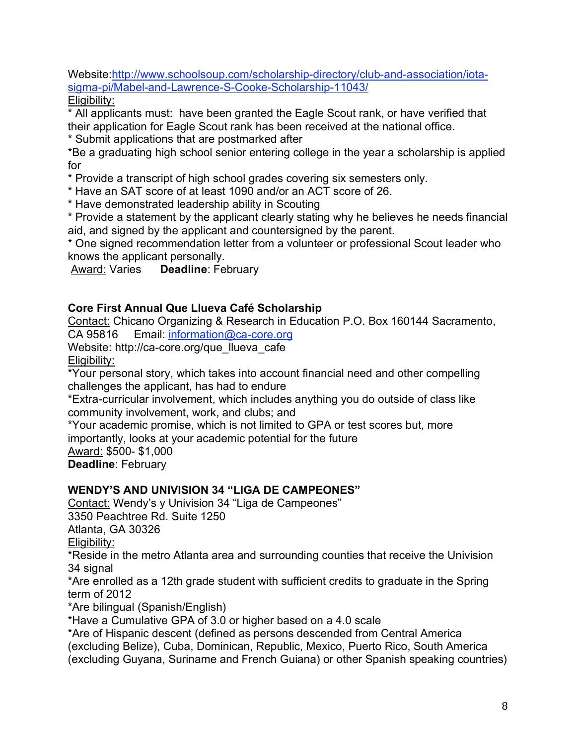Website:http://www.schoolsoup.com/scholarship-directory/club-and-association/iota-sigma-pi/Mabel-and-Lawrence-S-Cooke-Scholarship-11043/

Eligibility:

* All applicants must: have been granted the Eagle Scout rank, or have verified that their application for Eagle Scout rank has been received at the national office.
* Submit applications that are postmarked after
*Be a graduating high school senior entering college in the year a scholarship is applied for
* Provide a transcript of high school grades covering six semesters only.
* Have an SAT score of at least 1090 and/or an ACT score of 26.
* Have demonstrated leadership ability in Scouting
* Provide a statement by the applicant clearly stating why he believes he needs financial aid, and signed by the applicant and countersigned by the parent.
* One signed recommendation letter from a volunteer or professional Scout leader who knows the applicant personally.

Award: Varies **Deadline**: February

**Core First Annual Que Llueva Café Scholarship**

Contact: Chicano Organizing & Research in Education P.O. Box 160144 Sacramento, CA 95816 Email: information@ca-core.org

Website: http://ca-core.org/que_llueva_cafe

Eligibility:

*Your personal story, which takes into account financial need and other compelling challenges the applicant, has had to endure
*Extra-curricular involvement, which includes anything you do outside of class like community involvement, work, and clubs; and
*Your academic promise, which is not limited to GPA or test scores but, more importantly, looks at your academic potential for the future

Award: $500- $1,000

**Deadline**: February

**WENDY'S AND UNIVISION 34 "LIGA DE CAMPEONES"**

Contact: Wendy's y Univision 34 "Liga de Campeones"
3350 Peachtree Rd. Suite 1250
Atlanta, GA 30326

Eligibility:

*Reside in the metro Atlanta area and surrounding counties that receive the Univision 34 signal
*Are enrolled as a 12th grade student with sufficient credits to graduate in the Spring term of 2012
*Are bilingual (Spanish/English)
*Have a Cumulative GPA of 3.0 or higher based on a 4.0 scale
*Are of Hispanic descent (defined as persons descended from Central America (excluding Belize), Cuba, Dominican, Republic, Mexico, Puerto Rico, South America (excluding Guyana, Suriname and French Guiana) or other Spanish speaking countries)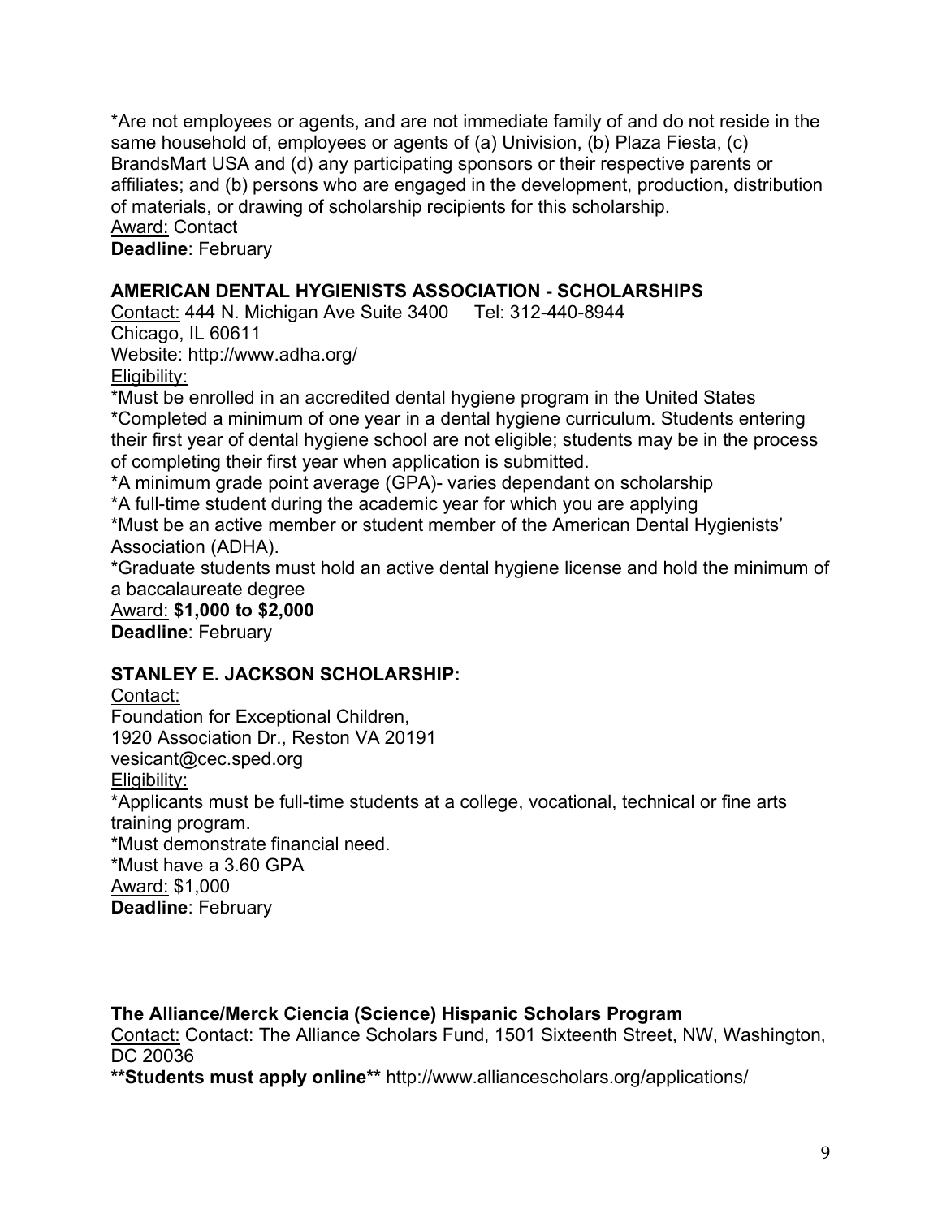*Are not employees or agents, and are not immediate family of and do not reside in the same household of, employees or agents of (a) Univision, (b) Plaza Fiesta, (c) BrandsMart USA and (d) any participating sponsors or their respective parents or affiliates; and (b) persons who are engaged in the development, production, distribution of materials, or drawing of scholarship recipients for this scholarship.
Award: Contact
**Deadline**: February

### AMERICAN DENTAL HYGIENISTS ASSOCIATION - SCHOLARSHIPS

Contact: 444 N. Michigan Ave Suite 3400 Tel: 312-440-8944
Chicago, IL 60611
Website: http://www.adha.org/
Eligibility:
*Must be enrolled in an accredited dental hygiene program in the United States
*Completed a minimum of one year in a dental hygiene curriculum. Students entering their first year of dental hygiene school are not eligible; students may be in the process of completing their first year when application is submitted.
*A minimum grade point average (GPA)- varies dependant on scholarship
*A full-time student during the academic year for which you are applying
*Must be an active member or student member of the American Dental Hygienists' Association (ADHA).
*Graduate students must hold an active dental hygiene license and hold the minimum of a baccalaureate degree
Award: **$1,000 to $2,000**
**Deadline**: February

### STANLEY E. JACKSON SCHOLARSHIP:

Contact:
Foundation for Exceptional Children,
1920 Association Dr., Reston VA 20191
vesicant@cec.sped.org
Eligibility:
*Applicants must be full-time students at a college, vocational, technical or fine arts training program.
*Must demonstrate financial need.
*Must have a 3.60 GPA
Award: $1,000
**Deadline**: February

### The Alliance/Merck Ciencia (Science) Hispanic Scholars Program

Contact: Contact: The Alliance Scholars Fund, 1501 Sixteenth Street, NW, Washington, DC 20036
****Students must apply online**** http://www.alliancescholars.org/applications/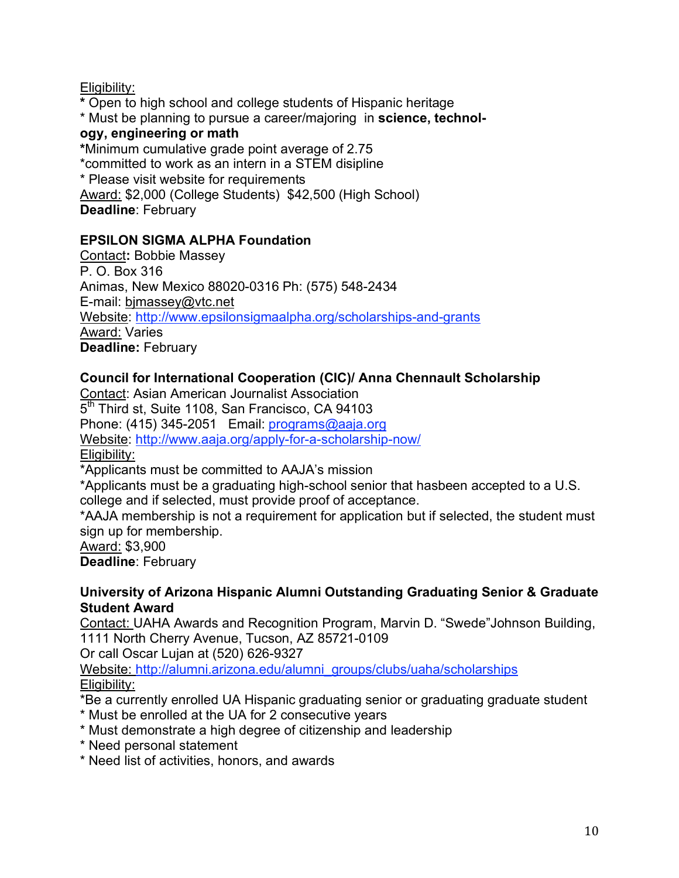Eligibility:

* Open to high school and college students of Hispanic heritage
* Must be planning to pursue a career/majoring in **science, technology, engineering or math**
* Minimum cumulative grade point average of 2.75
* committed to work as an intern in a STEM disipline
* Please visit website for requirements

Award: $2,000 (College Students) $42,500 (High School)

**Deadline**: February

**EPSILON SIGMA ALPHA Foundation**

Contact**:** Bobbie Massey
P. O. Box 316
Animas, New Mexico 88020-0316 Ph: (575) 548-2434
E-mail: bjmassey@vtc.net
Website: http://www.epsilonsigmaalpha.org/scholarships-and-grants
Award: Varies
**Deadline:** February

**Council for International Cooperation (CIC)/ Anna Chennault Scholarship**

Contact: Asian American Journalist Association
5th Third st, Suite 1108, San Francisco, CA 94103
Phone: (415) 345-2051 Email: programs@aaja.org
Website: http://www.aaja.org/apply-for-a-scholarship-now/
Eligibility:

* Applicants must be committed to AAJA's mission
* Applicants must be a graduating high-school senior that hasbeen accepted to a U.S. college and if selected, must provide proof of acceptance.
* AAJA membership is not a requirement for application but if selected, the student must sign up for membership.

Award: $3,900

**Deadline**: February

**University of Arizona Hispanic Alumni Outstanding Graduating Senior & Graduate Student Award**

Contact: UAHA Awards and Recognition Program, Marvin D. "Swede"Johnson Building, 1111 North Cherry Avenue, Tucson, AZ 85721-0109
Or call Oscar Lujan at (520) 626-9327
Website: http://alumni.arizona.edu/alumni_groups/clubs/uaha/scholarships
Eligibility:

* Be a currently enrolled UA Hispanic graduating senior or graduating graduate student
* Must be enrolled at the UA for 2 consecutive years
* Must demonstrate a high degree of citizenship and leadership
* Need personal statement
* Need list of activities, honors, and awards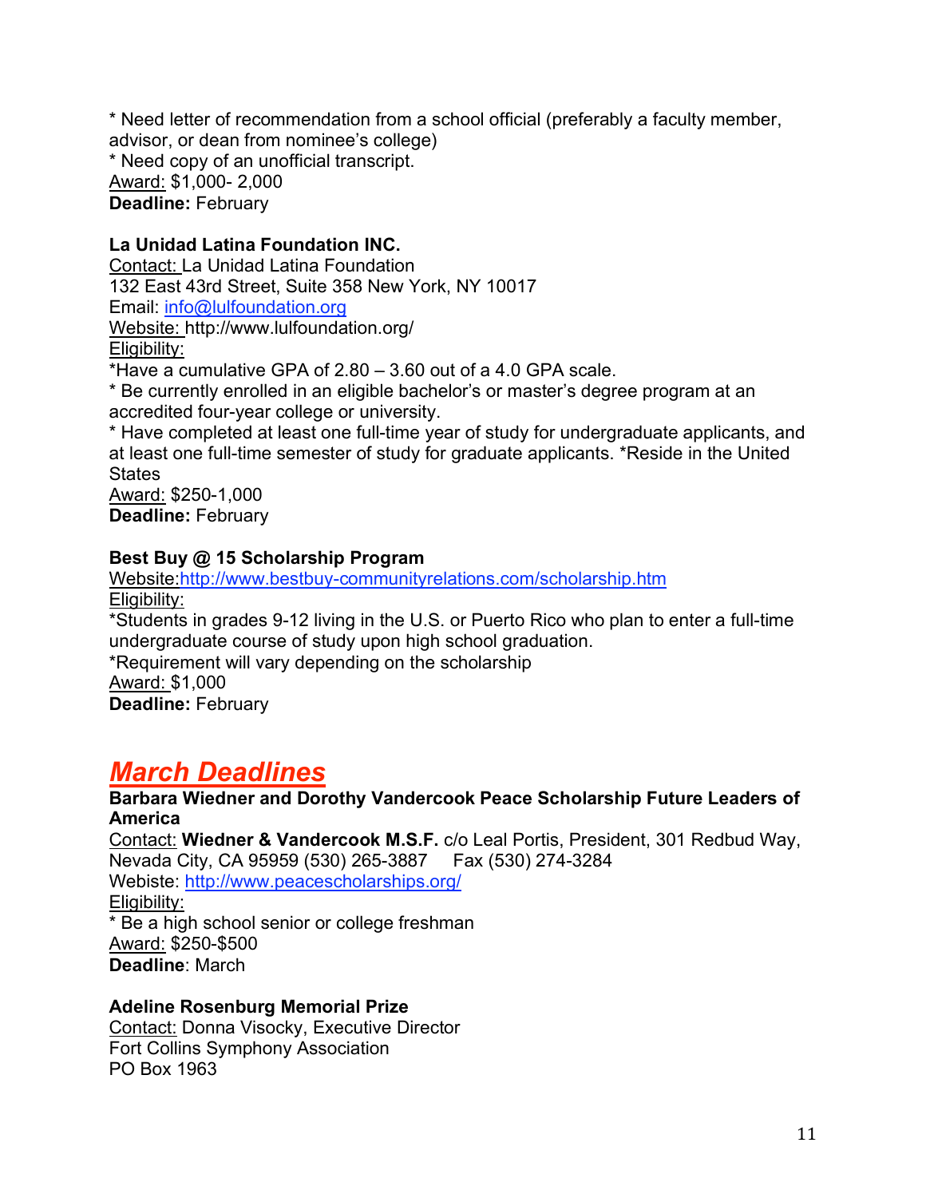* Need letter of recommendation from a school official (preferably a faculty member, advisor, or dean from nominee's college)
* Need copy of an unofficial transcript.
Award: $1,000- 2,000
**Deadline:** February

**La Unidad Latina Foundation INC.**
Contact: La Unidad Latina Foundation
132 East 43rd Street, Suite 358 New York, NY 10017
Email: info@lulfoundation.org
Website: http://www.lulfoundation.org/
Eligibility:
*Have a cumulative GPA of 2.80 – 3.60 out of a 4.0 GPA scale.
* Be currently enrolled in an eligible bachelor's or master's degree program at an accredited four-year college or university.
* Have completed at least one full-time year of study for undergraduate applicants, and at least one full-time semester of study for graduate applicants. *Reside in the United States
Award: $250-1,000
**Deadline:** February

**Best Buy @ 15 Scholarship Program**
Website: http://www.bestbuy-communityrelations.com/scholarship.htm
Eligibility:
*Students in grades 9-12 living in the U.S. or Puerto Rico who plan to enter a full-time undergraduate course of study upon high school graduation.
*Requirement will vary depending on the scholarship
Award: $1,000
**Deadline:** February

## ***March Deadlines***

**Barbara Wiedner and Dorothy Vandercook Peace Scholarship Future Leaders of America**
Contact: **Wiedner & Vandercook M.S.F.** c/o Leal Portis, President, 301 Redbud Way, Nevada City, CA 95959 (530) 265-3887 Fax (530) 274-3284
Webiste: http://www.peacescholarships.org/
Eligibility:
* Be a high school senior or college freshman
Award: $250-$500
**Deadline**: March

**Adeline Rosenburg Memorial Prize**
Contact: Donna Visocky, Executive Director
Fort Collins Symphony Association
PO Box 1963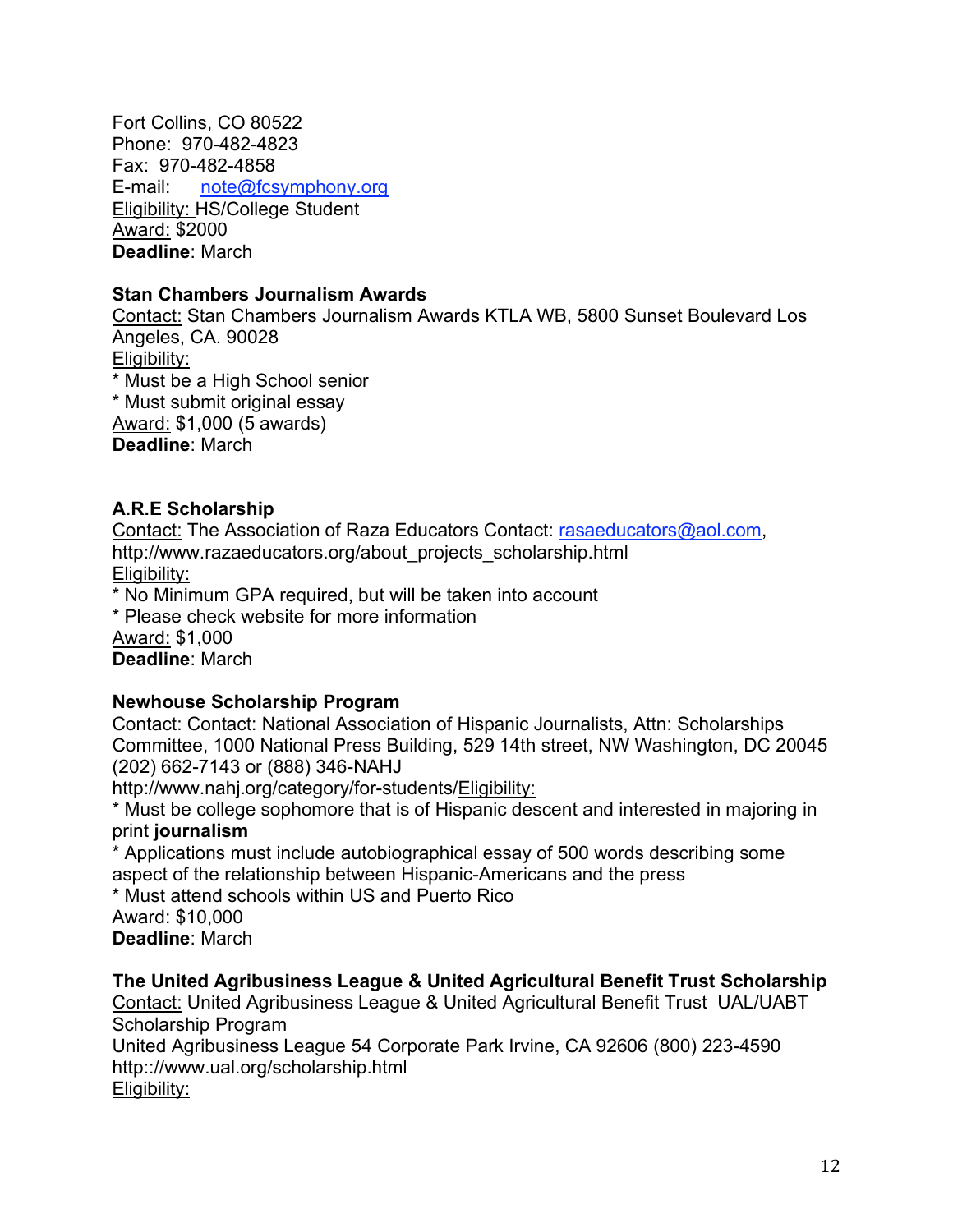Fort Collins, CO 80522
Phone: 970-482-4823
Fax: 970-482-4858
E-mail: note@fcsymphony.org
Eligibility: HS/College Student
Award: $2000
**Deadline**: March

**Stan Chambers Journalism Awards**
Contact: Stan Chambers Journalism Awards KTLA WB, 5800 Sunset Boulevard Los Angeles, CA. 90028
Eligibility:
* Must be a High School senior
* Must submit original essay

Award: $1,000 (5 awards)
**Deadline**: March

**A.R.E Scholarship**
Contact: The Association of Raza Educators Contact: rasaeducators@aol.com, http://www.razaeducators.org/about_projects_scholarship.html
Eligibility:
* No Minimum GPA required, but will be taken into account
* Please check website for more information

Award: $1,000
**Deadline**: March

**Newhouse Scholarship Program**
Contact: Contact: National Association of Hispanic Journalists, Attn: Scholarships Committee, 1000 National Press Building, 529 14th street, NW Washington, DC 20045 (202) 662-7143 or (888) 346-NAHJ
http://www.nahj.org/category/for-students/Eligibility:
* Must be college sophomore that is of Hispanic descent and interested in majoring in print **journalism**
* Applications must include autobiographical essay of 500 words describing some aspect of the relationship between Hispanic-Americans and the press
* Must attend schools within US and Puerto Rico

Award: $10,000
**Deadline**: March

**The United Agribusiness League & United Agricultural Benefit Trust Scholarship**
Contact: United Agribusiness League & United Agricultural Benefit Trust UAL/UABT Scholarship Program
United Agribusiness League 54 Corporate Park Irvine, CA 92606 (800) 223-4590
http:://www.ual.org/scholarship.html
Eligibility: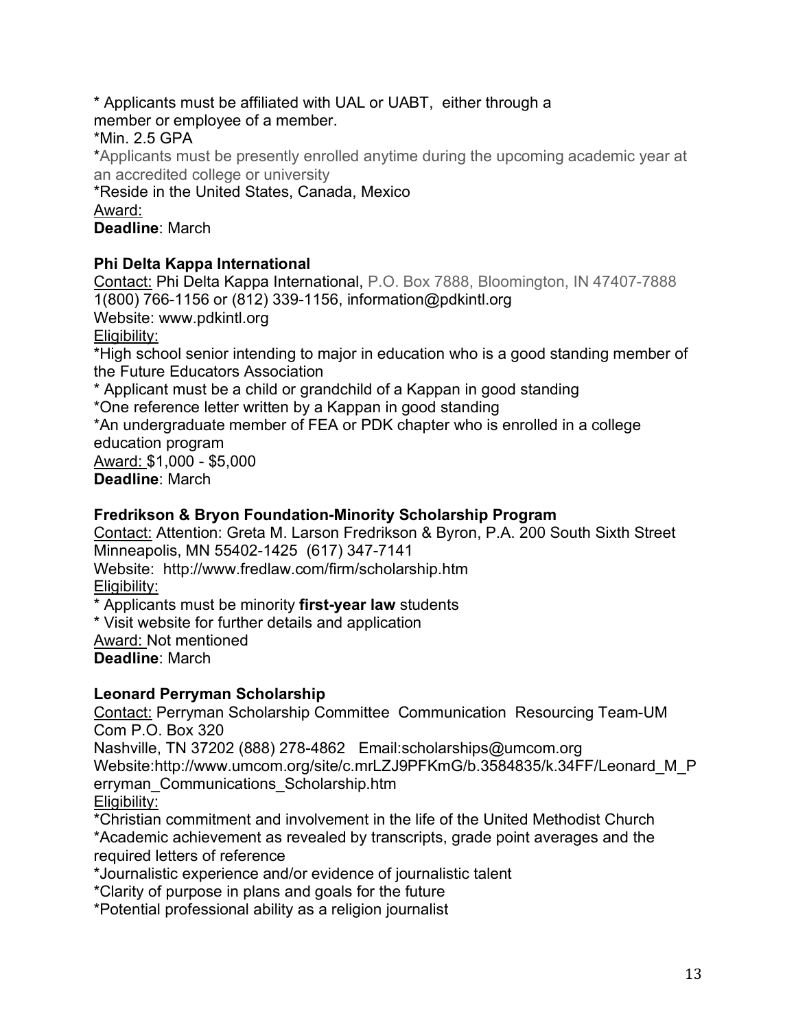* Applicants must be affiliated with UAL or UABT, either through a member or employee of a member.
*Min. 2.5 GPA
*Applicants must be presently enrolled anytime during the upcoming academic year at an accredited college or university
*Reside in the United States, Canada, Mexico
Award:
**Deadline**: March

**Phi Delta Kappa International**
Contact: Phi Delta Kappa International, P.O. Box 7888, Bloomington, IN 47407-7888 1(800) 766-1156 or (812) 339-1156, information@pdkintl.org
Website: www.pdkintl.org
Eligibility:
*High school senior intending to major in education who is a good standing member of the Future Educators Association
* Applicant must be a child or grandchild of a Kappan in good standing
*One reference letter written by a Kappan in good standing
*An undergraduate member of FEA or PDK chapter who is enrolled in a college education program
Award: $1,000 - $5,000
**Deadline**: March

**Fredrikson & Bryon Foundation-Minority Scholarship Program**
Contact: Attention: Greta M. Larson Fredrikson & Byron, P.A. 200 South Sixth Street Minneapolis, MN 55402-1425 (617) 347-7141
Website: http://www.fredlaw.com/firm/scholarship.htm
Eligibility:
* Applicants must be minority **first-year law** students
* Visit website for further details and application
Award: Not mentioned
**Deadline**: March

**Leonard Perryman Scholarship**
Contact: Perryman Scholarship Committee Communication Resourcing Team-UM Com P.O. Box 320
Nashville, TN 37202 (888) 278-4862 Email:scholarships@umcom.org
Website:http://www.umcom.org/site/c.mrLZJ9PFKmG/b.3584835/k.34FF/Leonard_M_Perryman_Communications_Scholarship.htm
Eligibility:
*Christian commitment and involvement in the life of the United Methodist Church
*Academic achievement as revealed by transcripts, grade point averages and the required letters of reference
*Journalistic experience and/or evidence of journalistic talent
*Clarity of purpose in plans and goals for the future
*Potential professional ability as a religion journalist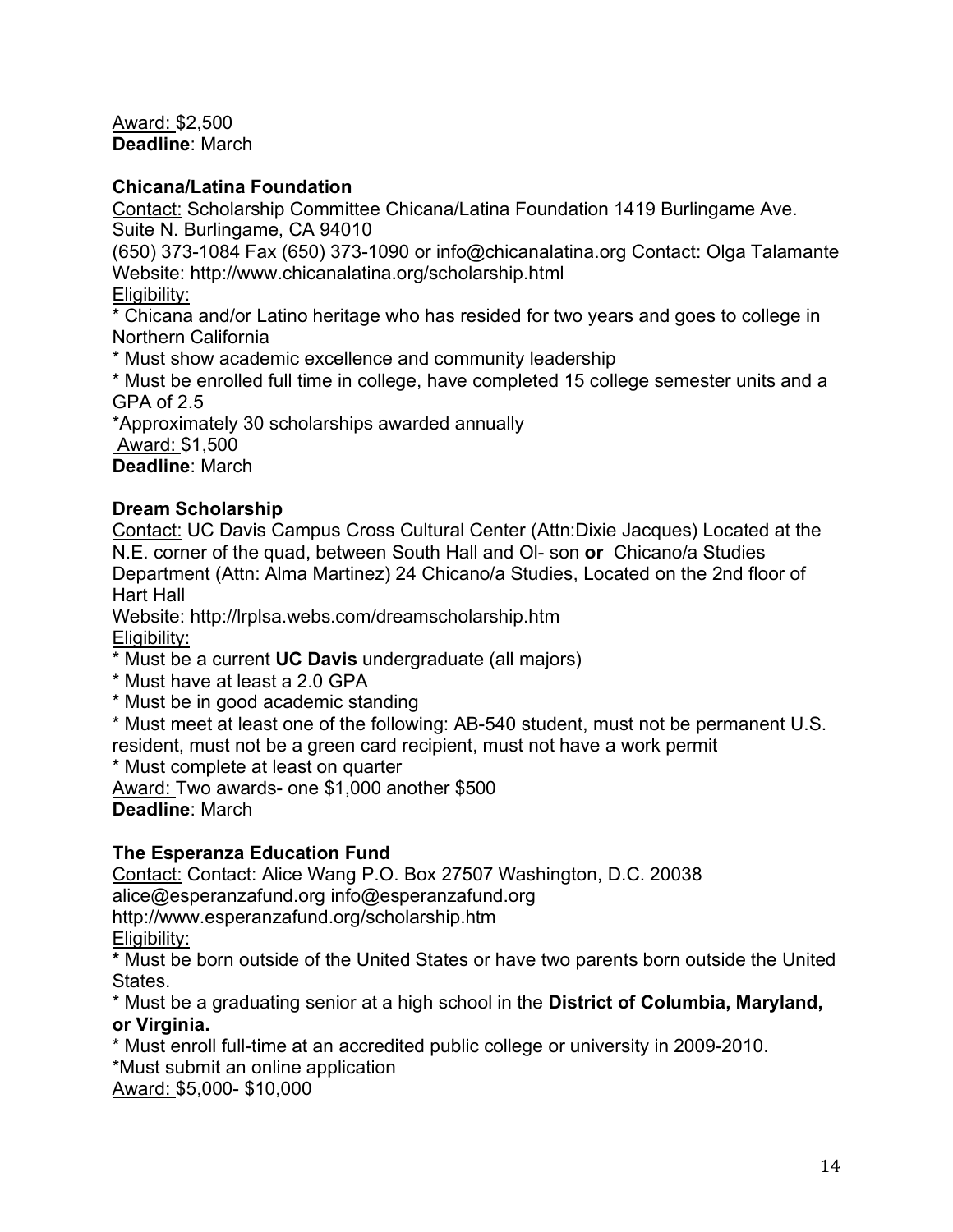<u>Award:</u> $2,500
**Deadline**: March

**Chicana/Latina Foundation**

<u>Contact:</u> Scholarship Committee Chicana/Latina Foundation 1419 Burlingame Ave. Suite N. Burlingame, CA 94010
(650) 373-1084 Fax (650) 373-1090 or info@chicanalatina.org Contact: Olga Talamante
Website: http://www.chicanalatina.org/scholarship.html
<u>Eligibility:</u>
* Chicana and/or Latino heritage who has resided for two years and goes to college in Northern California
* Must show academic excellence and community leadership
* Must be enrolled full time in college, have completed 15 college semester units and a GPA of 2.5
*Approximately 30 scholarships awarded annually
<u>Award:</u> $1,500
**Deadline**: March

**Dream Scholarship**

<u>Contact:</u> UC Davis Campus Cross Cultural Center (Attn:Dixie Jacques) Located at the N.E. corner of the quad, between South Hall and Ol- son **or** Chicano/a Studies Department (Attn: Alma Martinez) 24 Chicano/a Studies, Located on the 2nd floor of Hart Hall
Website: http://lrplsa.webs.com/dreamscholarship.htm
<u>Eligibility:</u>
* Must be a current **UC Davis** undergraduate (all majors)
* Must have at least a 2.0 GPA
* Must be in good academic standing
* Must meet at least one of the following: AB-540 student, must not be permanent U.S. resident, must not be a green card recipient, must not have a work permit
* Must complete at least on quarter
<u>Award:</u> Two awards- one $1,000 another $500
**Deadline**: March

**The Esperanza Education Fund**

<u>Contact:</u> Contact: Alice Wang P.O. Box 27507 Washington, D.C. 20038
alice@esperanzafund.org info@esperanzafund.org
http://www.esperanzafund.org/scholarship.htm
<u>Eligibility:</u>
* Must be born outside of the United States or have two parents born outside the United States.
* Must be a graduating senior at a high school in the **District of Columbia, Maryland, or Virginia.**
* Must enroll full-time at an accredited public college or university in 2009-2010.
*Must submit an online application
<u>Award:</u> $5,000- $10,000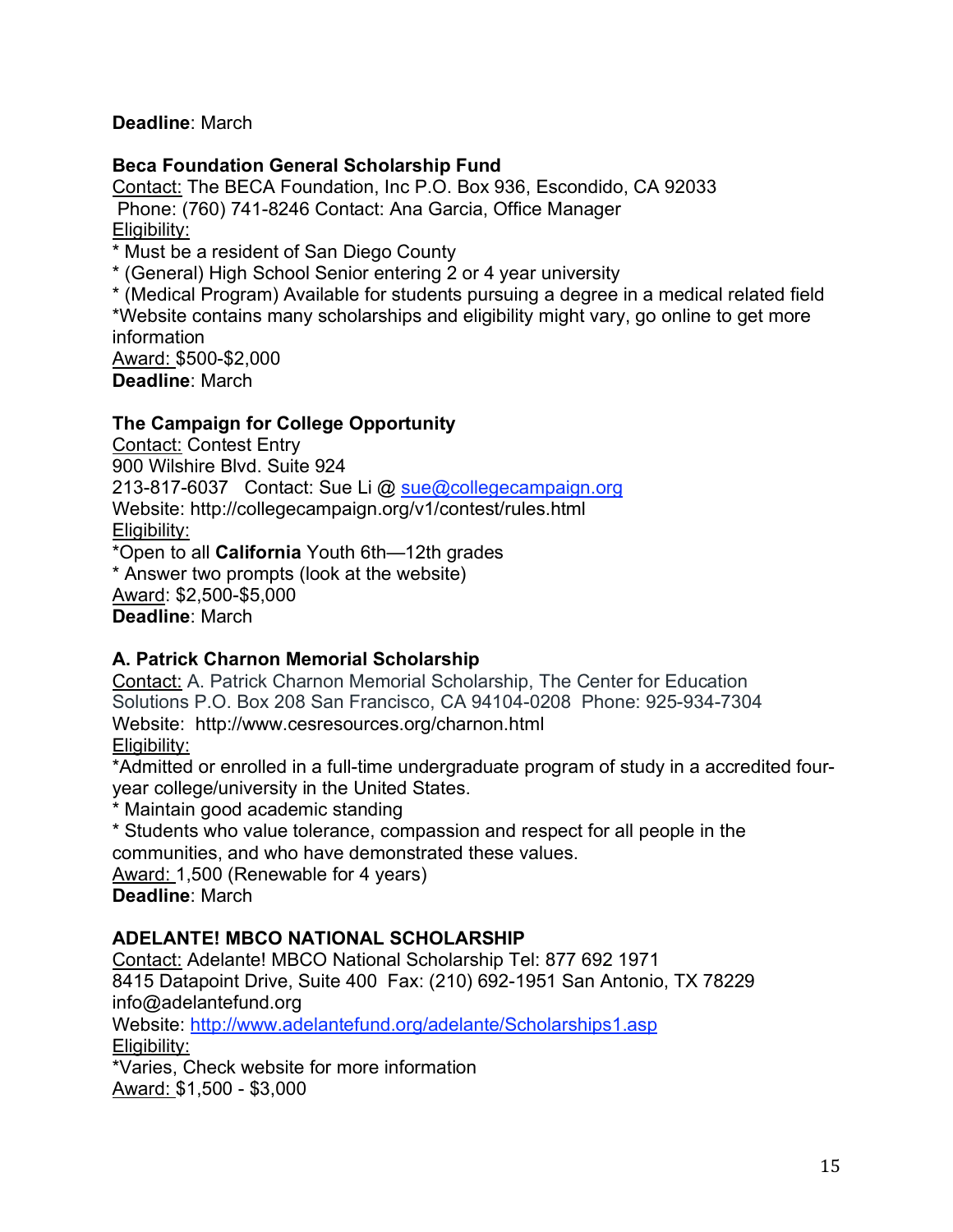**Deadline**: March

**Beca Foundation General Scholarship Fund**

Contact: The BECA Foundation, Inc P.O. Box 936, Escondido, CA 92033
Phone: (760) 741-8246 Contact: Ana Garcia, Office Manager

Eligibility:

* Must be a resident of San Diego County
* (General) High School Senior entering 2 or 4 year university
* (Medical Program) Available for students pursuing a degree in a medical related field

*Website contains many scholarships and eligibility might vary, go online to get more information

Award: $500-$2,000

**Deadline**: March

**The Campaign for College Opportunity**

Contact: Contest Entry
900 Wilshire Blvd. Suite 924
213-817-6037 Contact: Sue Li @ sue@collegecampaign.org
Website: http://collegecampaign.org/v1/contest/rules.html

Eligibility:

*Open to all **California** Youth 6th—12th grades

* Answer two prompts (look at the website)

Award: $2,500-$5,000

**Deadline**: March

**A. Patrick Charnon Memorial Scholarship**

Contact: A. Patrick Charnon Memorial Scholarship, The Center for Education Solutions P.O. Box 208 San Francisco, CA 94104-0208 Phone: 925-934-7304
Website: http://www.cesresources.org/charnon.html

Eligibility:

*Admitted or enrolled in a full-time undergraduate program of study in a accredited four-year college/university in the United States.

* Maintain good academic standing
* Students who value tolerance, compassion and respect for all people in the communities, and who have demonstrated these values.

Award: 1,500 (Renewable for 4 years)

**Deadline**: March

**ADELANTE! MBCO NATIONAL SCHOLARSHIP**

Contact: Adelante! MBCO National Scholarship Tel: 877 692 1971
8415 Datapoint Drive, Suite 400 Fax: (210) 692-1951 San Antonio, TX 78229
info@adelantefund.org
Website: http://www.adelantefund.org/adelante/Scholarships1.asp

Eligibility:

*Varies, Check website for more information

Award: $1,500 - $3,000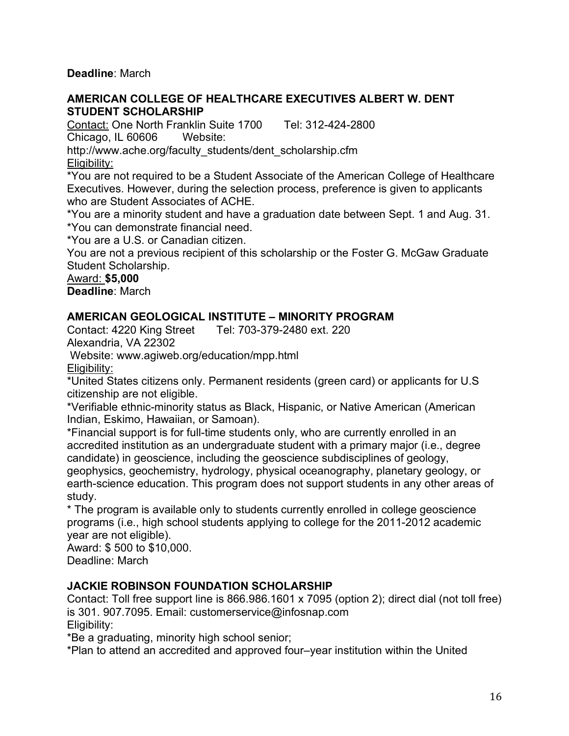**Deadline**: March

### AMERICAN COLLEGE OF HEALTHCARE EXECUTIVES ALBERT W. DENT STUDENT SCHOLARSHIP

Contact: One North Franklin Suite 1700 Tel: 312-424-2800
Chicago, IL 60606 Website:
http://www.ache.org/faculty_students/dent_scholarship.cfm
Eligibility:
*You are not required to be a Student Associate of the American College of Healthcare Executives. However, during the selection process, preference is given to applicants who are Student Associates of ACHE.
*You are a minority student and have a graduation date between Sept. 1 and Aug. 31.
*You can demonstrate financial need.
*You are a U.S. or Canadian citizen.
You are not a previous recipient of this scholarship or the Foster G. McGaw Graduate Student Scholarship.
Award: **$5,000**
**Deadline**: March

### AMERICAN GEOLOGICAL INSTITUTE – MINORITY PROGRAM

Contact: 4220 King Street Tel: 703-379-2480 ext. 220
Alexandria, VA 22302
Website: www.agiweb.org/education/mpp.html
Eligibility:
*United States citizens only. Permanent residents (green card) or applicants for U.S citizenship are not eligible.
*Verifiable ethnic-minority status as Black, Hispanic, or Native American (American Indian, Eskimo, Hawaiian, or Samoan).
*Financial support is for full-time students only, who are currently enrolled in an accredited institution as an undergraduate student with a primary major (i.e., degree candidate) in geoscience, including the geoscience subdisciplines of geology, geophysics, geochemistry, hydrology, physical oceanography, planetary geology, or earth-science education. This program does not support students in any other areas of study.
* The program is available only to students currently enrolled in college geoscience programs (i.e., high school students applying to college for the 2011-2012 academic year are not eligible).
Award: $ 500 to $10,000.
Deadline: March

### JACKIE ROBINSON FOUNDATION SCHOLARSHIP

Contact: Toll free support line is 866.986.1601 x 7095 (option 2); direct dial (not toll free) is 301. 907.7095. Email: customerservice@infosnap.com
Eligibility:
*Be a graduating, minority high school senior;
*Plan to attend an accredited and approved four–year institution within the United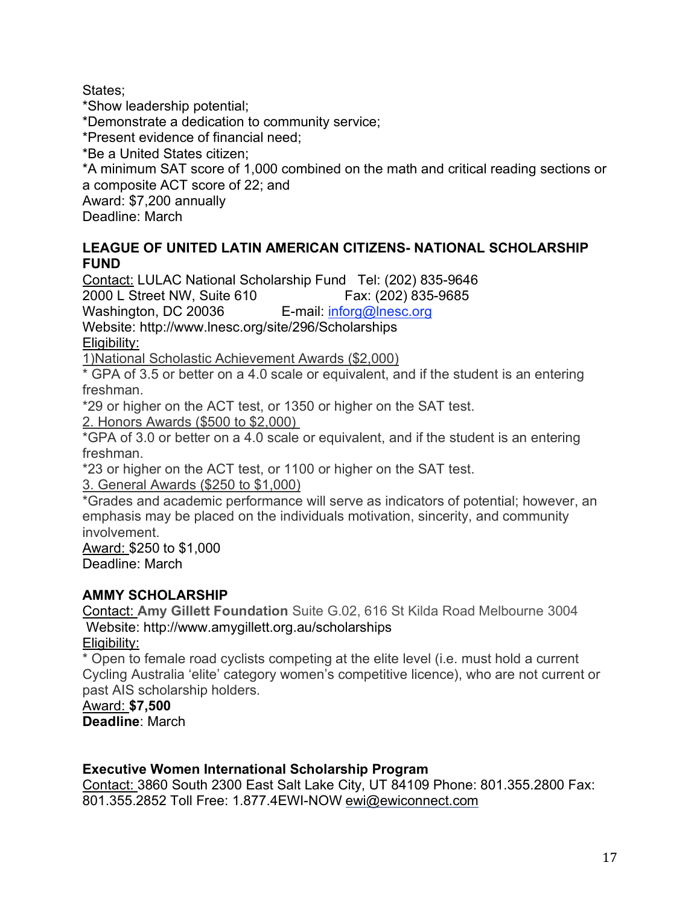States;
*Show leadership potential;
*Demonstrate a dedication to community service;
*Present evidence of financial need;
*Be a United States citizen;
*A minimum SAT score of 1,000 combined on the math and critical reading sections or a composite ACT score of 22; and
Award: $7,200 annually
Deadline: March

**LEAGUE OF UNITED LATIN AMERICAN CITIZENS- NATIONAL SCHOLARSHIP FUND**

Contact: LULAC National Scholarship Fund Tel: (202) 835-9646
2000 L Street NW, Suite 610 Fax: (202) 835-9685
Washington, DC 20036 E-mail: inforg@lnesc.org
Website: http://www.lnesc.org/site/296/Scholarships
Eligibility:
1)National Scholastic Achievement Awards ($2,000)
* GPA of 3.5 or better on a 4.0 scale or equivalent, and if the student is an entering freshman.
*29 or higher on the ACT test, or 1350 or higher on the SAT test.
2. Honors Awards ($500 to $2,000)
*GPA of 3.0 or better on a 4.0 scale or equivalent, and if the student is an entering freshman.
*23 or higher on the ACT test, or 1100 or higher on the SAT test.
3. General Awards ($250 to $1,000)
*Grades and academic performance will serve as indicators of potential; however, an emphasis may be placed on the individuals motivation, sincerity, and community involvement.
Award: $250 to $1,000
Deadline: March

**AMMY SCHOLARSHIP**

Contact: **Amy Gillett Foundation** Suite G.02, 616 St Kilda Road Melbourne 3004
Website: http://www.amygillett.org.au/scholarships
Eligibility:
* Open to female road cyclists competing at the elite level (i.e. must hold a current Cycling Australia 'elite' category women's competitive licence), who are not current or past AIS scholarship holders.
Award: **$7,500**
**Deadline**: March

**Executive Women International Scholarship Program**

Contact: 3860 South 2300 East Salt Lake City, UT 84109 Phone: 801.355.2800 Fax: 801.355.2852 Toll Free: 1.877.4EWI-NOW ewi@ewiconnect.com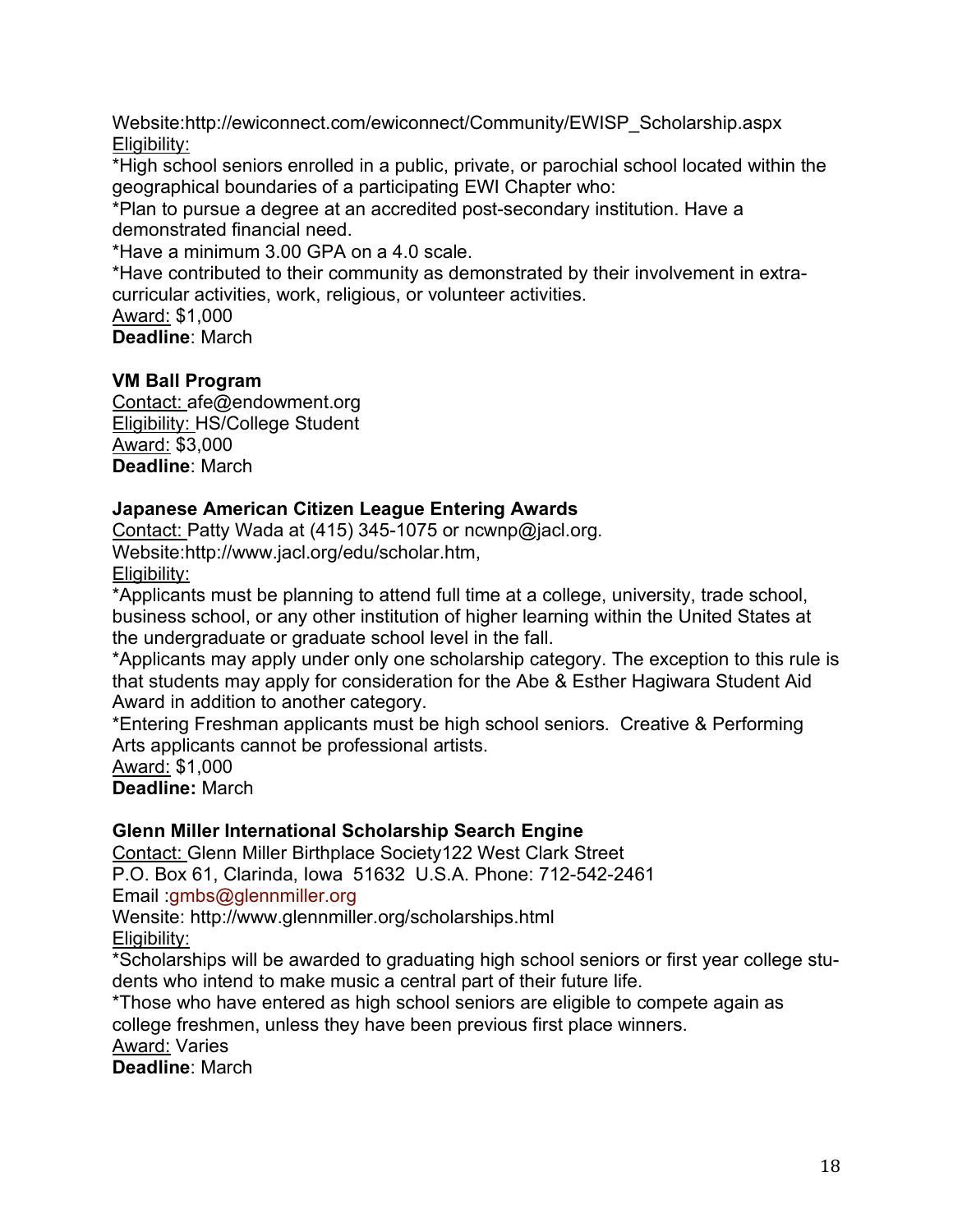Website:http://ewiconnect.com/ewiconnect/Community/EWISP_Scholarship.aspx

Eligibility:

*High school seniors enrolled in a public, private, or parochial school located within the geographical boundaries of a participating EWI Chapter who:

*Plan to pursue a degree at an accredited post-secondary institution. Have a demonstrated financial need.

*Have a minimum 3.00 GPA on a 4.0 scale.

*Have contributed to their community as demonstrated by their involvement in extra-curricular activities, work, religious, or volunteer activities.

Award: $1,000

**Deadline**: March

**VM Ball Program**

Contact: afe@endowment.org

Eligibility: HS/College Student

Award: $3,000

**Deadline**: March

**Japanese American Citizen League Entering Awards**

Contact: Patty Wada at (415) 345-1075 or ncwnp@jacl.org.

Website:http://www.jacl.org/edu/scholar.htm,

Eligibility:

*Applicants must be planning to attend full time at a college, university, trade school, business school, or any other institution of higher learning within the United States at the undergraduate or graduate school level in the fall.

*Applicants may apply under only one scholarship category. The exception to this rule is that students may apply for consideration for the Abe & Esther Hagiwara Student Aid Award in addition to another category.

*Entering Freshman applicants must be high school seniors. Creative & Performing Arts applicants cannot be professional artists.

Award: $1,000

**Deadline:** March

**Glenn Miller International Scholarship Search Engine**

Contact: Glenn Miller Birthplace Society122 West Clark Street
P.O. Box 61, Clarinda, Iowa 51632 U.S.A. Phone: 712-542-2461

Email :gmbs@glennmiller.org

Wensite: http://www.glennmiller.org/scholarships.html

Eligibility:

*Scholarships will be awarded to graduating high school seniors or first year college students who intend to make music a central part of their future life.

*Those who have entered as high school seniors are eligible to compete again as college freshmen, unless they have been previous first place winners.

Award: Varies

**Deadline**: March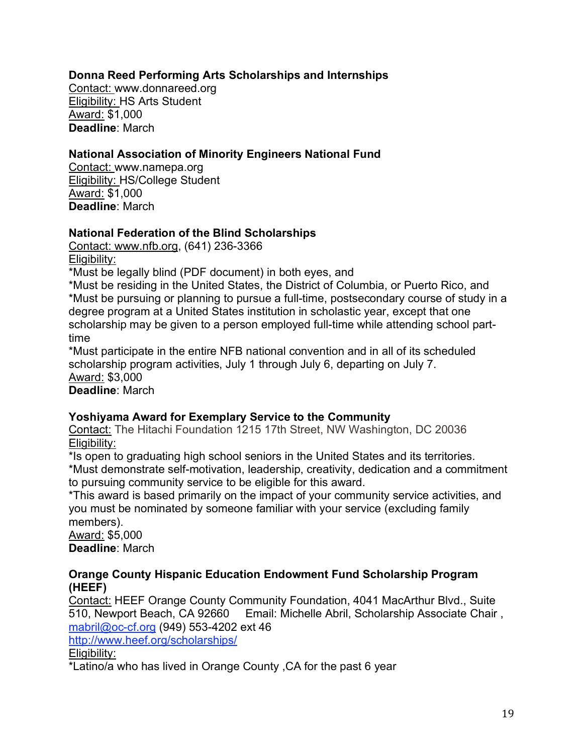**Donna Reed Performing Arts Scholarships and Internships**
Contact: www.donnareed.org
Eligibility: HS Arts Student
Award: $1,000
**Deadline**: March

**National Association of Minority Engineers National Fund**
Contact: www.namepa.org
Eligibility: HS/College Student
Award: $1,000
**Deadline**: March

**National Federation of the Blind Scholarships**
Contact: www.nfb.org, (641) 236-3366
Eligibility:
*Must be legally blind (PDF document) in both eyes, and
*Must be residing in the United States, the District of Columbia, or Puerto Rico, and
*Must be pursuing or planning to pursue a full-time, postsecondary course of study in a degree program at a United States institution in scholastic year, except that one scholarship may be given to a person employed full-time while attending school part-time
*Must participate in the entire NFB national convention and in all of its scheduled scholarship program activities, July 1 through July 6, departing on July 7.
Award: $3,000
**Deadline**: March

**Yoshiyama Award for Exemplary Service to the Community**
Contact: The Hitachi Foundation 1215 17th Street, NW Washington, DC 20036
Eligibility:
*Is open to graduating high school seniors in the United States and its territories.
*Must demonstrate self-motivation, leadership, creativity, dedication and a commitment to pursuing community service to be eligible for this award.
*This award is based primarily on the impact of your community service activities, and you must be nominated by someone familiar with your service (excluding family members).
Award: $5,000
**Deadline**: March

**Orange County Hispanic Education Endowment Fund Scholarship Program (HEEF)**
Contact: HEEF Orange County Community Foundation, 4041 MacArthur Blvd., Suite 510, Newport Beach, CA 92660 Email: Michelle Abril, Scholarship Associate Chair , mabril@oc-cf.org (949) 553-4202 ext 46
http://www.heef.org/scholarships/
Eligibility:
*Latino/a who has lived in Orange County ,CA for the past 6 year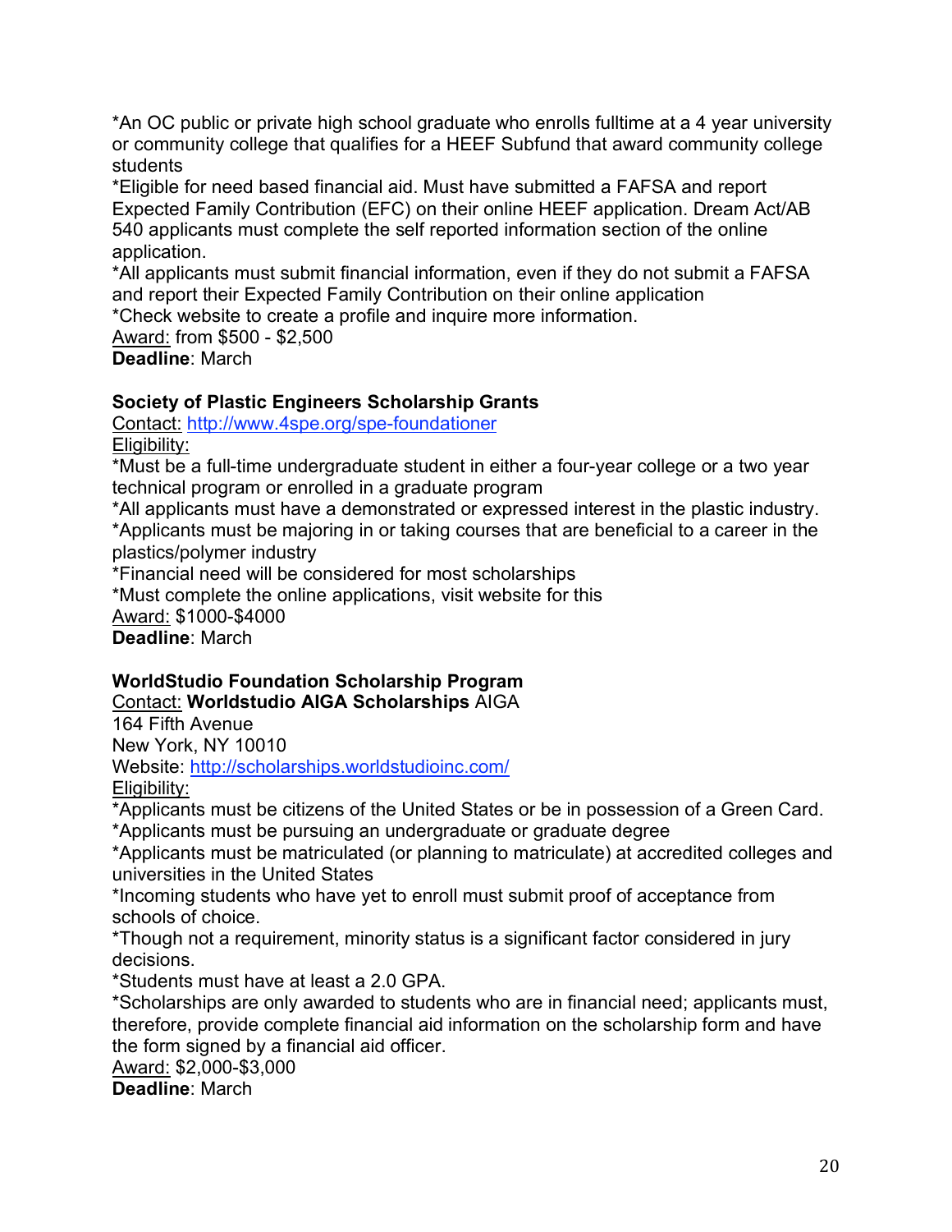*An OC public or private high school graduate who enrolls fulltime at a 4 year university or community college that qualifies for a HEEF Subfund that award community college students
*Eligible for need based financial aid. Must have submitted a FAFSA and report Expected Family Contribution (EFC) on their online HEEF application. Dream Act/AB 540 applicants must complete the self reported information section of the online application.
*All applicants must submit financial information, even if they do not submit a FAFSA and report their Expected Family Contribution on their online application
*Check website to create a profile and inquire more information.
Award: from $500 - $2,500
**Deadline**: March

**Society of Plastic Engineers Scholarship Grants**
Contact: http://www.4spe.org/spe-foundationer
Eligibility:
*Must be a full-time undergraduate student in either a four-year college or a two year technical program or enrolled in a graduate program
*All applicants must have a demonstrated or expressed interest in the plastic industry.
*Applicants must be majoring in or taking courses that are beneficial to a career in the plastics/polymer industry
*Financial need will be considered for most scholarships
*Must complete the online applications, visit website for this
Award: $1000-$4000
**Deadline**: March

**WorldStudio Foundation Scholarship Program**
Contact: **Worldstudio AIGA Scholarships** AIGA
164 Fifth Avenue
New York, NY 10010
Website: http://scholarships.worldstudioinc.com/
Eligibility:
*Applicants must be citizens of the United States or be in possession of a Green Card.
*Applicants must be pursuing an undergraduate or graduate degree
*Applicants must be matriculated (or planning to matriculate) at accredited colleges and universities in the United States
*Incoming students who have yet to enroll must submit proof of acceptance from schools of choice.
*Though not a requirement, minority status is a significant factor considered in jury decisions.
*Students must have at least a 2.0 GPA.
*Scholarships are only awarded to students who are in financial need; applicants must, therefore, provide complete financial aid information on the scholarship form and have the form signed by a financial aid officer.
Award: $2,000-$3,000
**Deadline**: March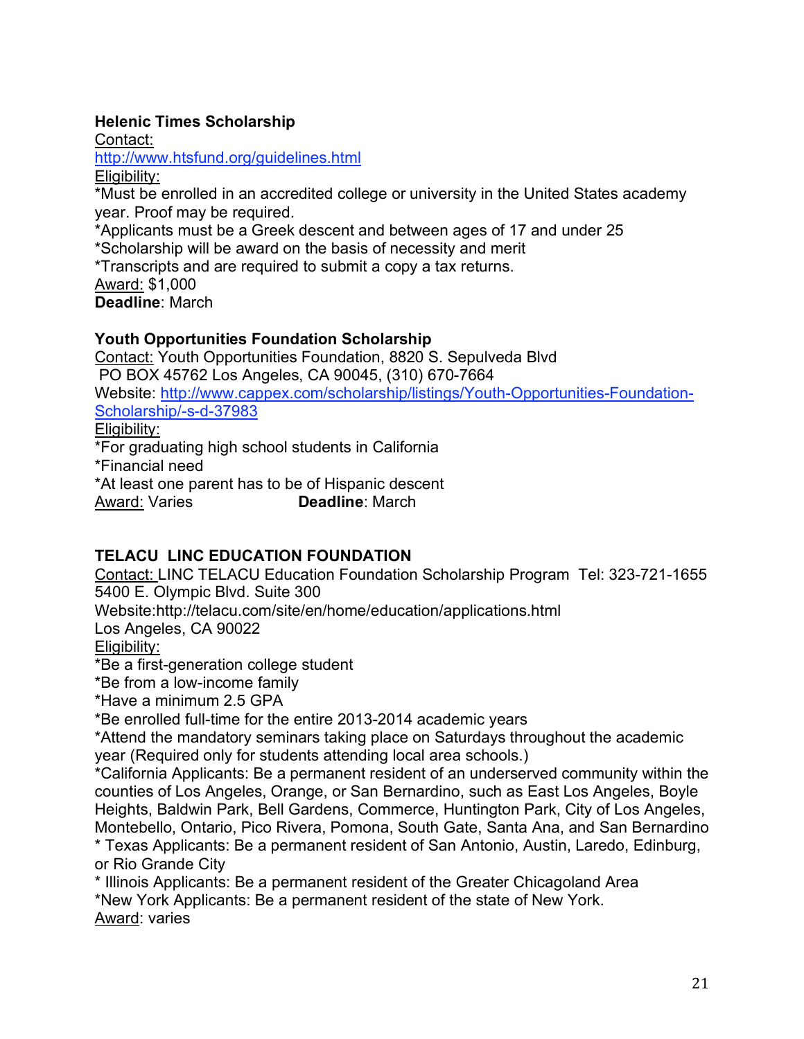**Helenic Times Scholarship**

Contact:

http://www.htsfund.org/guidelines.html

Eligibility:

*Must be enrolled in an accredited college or university in the United States academy year. Proof may be required.

*Applicants must be a Greek descent and between ages of 17 and under 25

*Scholarship will be award on the basis of necessity and merit

*Transcripts and are required to submit a copy a tax returns.

Award: $1,000

**Deadline**: March

**Youth Opportunities Foundation Scholarship**

Contact: Youth Opportunities Foundation, 8820 S. Sepulveda Blvd
PO BOX 45762 Los Angeles, CA 90045, (310) 670-7664

Website: http://www.cappex.com/scholarship/listings/Youth-Opportunities-Foundation-Scholarship/-s-d-37983

Eligibility:

*For graduating high school students in California

*Financial need

*At least one parent has to be of Hispanic descent

Award: Varies **Deadline**: March

**TELACU LINC EDUCATION FOUNDATION**

Contact: LINC TELACU Education Foundation Scholarship Program Tel: 323-721-1655
5400 E. Olympic Blvd. Suite 300
Website:http://telacu.com/site/en/home/education/applications.html
Los Angeles, CA 90022

Eligibility:

*Be a first-generation college student

*Be from a low-income family

*Have a minimum 2.5 GPA

*Be enrolled full-time for the entire 2013-2014 academic years

*Attend the mandatory seminars taking place on Saturdays throughout the academic year (Required only for students attending local area schools.)

*California Applicants: Be a permanent resident of an underserved community within the counties of Los Angeles, Orange, or San Bernardino, such as East Los Angeles, Boyle Heights, Baldwin Park, Bell Gardens, Commerce, Huntington Park, City of Los Angeles, Montebello, Ontario, Pico Rivera, Pomona, South Gate, Santa Ana, and San Bernardino

* Texas Applicants: Be a permanent resident of San Antonio, Austin, Laredo, Edinburg, or Rio Grande City

* Illinois Applicants: Be a permanent resident of the Greater Chicagoland Area

*New York Applicants: Be a permanent resident of the state of New York.

Award: varies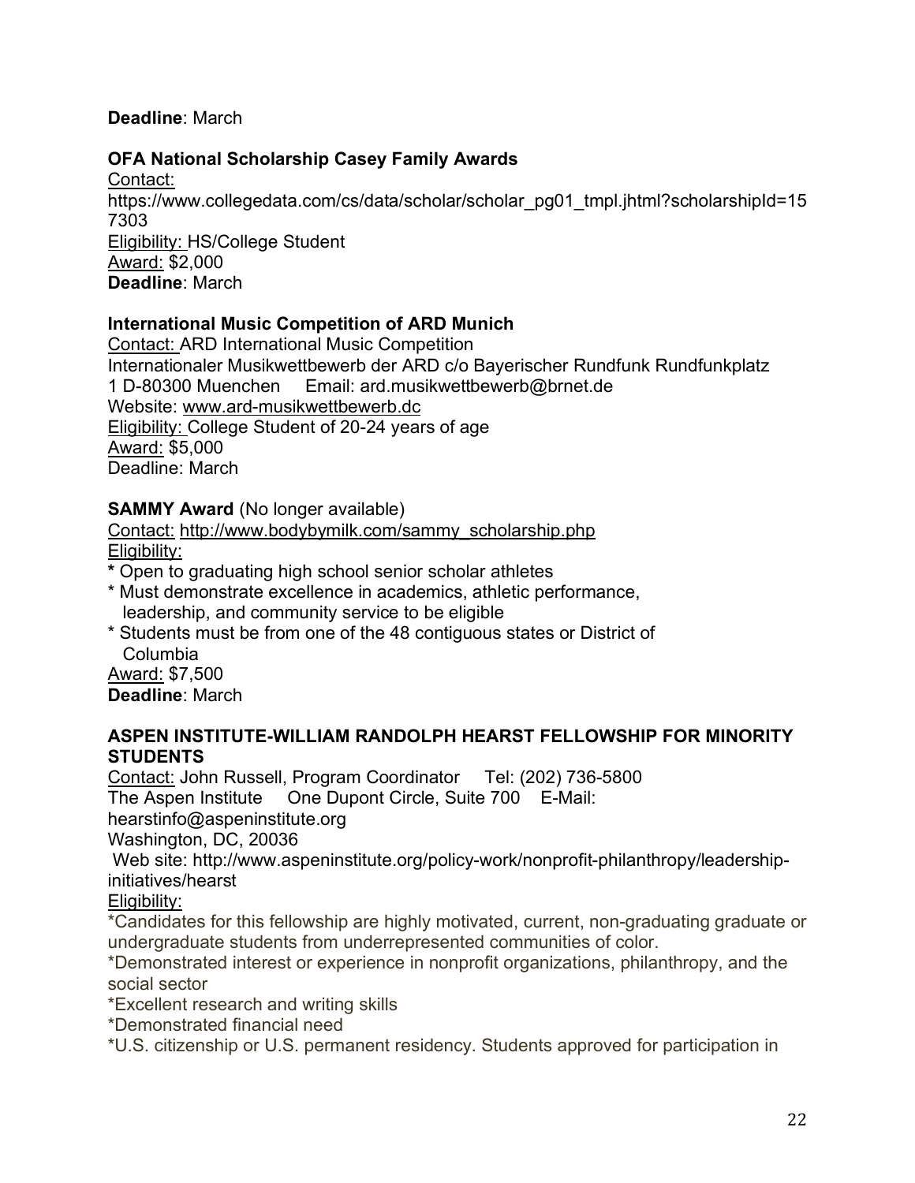**Deadline**: March

**OFA National Scholarship Casey Family Awards**

Contact:
https://www.collegedata.com/cs/data/scholar/scholar_pg01_tmpl.jhtml?scholarshipId=157303
Eligibility: HS/College Student
Award: $2,000
**Deadline**: March

**International Music Competition of ARD Munich**

Contact: ARD International Music Competition
Internationaler Musikwettbewerb der ARD c/o Bayerischer Rundfunk Rundfunkplatz 1 D-80300 Muenchen     Email: ard.musikwettbewerb@brnet.de
Website: www.ard-musikwettbewerb.dc
Eligibility: College Student of 20-24 years of age
Award: $5,000
Deadline: March

**SAMMY Award** (No longer available)

Contact: http://www.bodybymilk.com/sammy_scholarship.php
Eligibility:

* Open to graduating high school senior scholar athletes
* Must demonstrate excellence in academics, athletic performance, leadership, and community service to be eligible
* Students must be from one of the 48 contiguous states or District of Columbia

Award: $7,500
**Deadline**: March

**ASPEN INSTITUTE-WILLIAM RANDOLPH HEARST FELLOWSHIP FOR MINORITY STUDENTS**

Contact: John Russell, Program Coordinator     Tel: (202) 736-5800
The Aspen Institute     One Dupont Circle, Suite 700     E-Mail: hearstinfo@aspeninstitute.org
Washington, DC, 20036
Web site: http://www.aspeninstitute.org/policy-work/nonprofit-philanthropy/leadership-initiatives/hearst
Eligibility:

*Candidates for this fellowship are highly motivated, current, non-graduating graduate or undergraduate students from underrepresented communities of color.
*Demonstrated interest or experience in nonprofit organizations, philanthropy, and the social sector
*Excellent research and writing skills
*Demonstrated financial need
*U.S. citizenship or U.S. permanent residency. Students approved for participation in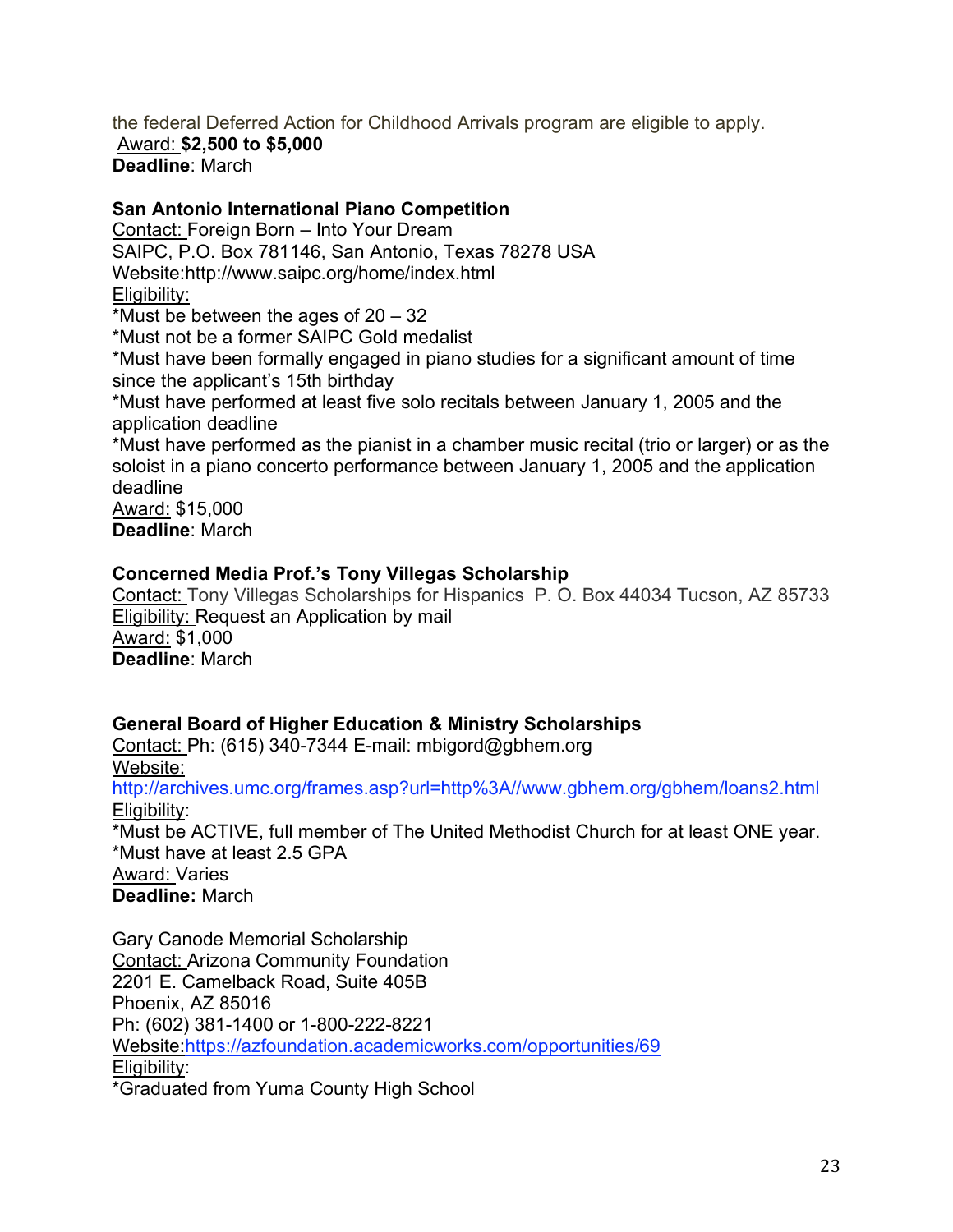the federal Deferred Action for Childhood Arrivals program are eligible to apply.
Award: **$2,500 to $5,000**
**Deadline**: March

**San Antonio International Piano Competition**
Contact: Foreign Born – Into Your Dream
SAIPC, P.O. Box 781146, San Antonio, Texas 78278 USA
Website:http://www.saipc.org/home/index.html
Eligibility:
*Must be between the ages of 20 – 32
*Must not be a former SAIPC Gold medalist
*Must have been formally engaged in piano studies for a significant amount of time since the applicant's 15th birthday
*Must have performed at least five solo recitals between January 1, 2005 and the application deadline
*Must have performed as the pianist in a chamber music recital (trio or larger) or as the soloist in a piano concerto performance between January 1, 2005 and the application deadline
Award: $15,000
**Deadline**: March

**Concerned Media Prof.'s Tony Villegas Scholarship**
Contact: Tony Villegas Scholarships for Hispanics P. O. Box 44034 Tucson, AZ 85733
Eligibility: Request an Application by mail
Award: $1,000
**Deadline**: March

**General Board of Higher Education & Ministry Scholarships**
Contact: Ph: (615) 340-7344 E-mail: mbigord@gbhem.org
Website:
http://archives.umc.org/frames.asp?url=http%3A//www.gbhem.org/gbhem/loans2.html
Eligibility:
*Must be ACTIVE, full member of The United Methodist Church for at least ONE year.
*Must have at least 2.5 GPA
Award: Varies
**Deadline:** March

Gary Canode Memorial Scholarship
Contact: Arizona Community Foundation
2201 E. Camelback Road, Suite 405B
Phoenix, AZ 85016
Ph: (602) 381-1400 or 1-800-222-8221
Website:https://azfoundation.academicworks.com/opportunities/69
Eligibility:
*Graduated from Yuma County High School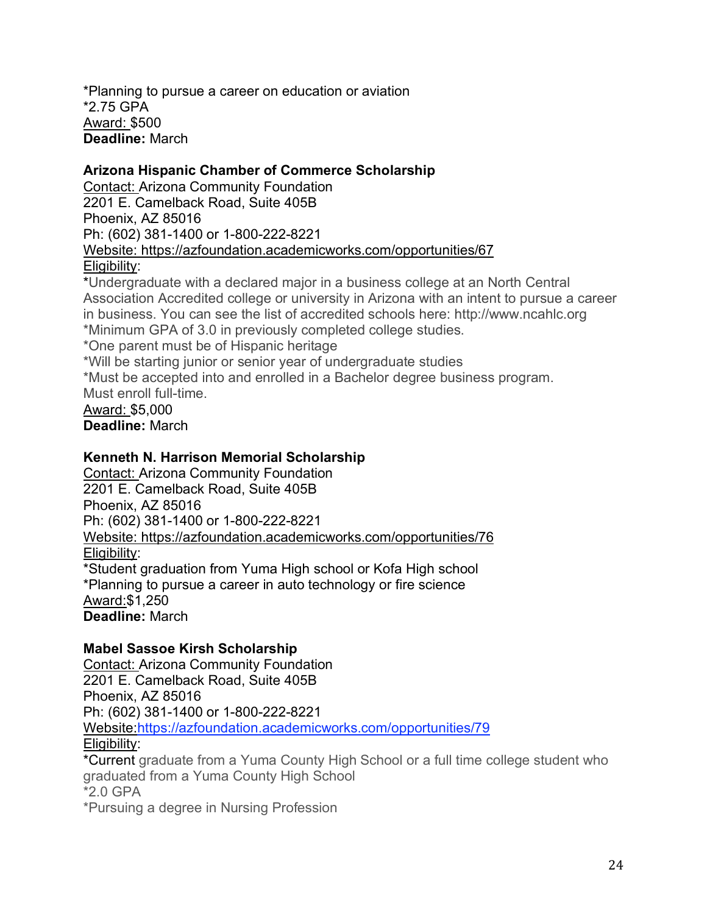*Planning to pursue a career on education or aviation
*2.75 GPA
Award: $500
**Deadline:** March

**Arizona Hispanic Chamber of Commerce Scholarship**
Contact: Arizona Community Foundation
2201 E. Camelback Road, Suite 405B
Phoenix, AZ 85016
Ph: (602) 381-1400 or 1-800-222-8221
Website: https://azfoundation.academicworks.com/opportunities/67
Eligibility:
*Undergraduate with a declared major in a business college at an North Central Association Accredited college or university in Arizona with an intent to pursue a career in business. You can see the list of accredited schools here: http://www.ncahlc.org
*Minimum GPA of 3.0 in previously completed college studies.
*One parent must be of Hispanic heritage
*Will be starting junior or senior year of undergraduate studies
*Must be accepted into and enrolled in a Bachelor degree business program. Must enroll full-time.
Award: $5,000
**Deadline:** March

**Kenneth N. Harrison Memorial Scholarship**
Contact: Arizona Community Foundation
2201 E. Camelback Road, Suite 405B
Phoenix, AZ 85016
Ph: (602) 381-1400 or 1-800-222-8221
Website: https://azfoundation.academicworks.com/opportunities/76
Eligibility:
*Student graduation from Yuma High school or Kofa High school
*Planning to pursue a career in auto technology or fire science
Award:$1,250
**Deadline:** March

**Mabel Sassoe Kirsh Scholarship**
Contact: Arizona Community Foundation
2201 E. Camelback Road, Suite 405B
Phoenix, AZ 85016
Ph: (602) 381-1400 or 1-800-222-8221
Website:https://azfoundation.academicworks.com/opportunities/79
Eligibility:
*Current graduate from a Yuma County High School or a full time college student who graduated from a Yuma County High School
*2.0 GPA
*Pursuing a degree in Nursing Profession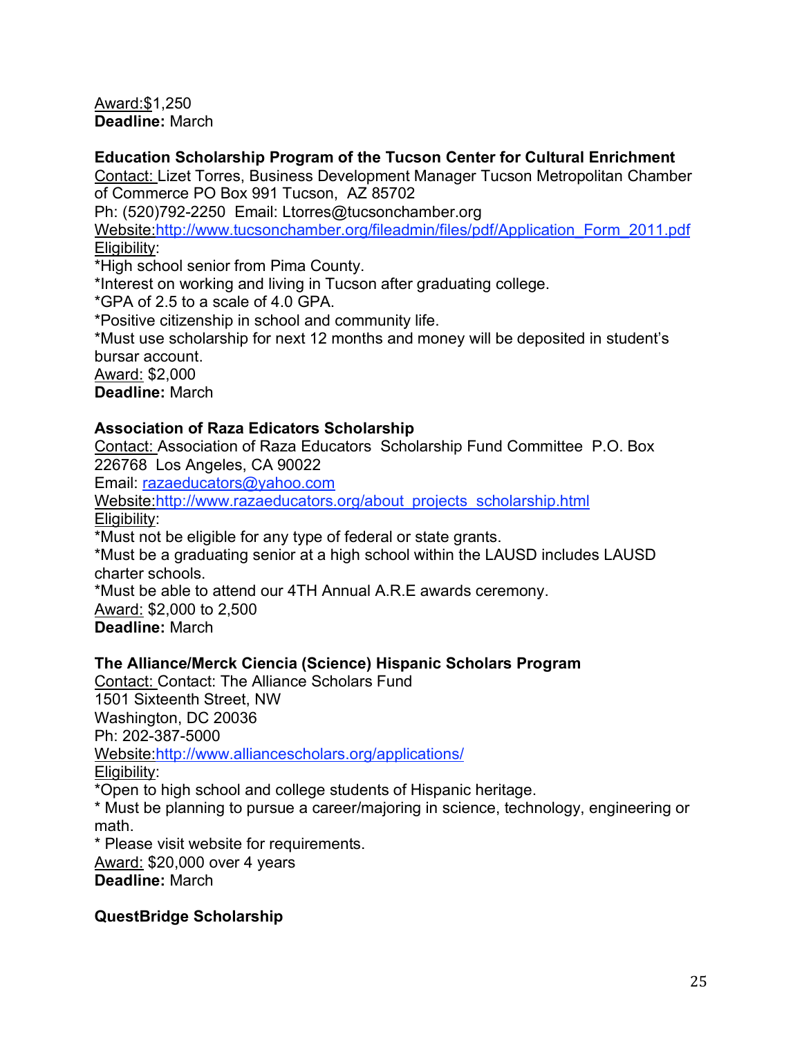Award:$1,250
**Deadline:** March

**Education Scholarship Program of the Tucson Center for Cultural Enrichment**
Contact: Lizet Torres, Business Development Manager Tucson Metropolitan Chamber of Commerce PO Box 991 Tucson, AZ 85702
Ph: (520)792-2250 Email: Ltorres@tucsonchamber.org
Website:http://www.tucsonchamber.org/fileadmin/files/pdf/Application_Form_2011.pdf
Eligibility:
*High school senior from Pima County.
*Interest on working and living in Tucson after graduating college.
*GPA of 2.5 to a scale of 4.0 GPA.
*Positive citizenship in school and community life.
*Must use scholarship for next 12 months and money will be deposited in student's bursar account.
Award: $2,000
**Deadline:** March

**Association of Raza Edicators Scholarship**
Contact: Association of Raza Educators Scholarship Fund Committee P.O. Box 226768 Los Angeles, CA 90022
Email: razaeducators@yahoo.com
Website:http://www.razaeducators.org/about_projects_scholarship.html
Eligibility:
*Must not be eligible for any type of federal or state grants.
*Must be a graduating senior at a high school within the LAUSD includes LAUSD charter schools.
*Must be able to attend our 4TH Annual A.R.E awards ceremony.
Award: $2,000 to 2,500
**Deadline:** March

**The Alliance/Merck Ciencia (Science) Hispanic Scholars Program**
Contact: Contact: The Alliance Scholars Fund
1501 Sixteenth Street, NW
Washington, DC 20036
Ph: 202-387-5000
Website:http://www.alliancescholars.org/applications/
Eligibility:
*Open to high school and college students of Hispanic heritage.
* Must be planning to pursue a career/majoring in science, technology, engineering or math.
* Please visit website for requirements.
Award: $20,000 over 4 years
**Deadline:** March

**QuestBridge Scholarship**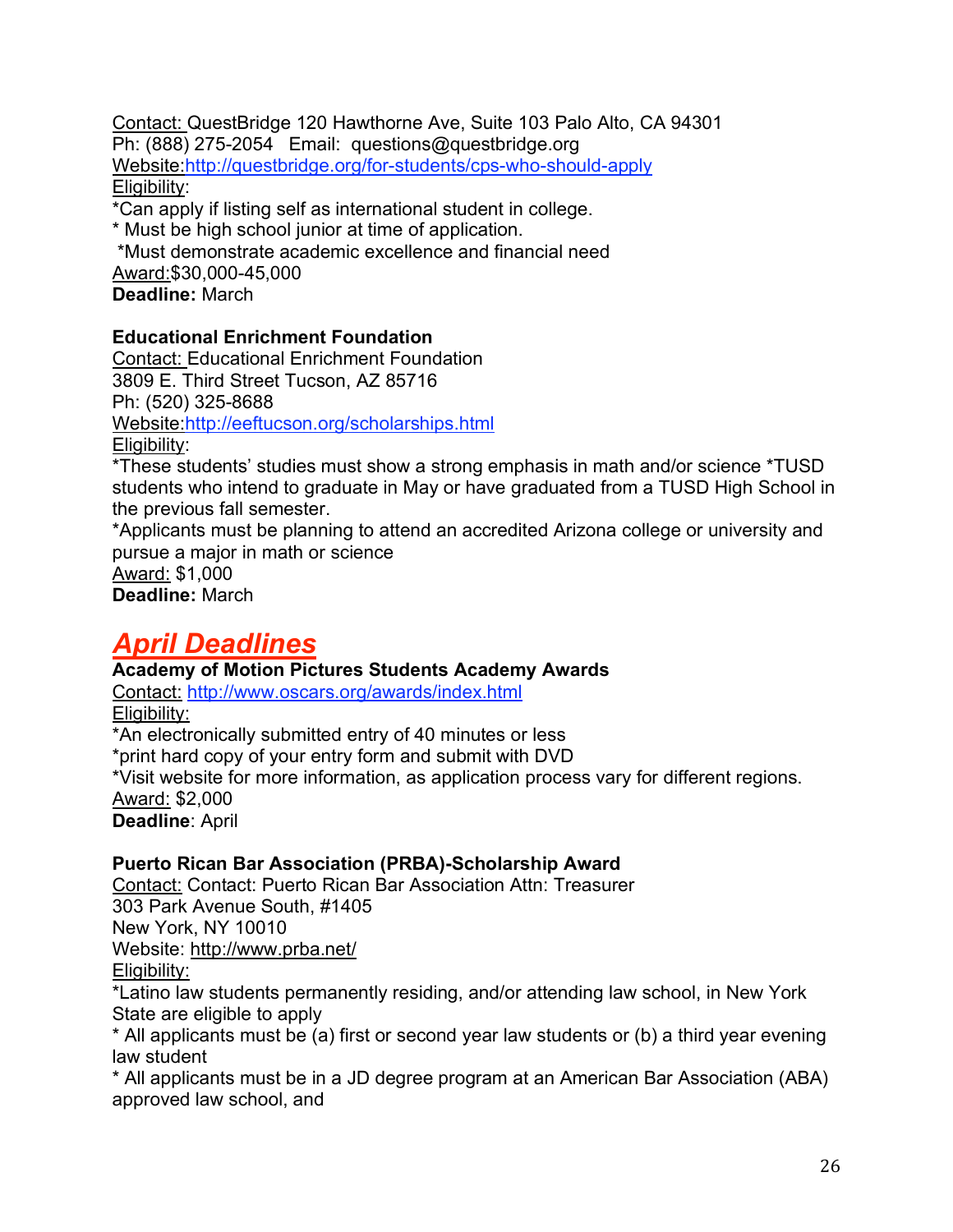Contact: QuestBridge 120 Hawthorne Ave, Suite 103 Palo Alto, CA 94301
Ph: (888) 275-2054 Email: questions@questbridge.org
Website:http://questbridge.org/for-students/cps-who-should-apply
Eligibility:
*Can apply if listing self as international student in college.
* Must be high school junior at time of application.
*Must demonstrate academic excellence and financial need
Award:$30,000-45,000
**Deadline:** March

**Educational Enrichment Foundation**
Contact: Educational Enrichment Foundation
3809 E. Third Street Tucson, AZ 85716
Ph: (520) 325-8688
Website:http://eeftucson.org/scholarships.html
Eligibility:
*These students' studies must show a strong emphasis in math and/or science *TUSD students who intend to graduate in May or have graduated from a TUSD High School in the previous fall semester.
*Applicants must be planning to attend an accredited Arizona college or university and pursue a major in math or science
Award: $1,000
**Deadline:** March

## ***April Deadlines***

**Academy of Motion Pictures Students Academy Awards**
Contact: http://www.oscars.org/awards/index.html
Eligibility:
*An electronically submitted entry of 40 minutes or less
*print hard copy of your entry form and submit with DVD
*Visit website for more information, as application process vary for different regions.
Award: $2,000
**Deadline**: April

**Puerto Rican Bar Association (PRBA)-Scholarship Award**
Contact: Contact: Puerto Rican Bar Association Attn: Treasurer
303 Park Avenue South, #1405
New York, NY 10010
Website: http://www.prba.net/
Eligibility:
*Latino law students permanently residing, and/or attending law school, in New York State are eligible to apply
* All applicants must be (a) first or second year law students or (b) a third year evening law student
* All applicants must be in a JD degree program at an American Bar Association (ABA) approved law school, and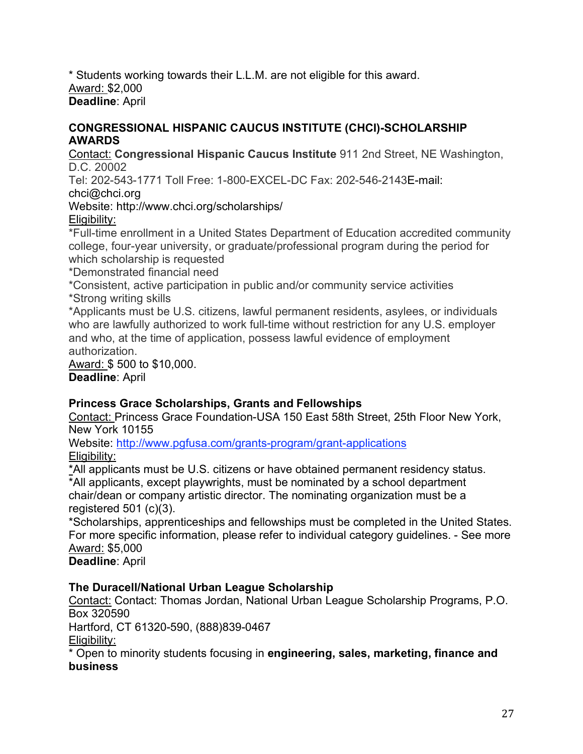* Students working towards their L.L.M. are not eligible for this award.
Award: $2,000
**Deadline**: April

**CONGRESSIONAL HISPANIC CAUCUS INSTITUTE (CHCI)-SCHOLARSHIP AWARDS**

Contact: **Congressional Hispanic Caucus Institute** 911 2nd Street, NE Washington, D.C. 20002
Tel: 202-543-1771 Toll Free: 1-800-EXCEL-DC Fax: 202-546-2143E-mail: chci@chci.org
Website: http://www.chci.org/scholarships/
Eligibility:
*Full-time enrollment in a United States Department of Education accredited community college, four-year university, or graduate/professional program during the period for which scholarship is requested
*Demonstrated financial need
*Consistent, active participation in public and/or community service activities
*Strong writing skills
*Applicants must be U.S. citizens, lawful permanent residents, asylees, or individuals who are lawfully authorized to work full-time without restriction for any U.S. employer and who, at the time of application, possess lawful evidence of employment authorization.
Award: $ 500 to $10,000.
**Deadline**: April

**Princess Grace Scholarships, Grants and Fellowships**

Contact: Princess Grace Foundation-USA 150 East 58th Street, 25th Floor New York, New York 10155
Website: http://www.pgfusa.com/grants-program/grant-applications
Eligibility:
*All applicants must be U.S. citizens or have obtained permanent residency status.
*All applicants, except playwrights, must be nominated by a school department chair/dean or company artistic director. The nominating organization must be a registered 501 (c)(3).
*Scholarships, apprenticeships and fellowships must be completed in the United States. For more specific information, please refer to individual category guidelines. - See more
Award: $5,000
**Deadline**: April

**The Duracell/National Urban League Scholarship**

Contact: Contact: Thomas Jordan, National Urban League Scholarship Programs, P.O. Box 320590
Hartford, CT 61320-590, (888)839-0467
Eligibility:
* Open to minority students focusing in **engineering, sales, marketing, finance and business**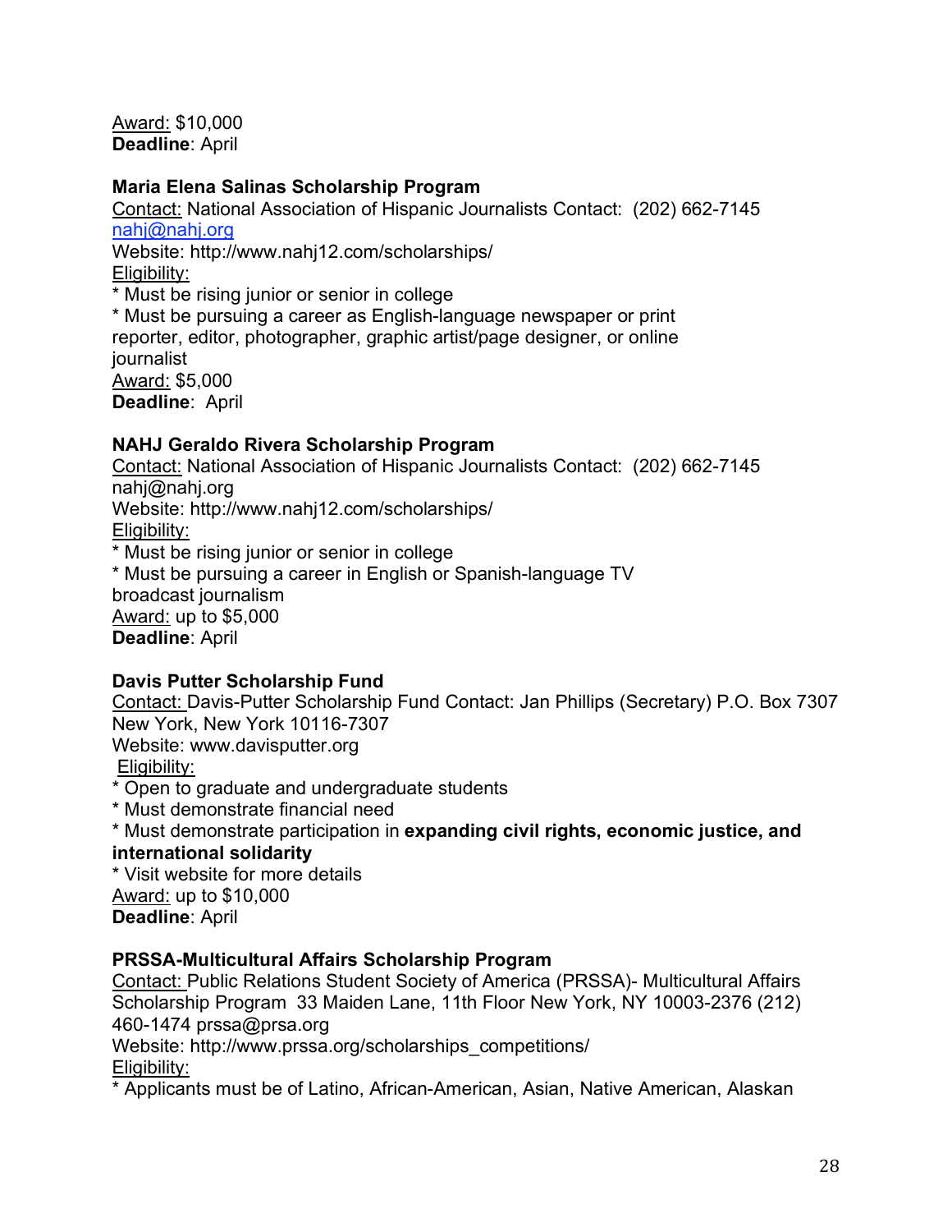Award: $10,000
**Deadline**: April

### Maria Elena Salinas Scholarship Program

Contact: National Association of Hispanic Journalists Contact: (202) 662-7145 nahj@nahj.org
Website: http://www.nahj12.com/scholarships/
Eligibility:
* Must be rising junior or senior in college
* Must be pursuing a career as English-language newspaper or print reporter, editor, photographer, graphic artist/page designer, or online journalist

Award: $5,000
**Deadline**: April

### NAHJ Geraldo Rivera Scholarship Program

Contact: National Association of Hispanic Journalists Contact: (202) 662-7145 nahj@nahj.org
Website: http://www.nahj12.com/scholarships/
Eligibility:
* Must be rising junior or senior in college
* Must be pursuing a career in English or Spanish-language TV broadcast journalism

Award: up to $5,000
**Deadline**: April

### Davis Putter Scholarship Fund

Contact: Davis-Putter Scholarship Fund Contact: Jan Phillips (Secretary) P.O. Box 7307 New York, New York 10116-7307
Website: www.davisputter.org
Eligibility:
* Open to graduate and undergraduate students
* Must demonstrate financial need
* Must demonstrate participation in **expanding civil rights, economic justice, and international solidarity**
* Visit website for more details

Award: up to $10,000
**Deadline**: April

### PRSSA-Multicultural Affairs Scholarship Program

Contact: Public Relations Student Society of America (PRSSA)- Multicultural Affairs Scholarship Program 33 Maiden Lane, 11th Floor New York, NY 10003-2376 (212) 460-1474 prssa@prsa.org
Website: http://www.prssa.org/scholarships_competitions/
Eligibility:
* Applicants must be of Latino, African-American, Asian, Native American, Alaskan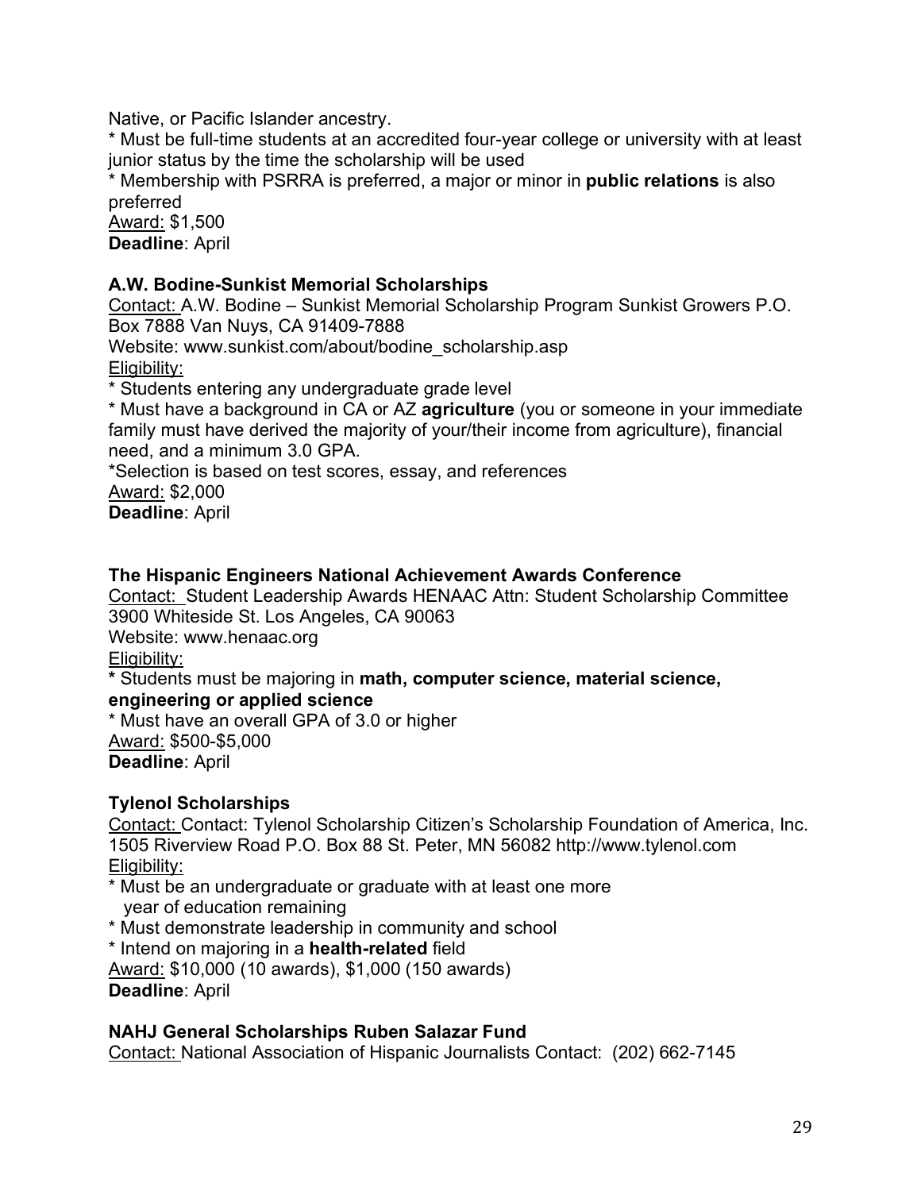Native, or Pacific Islander ancestry.
* Must be full-time students at an accredited four-year college or university with at least junior status by the time the scholarship will be used
* Membership with PSRRA is preferred, a major or minor in **public relations** is also preferred

Award: $1,500
**Deadline**: April

**A.W. Bodine-Sunkist Memorial Scholarships**

Contact: A.W. Bodine – Sunkist Memorial Scholarship Program Sunkist Growers P.O. Box 7888 Van Nuys, CA 91409-7888
Website: www.sunkist.com/about/bodine_scholarship.asp
Eligibility:
* Students entering any undergraduate grade level
* Must have a background in CA or AZ **agriculture** (you or someone in your immediate family must have derived the majority of your/their income from agriculture), financial need, and a minimum 3.0 GPA.
*Selection is based on test scores, essay, and references

Award: $2,000
**Deadline**: April

**The Hispanic Engineers National Achievement Awards Conference**

Contact: Student Leadership Awards HENAAC Attn: Student Scholarship Committee 3900 Whiteside St. Los Angeles, CA 90063
Website: www.henaac.org
Eligibility:
* Students must be majoring in **math, computer science, material science, engineering or applied science**
* Must have an overall GPA of 3.0 or higher

Award: $500-$5,000
**Deadline**: April

**Tylenol Scholarships**

Contact: Contact: Tylenol Scholarship Citizen's Scholarship Foundation of America, Inc. 1505 Riverview Road P.O. Box 88 St. Peter, MN 56082 http://www.tylenol.com
Eligibility:
* Must be an undergraduate or graduate with at least one more year of education remaining
* Must demonstrate leadership in community and school
* Intend on majoring in a **health-related** field

Award: $10,000 (10 awards), $1,000 (150 awards)
**Deadline**: April

**NAHJ General Scholarships Ruben Salazar Fund**

Contact: National Association of Hispanic Journalists Contact: (202) 662-7145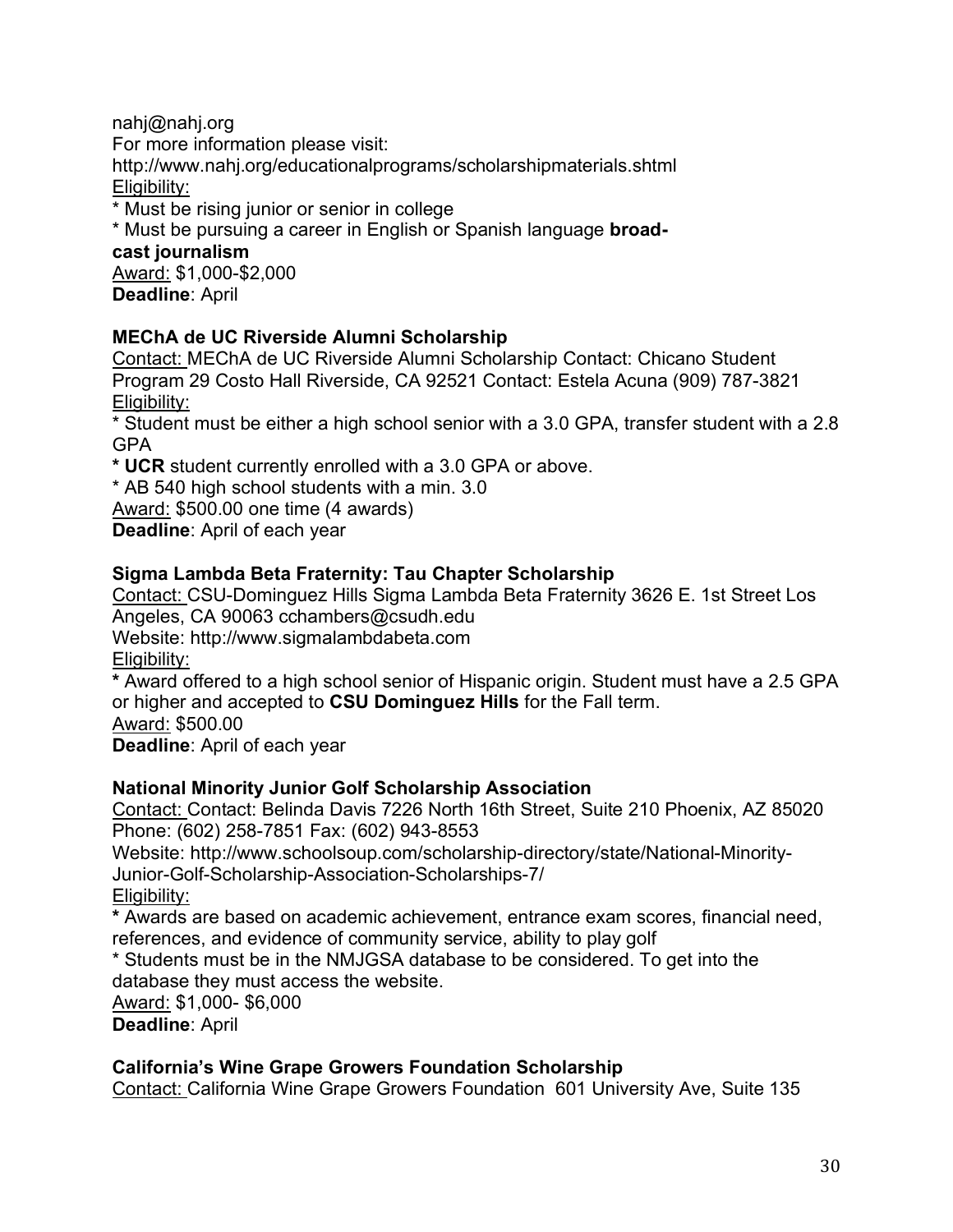nahj@nahj.org

For more information please visit:

http://www.nahj.org/educationalprograms/scholarshipmaterials.shtml

Eligibility:

* Must be rising junior or senior in college
* Must be pursuing a career in English or Spanish language **broad-cast journalism**

Award: $1,000-$2,000

**Deadline**: April

**MEChA de UC Riverside Alumni Scholarship**

Contact: MEChA de UC Riverside Alumni Scholarship Contact: Chicano Student Program 29 Costo Hall Riverside, CA 92521 Contact: Estela Acuna (909) 787-3821

Eligibility:

* Student must be either a high school senior with a 3.0 GPA, transfer student with a 2.8 GPA
* **UCR** student currently enrolled with a 3.0 GPA or above.
* AB 540 high school students with a min. 3.0

Award: $500.00 one time (4 awards)

**Deadline**: April of each year

**Sigma Lambda Beta Fraternity: Tau Chapter Scholarship**

Contact: CSU-Dominguez Hills Sigma Lambda Beta Fraternity 3626 E. 1st Street Los Angeles, CA 90063 cchambers@csudh.edu

Website: http://www.sigmalambdabeta.com

Eligibility:

* Award offered to a high school senior of Hispanic origin. Student must have a 2.5 GPA or higher and accepted to **CSU Dominguez Hills** for the Fall term.

Award: $500.00

**Deadline**: April of each year

**National Minority Junior Golf Scholarship Association**

Contact: Contact: Belinda Davis 7226 North 16th Street, Suite 210 Phoenix, AZ 85020 Phone: (602) 258-7851 Fax: (602) 943-8553

Website: http://www.schoolsoup.com/scholarship-directory/state/National-Minority-Junior-Golf-Scholarship-Association-Scholarships-7/

Eligibility:

* Awards are based on academic achievement, entrance exam scores, financial need, references, and evidence of community service, ability to play golf
* Students must be in the NMJGSA database to be considered. To get into the database they must access the website.

Award: $1,000- $6,000

**Deadline**: April

**California's Wine Grape Growers Foundation Scholarship**

Contact: California Wine Grape Growers Foundation 601 University Ave, Suite 135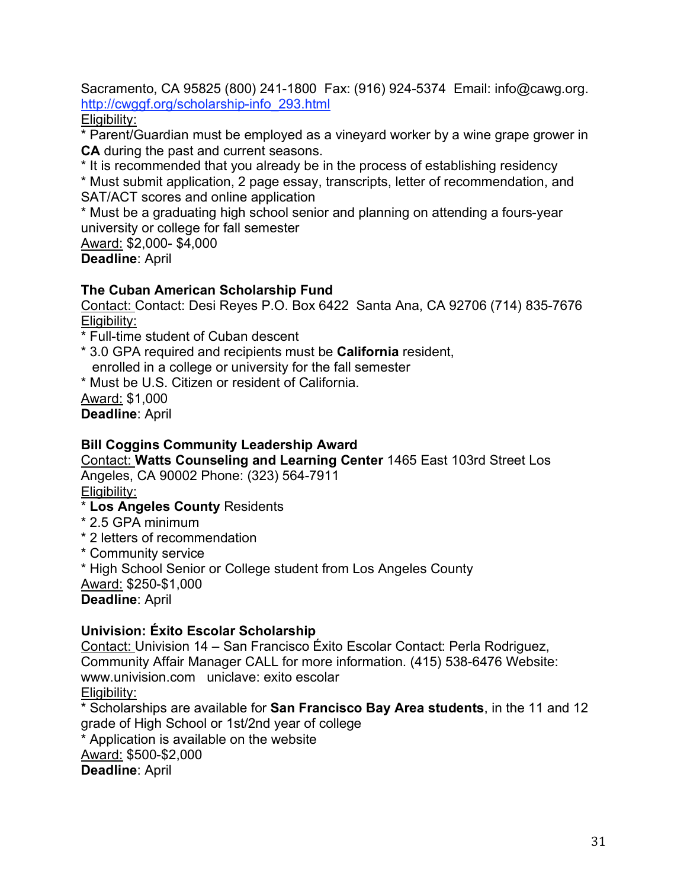Sacramento, CA 95825 (800) 241-1800 Fax: (916) 924-5374 Email: info@cawg.org. http://cwggf.org/scholarship-info_293.html

Eligibility:

* Parent/Guardian must be employed as a vineyard worker by a wine grape grower in **CA** during the past and current seasons.
* It is recommended that you already be in the process of establishing residency
* Must submit application, 2 page essay, transcripts, letter of recommendation, and SAT/ACT scores and online application
* Must be a graduating high school senior and planning on attending a fours-year university or college for fall semester

Award: $2,000- $4,000

**Deadline**: April

**The Cuban American Scholarship Fund**

Contact: Contact: Desi Reyes P.O. Box 6422 Santa Ana, CA 92706 (714) 835-7676

Eligibility:

* Full-time student of Cuban descent
* 3.0 GPA required and recipients must be **California** resident, enrolled in a college or university for the fall semester
* Must be U.S. Citizen or resident of California.

Award: $1,000

**Deadline**: April

**Bill Coggins Community Leadership Award**

Contact: **Watts Counseling and Learning Center** 1465 East 103rd Street Los Angeles, CA 90002 Phone: (323) 564-7911

Eligibility:

* **Los Angeles County** Residents
* 2.5 GPA minimum
* 2 letters of recommendation
* Community service
* High School Senior or College student from Los Angeles County

Award: $250-$1,000

**Deadline**: April

**Univision: Éxito Escolar Scholarship**

Contact: Univision 14 – San Francisco Éxito Escolar Contact: Perla Rodriguez, Community Affair Manager CALL for more information. (415) 538-6476 Website: www.univision.com uniclave: exito escolar

Eligibility:

* Scholarships are available for **San Francisco Bay Area students**, in the 11 and 12 grade of High School or 1st/2nd year of college
* Application is available on the website

Award: $500-$2,000

**Deadline**: April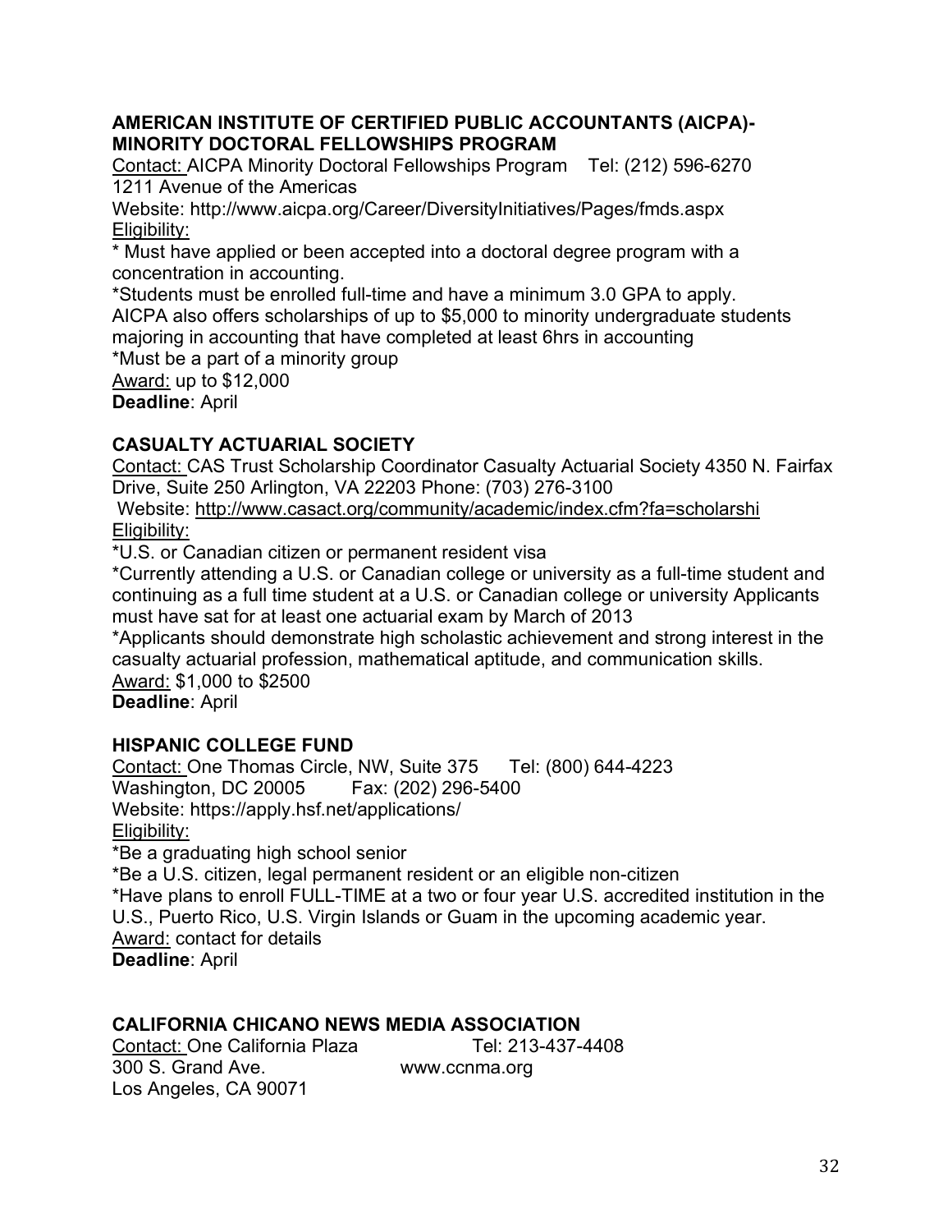**AMERICAN INSTITUTE OF CERTIFIED PUBLIC ACCOUNTANTS (AICPA)-MINORITY DOCTORAL FELLOWSHIPS PROGRAM**

Contact: AICPA Minority Doctoral Fellowships Program Tel: (212) 596-6270
1211 Avenue of the Americas
Website: http://www.aicpa.org/Career/DiversityInitiatives/Pages/fmds.aspx
Eligibility:
* Must have applied or been accepted into a doctoral degree program with a concentration in accounting.
*Students must be enrolled full-time and have a minimum 3.0 GPA to apply.
AICPA also offers scholarships of up to $5,000 to minority undergraduate students majoring in accounting that have completed at least 6hrs in accounting
*Must be a part of a minority group
Award: up to $12,000
**Deadline**: April

**CASUALTY ACTUARIAL SOCIETY**

Contact: CAS Trust Scholarship Coordinator Casualty Actuarial Society 4350 N. Fairfax Drive, Suite 250 Arlington, VA 22203 Phone: (703) 276-3100
Website: http://www.casact.org/community/academic/index.cfm?fa=scholarshi
Eligibility:
*U.S. or Canadian citizen or permanent resident visa
*Currently attending a U.S. or Canadian college or university as a full-time student and continuing as a full time student at a U.S. or Canadian college or university Applicants must have sat for at least one actuarial exam by March of 2013
*Applicants should demonstrate high scholastic achievement and strong interest in the casualty actuarial profession, mathematical aptitude, and communication skills.
Award: $1,000 to $2500
**Deadline**: April

**HISPANIC COLLEGE FUND**

Contact: One Thomas Circle, NW, Suite 375 Tel: (800) 644-4223
Washington, DC 20005 Fax: (202) 296-5400
Website: https://apply.hsf.net/applications/
Eligibility:
*Be a graduating high school senior
*Be a U.S. citizen, legal permanent resident or an eligible non-citizen
*Have plans to enroll FULL-TIME at a two or four year U.S. accredited institution in the U.S., Puerto Rico, U.S. Virgin Islands or Guam in the upcoming academic year.
Award: contact for details
**Deadline**: April

**CALIFORNIA CHICANO NEWS MEDIA ASSOCIATION**

Contact: One California Plaza Tel: 213-437-4408
300 S. Grand Ave. www.ccnma.org
Los Angeles, CA 90071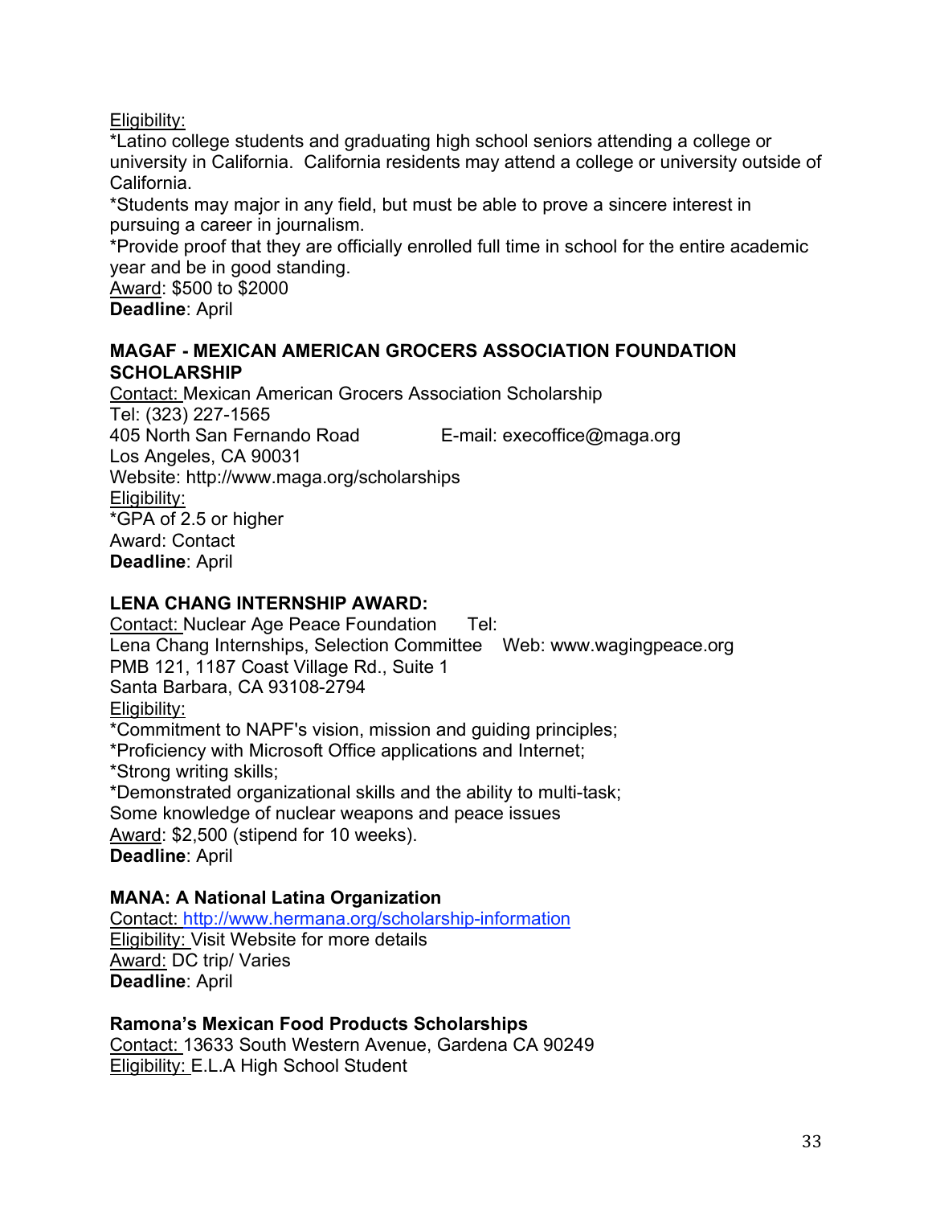Eligibility:

*Latino college students and graduating high school seniors attending a college or university in California. California residents may attend a college or university outside of California.

*Students may major in any field, but must be able to prove a sincere interest in pursuing a career in journalism.

*Provide proof that they are officially enrolled full time in school for the entire academic year and be in good standing.

Award: $500 to $2000

**Deadline**: April

**MAGAF - MEXICAN AMERICAN GROCERS ASSOCIATION FOUNDATION SCHOLARSHIP**

Contact: Mexican American Grocers Association Scholarship
Tel: (323) 227-1565
405 North San Fernando Road
E-mail: execoffice@maga.org
Los Angeles, CA 90031
Website: http://www.maga.org/scholarships

Eligibility:

*GPA of 2.5 or higher

Award: Contact

**Deadline**: April

**LENA CHANG INTERNSHIP AWARD:**

Contact: Nuclear Age Peace Foundation
Tel:
Lena Chang Internships, Selection Committee
Web: www.wagingpeace.org
PMB 121, 1187 Coast Village Rd., Suite 1
Santa Barbara, CA 93108-2794

Eligibility:

*Commitment to NAPF's vision, mission and guiding principles;

*Proficiency with Microsoft Office applications and Internet;

*Strong writing skills;

*Demonstrated organizational skills and the ability to multi-task;

Some knowledge of nuclear weapons and peace issues

Award: $2,500 (stipend for 10 weeks).

**Deadline**: April

**MANA: A National Latina Organization**

Contact: http://www.hermana.org/scholarship-information

Eligibility: Visit Website for more details

Award: DC trip/ Varies

**Deadline**: April

**Ramona's Mexican Food Products Scholarships**

Contact: 13633 South Western Avenue, Gardena CA 90249

Eligibility: E.L.A High School Student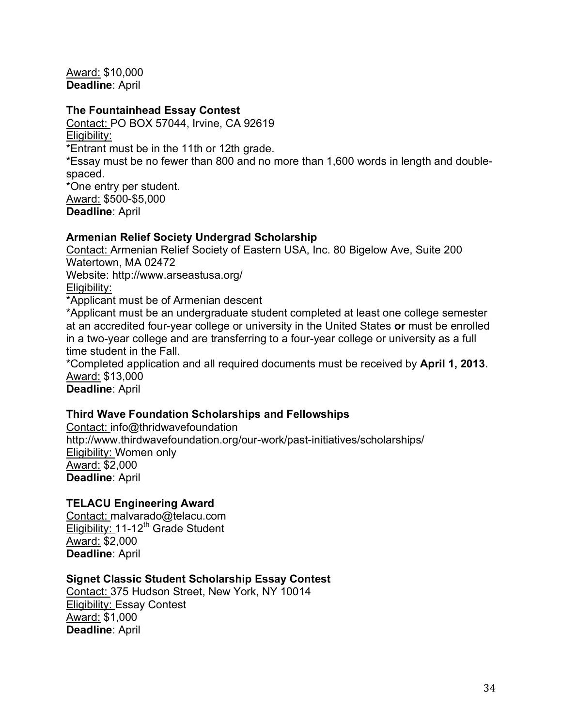Award: $10,000
**Deadline**: April

**The Fountainhead Essay Contest**

Contact: PO BOX 57044, Irvine, CA 92619
Eligibility:
*Entrant must be in the 11th or 12th grade.
*Essay must be no fewer than 800 and no more than 1,600 words in length and double-spaced.
*One entry per student.
Award: $500-$5,000
**Deadline**: April

**Armenian Relief Society Undergrad Scholarship**

Contact: Armenian Relief Society of Eastern USA, Inc. 80 Bigelow Ave, Suite 200 Watertown, MA 02472
Website: http://www.arseastusa.org/
Eligibility:
*Applicant must be of Armenian descent
*Applicant must be an undergraduate student completed at least one college semester at an accredited four-year college or university in the United States **or** must be enrolled in a two-year college and are transferring to a four-year college or university as a full time student in the Fall.
*Completed application and all required documents must be received by **April 1, 2013**.
Award: $13,000
**Deadline**: April

**Third Wave Foundation Scholarships and Fellowships**

Contact: info@thridwavefoundation
http://www.thirdwavefoundation.org/our-work/past-initiatives/scholarships/
Eligibility: Women only
Award: $2,000
**Deadline**: April

**TELACU Engineering Award**

Contact: malvarado@telacu.com
Eligibility: 11-12th Grade Student
Award: $2,000
**Deadline**: April

**Signet Classic Student Scholarship Essay Contest**

Contact: 375 Hudson Street, New York, NY 10014
Eligibility: Essay Contest
Award: $1,000
**Deadline**: April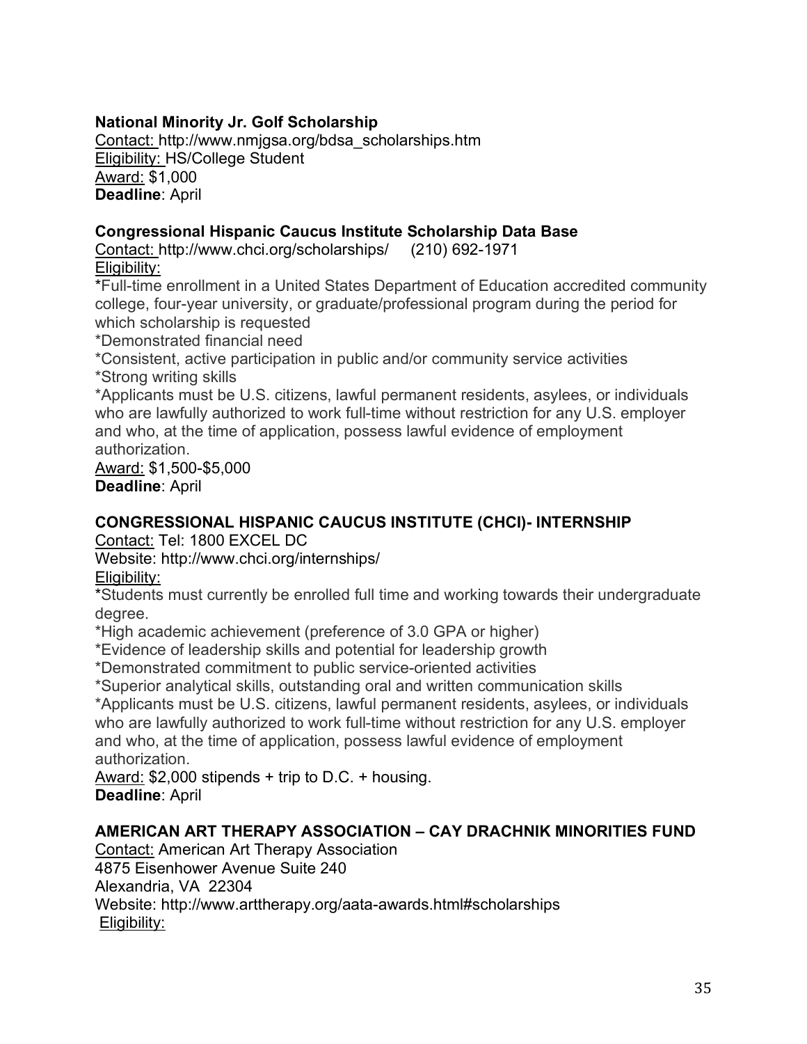**National Minority Jr. Golf Scholarship**
Contact: http://www.nmjgsa.org/bdsa_scholarships.htm
Eligibility: HS/College Student
Award: $1,000
**Deadline**: April

**Congressional Hispanic Caucus Institute Scholarship Data Base**
Contact: http://www.chci.org/scholarships/ (210) 692-1971
Eligibility:
*Full-time enrollment in a United States Department of Education accredited community college, four-year university, or graduate/professional program during the period for which scholarship is requested
*Demonstrated financial need
*Consistent, active participation in public and/or community service activities
*Strong writing skills
*Applicants must be U.S. citizens, lawful permanent residents, asylees, or individuals who are lawfully authorized to work full-time without restriction for any U.S. employer and who, at the time of application, possess lawful evidence of employment authorization.
Award: $1,500-$5,000
**Deadline**: April

**CONGRESSIONAL HISPANIC CAUCUS INSTITUTE (CHCI)- INTERNSHIP**
Contact: Tel: 1800 EXCEL DC
Website: http://www.chci.org/internships/
Eligibility:
*Students must currently be enrolled full time and working towards their undergraduate degree.
*High academic achievement (preference of 3.0 GPA or higher)
*Evidence of leadership skills and potential for leadership growth
*Demonstrated commitment to public service-oriented activities
*Superior analytical skills, outstanding oral and written communication skills
*Applicants must be U.S. citizens, lawful permanent residents, asylees, or individuals who are lawfully authorized to work full-time without restriction for any U.S. employer and who, at the time of application, possess lawful evidence of employment authorization.
Award: $2,000 stipends + trip to D.C. + housing.
**Deadline**: April

**AMERICAN ART THERAPY ASSOCIATION – CAY DRACHNIK MINORITIES FUND**
Contact: American Art Therapy Association
4875 Eisenhower Avenue Suite 240
Alexandria, VA 22304
Website: http://www.arttherapy.org/aata-awards.html#scholarships
Eligibility: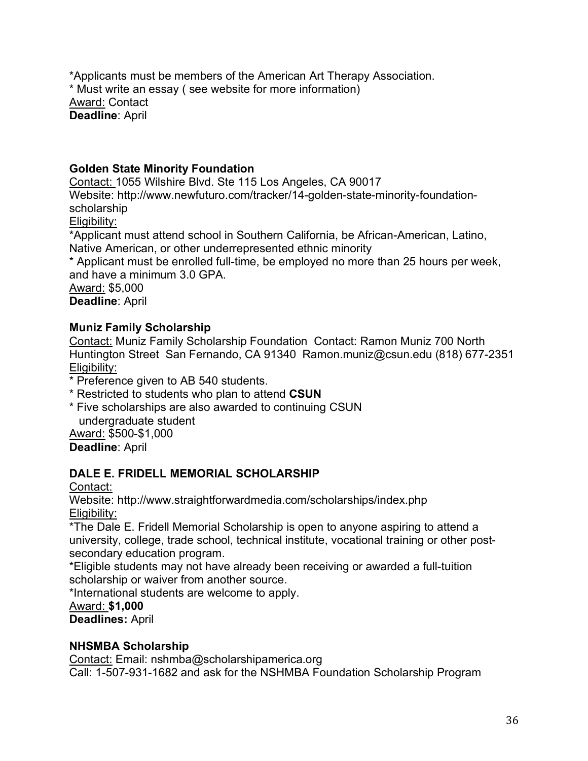*Applicants must be members of the American Art Therapy Association.
* Must write an essay ( see website for more information)
Award: Contact
**Deadline**: April

**Golden State Minority Foundation**
Contact: 1055 Wilshire Blvd. Ste 115 Los Angeles, CA 90017
Website: http://www.newfuturo.com/tracker/14-golden-state-minority-foundation-scholarship
Eligibility:
*Applicant must attend school in Southern California, be African-American, Latino, Native American, or other underrepresented ethnic minority
* Applicant must be enrolled full-time, be employed no more than 25 hours per week, and have a minimum 3.0 GPA.
Award: $5,000
**Deadline**: April

**Muniz Family Scholarship**
Contact: Muniz Family Scholarship Foundation Contact: Ramon Muniz 700 North Huntington Street San Fernando, CA 91340 Ramon.muniz@csun.edu (818) 677-2351
Eligibility:
* Preference given to AB 540 students.
* Restricted to students who plan to attend **CSUN**
* Five scholarships are also awarded to continuing CSUN undergraduate student
Award: $500-$1,000
**Deadline**: April

**DALE E. FRIDELL MEMORIAL SCHOLARSHIP**
Contact:
Website: http://www.straightforwardmedia.com/scholarships/index.php
Eligibility:
*The Dale E. Fridell Memorial Scholarship is open to anyone aspiring to attend a university, college, trade school, technical institute, vocational training or other post-secondary education program.
*Eligible students may not have already been receiving or awarded a full-tuition scholarship or waiver from another source.
*International students are welcome to apply.
Award: **$1,000**
**Deadlines:** April

**NHSMBA Scholarship**
Contact: Email: nshmba@scholarshipamerica.org
Call: 1-507-931-1682 and ask for the NSHMBA Foundation Scholarship Program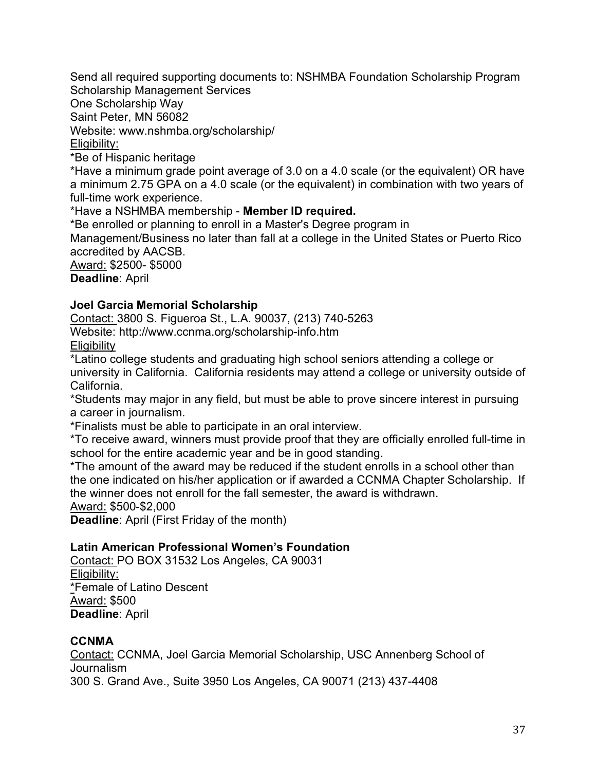Send all required supporting documents to: NSHMBA Foundation Scholarship Program
Scholarship Management Services
One Scholarship Way
Saint Peter, MN 56082
Website: www.nshmba.org/scholarship/

Eligibility:

*Be of Hispanic heritage

*Have a minimum grade point average of 3.0 on a 4.0 scale (or the equivalent) OR have a minimum 2.75 GPA on a 4.0 scale (or the equivalent) in combination with two years of full-time work experience.

*Have a NSHMBA membership - **Member ID required.**

*Be enrolled or planning to enroll in a Master's Degree program in Management/Business no later than fall at a college in the United States or Puerto Rico accredited by AACSB.

Award: $2500- $5000

**Deadline**: April

### Joel Garcia Memorial Scholarship

Contact: 3800 S. Figueroa St., L.A. 90037, (213) 740-5263
Website: http://www.ccnma.org/scholarship-info.htm

Eligibility

*Latino college students and graduating high school seniors attending a college or university in California. California residents may attend a college or university outside of California.

*Students may major in any field, but must be able to prove sincere interest in pursuing a career in journalism.

*Finalists must be able to participate in an oral interview.

*To receive award, winners must provide proof that they are officially enrolled full-time in school for the entire academic year and be in good standing.

*The amount of the award may be reduced if the student enrolls in a school other than the one indicated on his/her application or if awarded a CCNMA Chapter Scholarship. If the winner does not enroll for the fall semester, the award is withdrawn.

Award: $500-$2,000

**Deadline**: April (First Friday of the month)

### Latin American Professional Women's Foundation

Contact: PO BOX 31532 Los Angeles, CA 90031

Eligibility:

*Female of Latino Descent

Award: $500

**Deadline**: April

### CCNMA

Contact: CCNMA, Joel Garcia Memorial Scholarship, USC Annenberg School of Journalism
300 S. Grand Ave., Suite 3950 Los Angeles, CA 90071 (213) 437-4408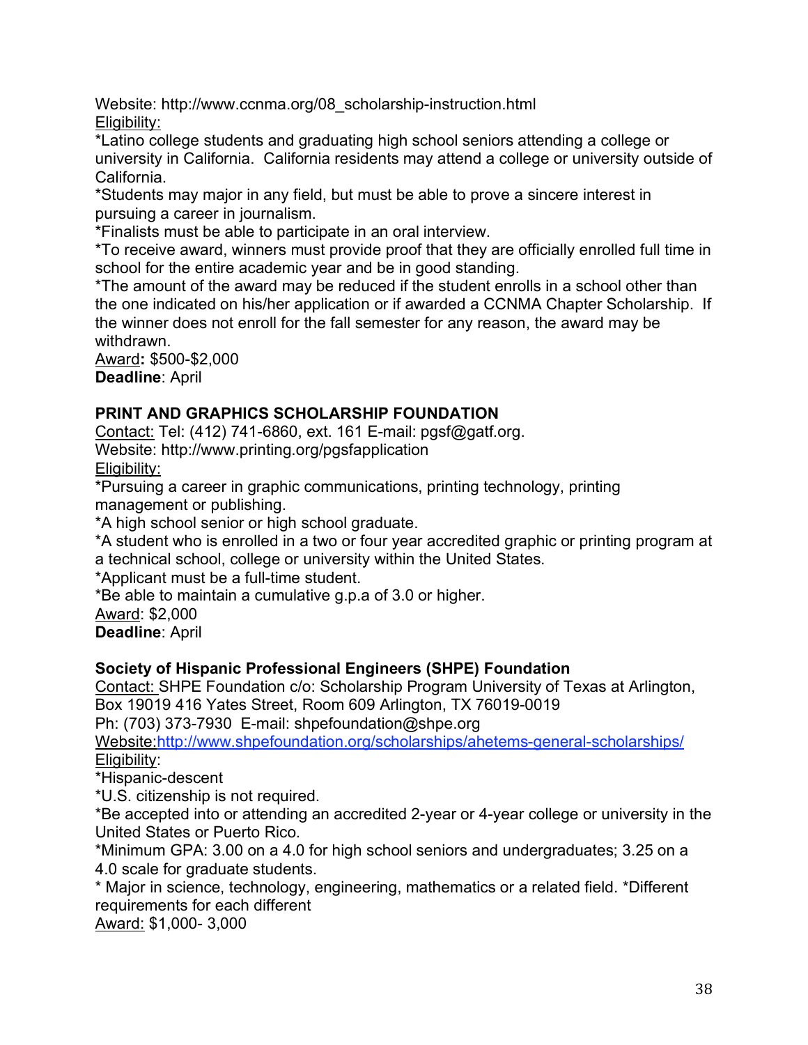Website: http://www.ccnma.org/08_scholarship-instruction.html

Eligibility:

*Latino college students and graduating high school seniors attending a college or university in California. California residents may attend a college or university outside of California.

*Students may major in any field, but must be able to prove a sincere interest in pursuing a career in journalism.

*Finalists must be able to participate in an oral interview.

*To receive award, winners must provide proof that they are officially enrolled full time in school for the entire academic year and be in good standing.

*The amount of the award may be reduced if the student enrolls in a school other than the one indicated on his/her application or if awarded a CCNMA Chapter Scholarship. If the winner does not enroll for the fall semester for any reason, the award may be withdrawn.

Award**:** $500-$2,000

**Deadline**: April

**PRINT AND GRAPHICS SCHOLARSHIP FOUNDATION**

Contact: Tel: (412) 741-6860, ext. 161 E-mail: pgsf@gatf.org.

Website: http://www.printing.org/pgsfapplication

Eligibility:

*Pursuing a career in graphic communications, printing technology, printing management or publishing.

*A high school senior or high school graduate.

*A student who is enrolled in a two or four year accredited graphic or printing program at a technical school, college or university within the United States.

*Applicant must be a full-time student.

*Be able to maintain a cumulative g.p.a of 3.0 or higher.

Award: $2,000

**Deadline**: April

**Society of Hispanic Professional Engineers (SHPE) Foundation**

Contact: SHPE Foundation c/o: Scholarship Program University of Texas at Arlington, Box 19019 416 Yates Street, Room 609 Arlington, TX 76019-0019

Ph: (703) 373-7930 E-mail: shpefoundation@shpe.org

Website:http://www.shpefoundation.org/scholarships/ahetems-general-scholarships/

Eligibility:

*Hispanic-descent

*U.S. citizenship is not required.

*Be accepted into or attending an accredited 2-year or 4-year college or university in the United States or Puerto Rico.

*Minimum GPA: 3.00 on a 4.0 for high school seniors and undergraduates; 3.25 on a 4.0 scale for graduate students.

* Major in science, technology, engineering, mathematics or a related field. *Different requirements for each different

Award: $1,000- 3,000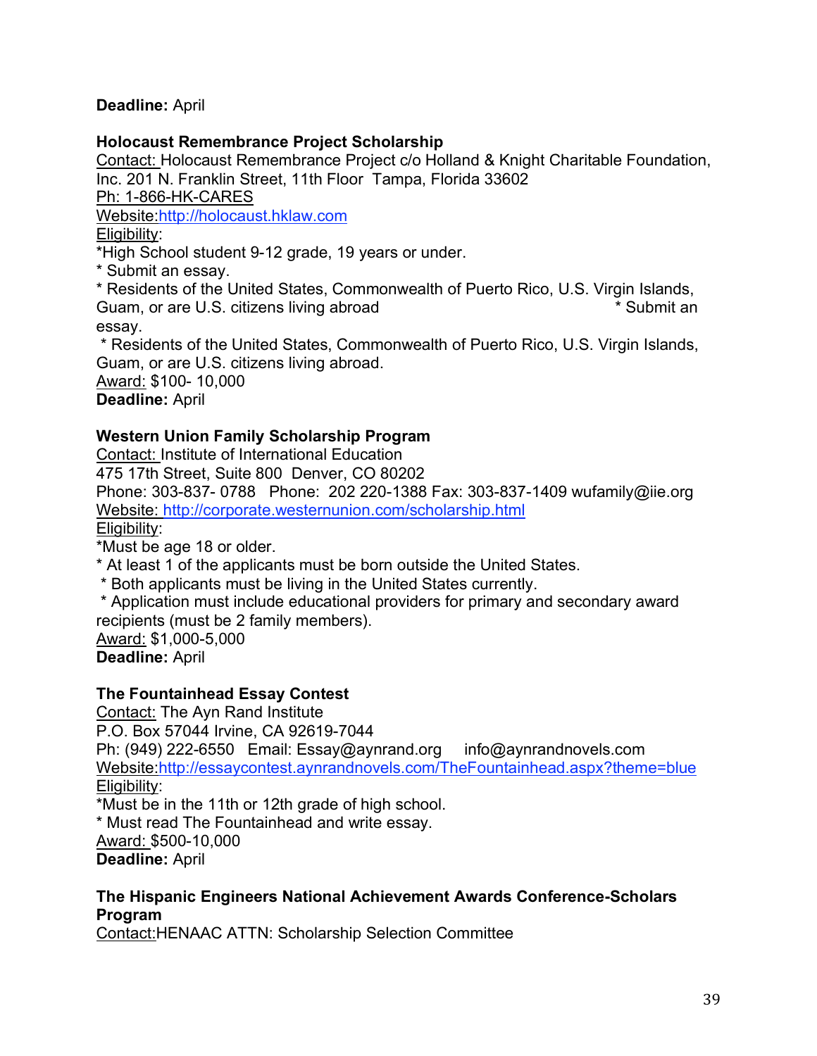**Deadline:** April

**Holocaust Remembrance Project Scholarship**

Contact: Holocaust Remembrance Project c/o Holland & Knight Charitable Foundation, Inc. 201 N. Franklin Street, 11th Floor Tampa, Florida 33602

Ph: 1-866-HK-CARES

Website:http://holocaust.hklaw.com

Eligibility:

*High School student 9-12 grade, 19 years or under.

* Submit an essay.

* Residents of the United States, Commonwealth of Puerto Rico, U.S. Virgin Islands, Guam, or are U.S. citizens living abroad * Submit an essay.

* Residents of the United States, Commonwealth of Puerto Rico, U.S. Virgin Islands, Guam, or are U.S. citizens living abroad.

Award: $100- 10,000

**Deadline:** April

**Western Union Family Scholarship Program**

Contact: Institute of International Education

475 17th Street, Suite 800 Denver, CO 80202

Phone: 303-837- 0788 Phone: 202 220-1388 Fax: 303-837-1409 wufamily@iie.org

Website: http://corporate.westernunion.com/scholarship.html

Eligibility:

*Must be age 18 or older.

* At least 1 of the applicants must be born outside the United States.

* Both applicants must be living in the United States currently.

* Application must include educational providers for primary and secondary award recipients (must be 2 family members).

Award: $1,000-5,000

**Deadline:** April

**The Fountainhead Essay Contest**

Contact: The Ayn Rand Institute

P.O. Box 57044 Irvine, CA 92619-7044

Ph: (949) 222-6550 Email: Essay@aynrand.org info@aynrandnovels.com

Website:http://essaycontest.aynrandnovels.com/TheFountainhead.aspx?theme=blue

Eligibility:

*Must be in the 11th or 12th grade of high school.

* Must read The Fountainhead and write essay.

Award: $500-10,000

**Deadline:** April

**The Hispanic Engineers National Achievement Awards Conference-Scholars Program**

Contact:HENAAC ATTN: Scholarship Selection Committee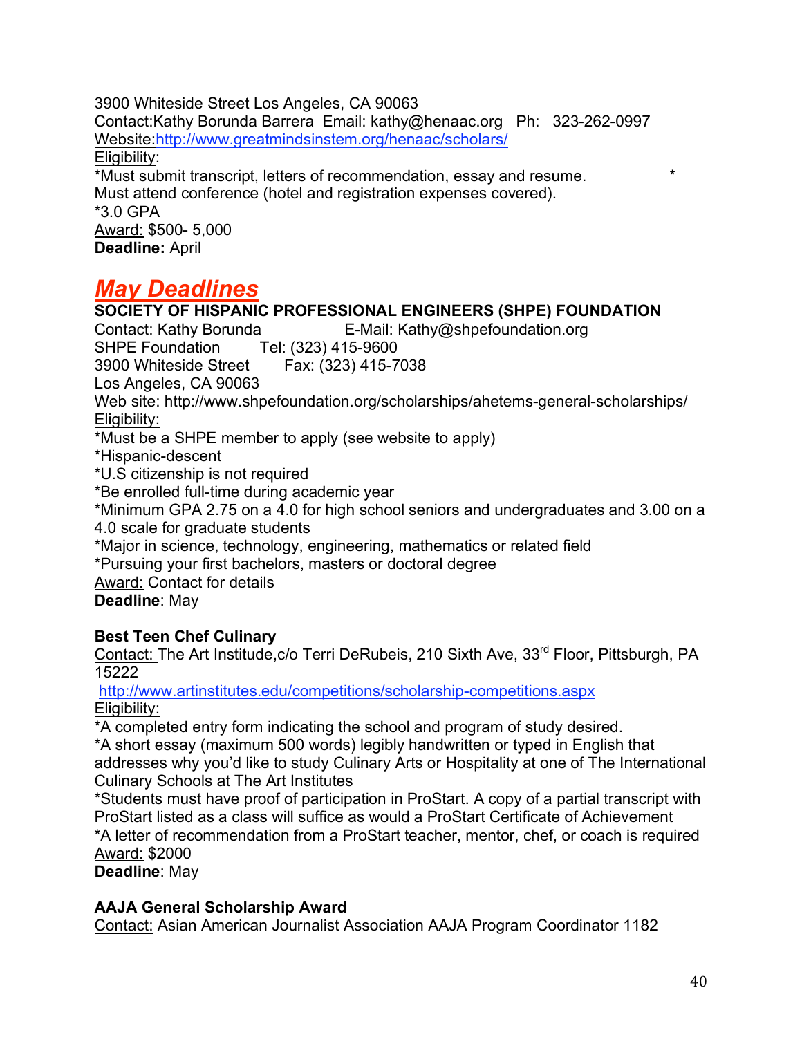3900 Whiteside Street Los Angeles, CA 90063
Contact:Kathy Borunda Barrera  Email: kathy@henaac.org   Ph:   323-262-0997
Website:[http://www.greatmindsinstem.org/henaac/scholars/](http://www.greatmindsinstem.org/henaac/scholars/)
Eligibility:
*Must submit transcript, letters of recommendation, essay and resume.   *Must attend conference (hotel and registration expenses covered).
*3.0 GPA
Award: $500- 5,000
**Deadline:** April

## *May Deadlines*

**SOCIETY OF HISPANIC PROFESSIONAL ENGINEERS (SHPE) FOUNDATION**
Contact: Kathy Borunda    E-Mail: Kathy@shpefoundation.org
SHPE Foundation    Tel: (323) 415-9600
3900 Whiteside Street    Fax: (323) 415-7038
Los Angeles, CA 90063
Web site: http://www.shpefoundation.org/scholarships/ahetems-general-scholarships/
Eligibility:
*Must be a SHPE member to apply (see website to apply)
*Hispanic-descent
*U.S citizenship is not required
*Be enrolled full-time during academic year
*Minimum GPA 2.75 on a 4.0 for high school seniors and undergraduates and 3.00 on a 4.0 scale for graduate students
*Major in science, technology, engineering, mathematics or related field
*Pursuing your first bachelors, masters or doctoral degree
Award: Contact for details
**Deadline**: May

**Best Teen Chef Culinary**
Contact: The Art Institute,c/o Terri DeRubeis, 210 Sixth Ave, 33rd Floor, Pittsburgh, PA 15222
[http://www.artinstitutes.edu/competitions/scholarship-competitions.aspx](http://www.artinstitutes.edu/competitions/scholarship-competitions.aspx)
Eligibility:
*A completed entry form indicating the school and program of study desired.
*A short essay (maximum 500 words) legibly handwritten or typed in English that addresses why you'd like to study Culinary Arts or Hospitality at one of The International Culinary Schools at The Art Institutes
*Students must have proof of participation in ProStart. A copy of a partial transcript with ProStart listed as a class will suffice as would a ProStart Certificate of Achievement
*A letter of recommendation from a ProStart teacher, mentor, chef, or coach is required
Award: $2000
**Deadline**: May

**AAJA General Scholarship Award**
Contact: Asian American Journalist Association AAJA Program Coordinator 1182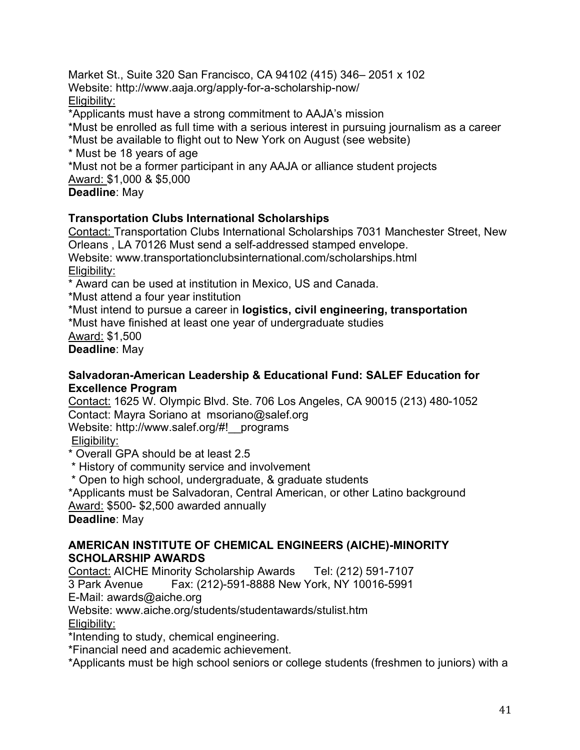Market St., Suite 320 San Francisco, CA 94102 (415) 346– 2051 x 102
Website: http://www.aaja.org/apply-for-a-scholarship-now/
Eligibility:
*Applicants must have a strong commitment to AAJA's mission
*Must be enrolled as full time with a serious interest in pursuing journalism as a career
*Must be available to flight out to New York on August (see website)
* Must be 18 years of age
*Must not be a former participant in any AAJA or alliance student projects
Award: $1,000 & $5,000
**Deadline**: May

**Transportation Clubs International Scholarships**
Contact: Transportation Clubs International Scholarships 7031 Manchester Street, New Orleans , LA 70126 Must send a self-addressed stamped envelope.
Website: www.transportationclubsinternational.com/scholarships.html
Eligibility:
* Award can be used at institution in Mexico, US and Canada.
*Must attend a four year institution
*Must intend to pursue a career in **logistics, civil engineering, transportation**
*Must have finished at least one year of undergraduate studies
Award: $1,500
**Deadline**: May

**Salvadoran-American Leadership & Educational Fund: SALEF Education for Excellence Program**
Contact: 1625 W. Olympic Blvd. Ste. 706 Los Angeles, CA 90015 (213) 480-1052
Contact: Mayra Soriano at msoriano@salef.org
Website: http://www.salef.org/#!__programs
Eligibility:
* Overall GPA should be at least 2.5
* History of community service and involvement
* Open to high school, undergraduate, & graduate students
*Applicants must be Salvadoran, Central American, or other Latino background
Award: $500- $2,500 awarded annually
**Deadline**: May

**AMERICAN INSTITUTE OF CHEMICAL ENGINEERS (AICHE)-MINORITY SCHOLARSHIP AWARDS**
Contact: AICHE Minority Scholarship Awards Tel: (212) 591-7107
3 Park Avenue Fax: (212)-591-8888 New York, NY 10016-5991
E-Mail: awards@aiche.org
Website: www.aiche.org/students/studentawards/stulist.htm
Eligibility:
*Intending to study, chemical engineering.
*Financial need and academic achievement.
*Applicants must be high school seniors or college students (freshmen to juniors) with a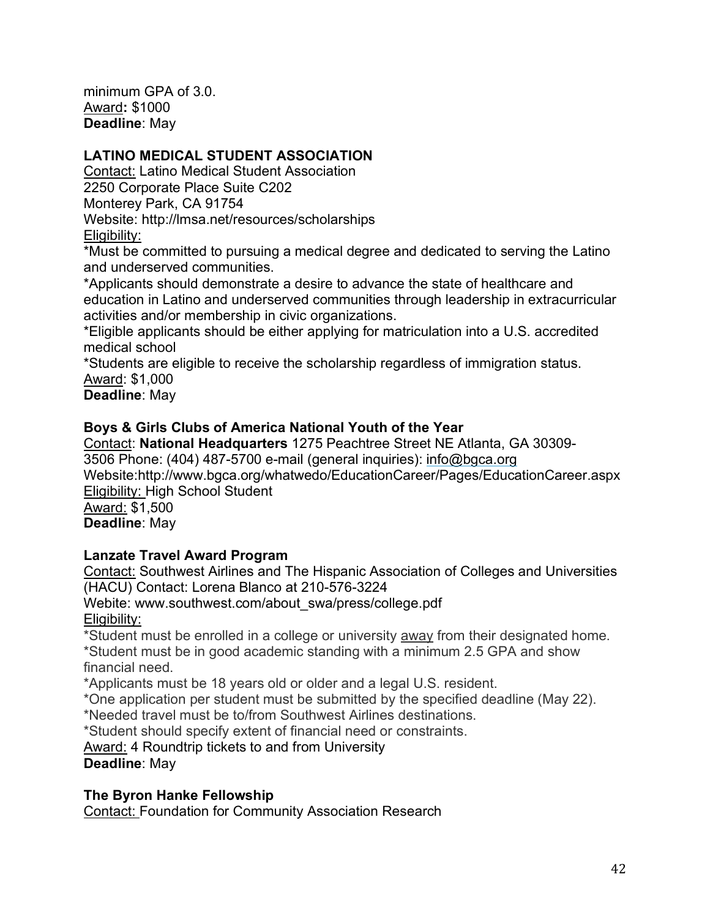minimum GPA of 3.0.
Award**:** $1000
**Deadline**: May

**LATINO MEDICAL STUDENT ASSOCIATION**
Contact: Latino Medical Student Association
2250 Corporate Place Suite C202
Monterey Park, CA 91754
Website: http://lmsa.net/resources/scholarships
Eligibility:
*Must be committed to pursuing a medical degree and dedicated to serving the Latino and underserved communities.
*Applicants should demonstrate a desire to advance the state of healthcare and education in Latino and underserved communities through leadership in extracurricular activities and/or membership in civic organizations.
*Eligible applicants should be either applying for matriculation into a U.S. accredited medical school
*Students are eligible to receive the scholarship regardless of immigration status.
Award: $1,000
**Deadline**: May

**Boys & Girls Clubs of America National Youth of the Year**
Contact: **National Headquarters** 1275 Peachtree Street NE Atlanta, GA 30309-3506 Phone: (404) 487-5700 e-mail (general inquiries): info@bgca.org
Website:http://www.bgca.org/whatwedo/EducationCareer/Pages/EducationCareer.aspx
Eligibility: High School Student
Award: $1,500
**Deadline**: May

**Lanzate Travel Award Program**
Contact: Southwest Airlines and The Hispanic Association of Colleges and Universities (HACU) Contact: Lorena Blanco at 210-576-3224
Webite: www.southwest.com/about_swa/press/college.pdf
Eligibility:
*Student must be enrolled in a college or university away from their designated home.
*Student must be in good academic standing with a minimum 2.5 GPA and show financial need.
*Applicants must be 18 years old or older and a legal U.S. resident.
*One application per student must be submitted by the specified deadline (May 22).
*Needed travel must be to/from Southwest Airlines destinations.
*Student should specify extent of financial need or constraints.
Award: 4 Roundtrip tickets to and from University
**Deadline**: May

**The Byron Hanke Fellowship**
Contact: Foundation for Community Association Research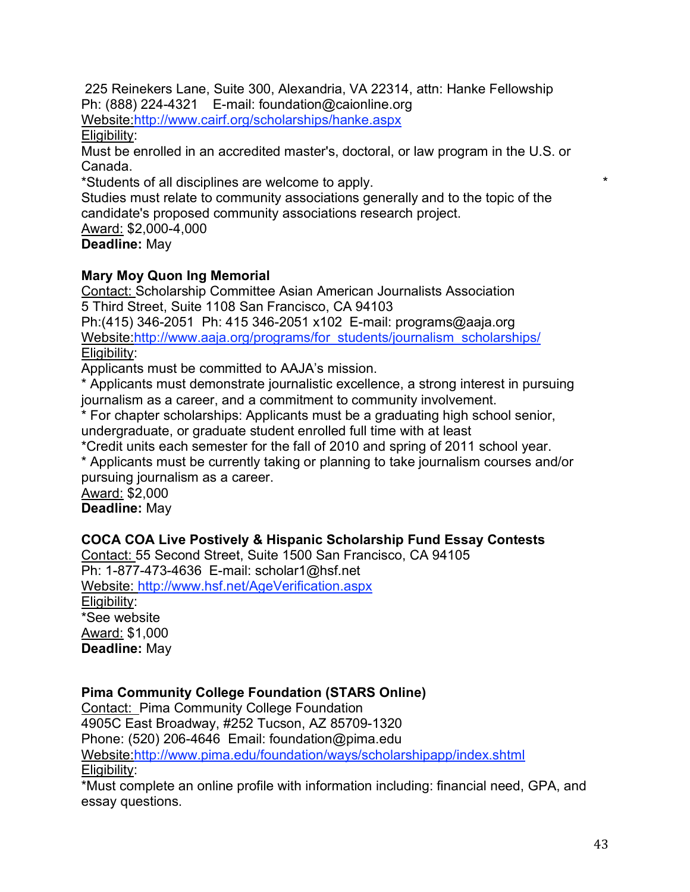225 Reinekers Lane, Suite 300, Alexandria, VA 22314, attn: Hanke Fellowship
Ph: (888) 224-4321  E-mail: foundation@caionline.org
Website:http://www.cairf.org/scholarships/hanke.aspx
Eligibility:
Must be enrolled in an accredited master's, doctoral, or law program in the U.S. or Canada.
*Students of all disciplines are welcome to apply. *
Studies must relate to community associations generally and to the topic of the candidate's proposed community associations research project.
Award: $2,000-4,000
**Deadline:** May

**Mary Moy Quon Ing Memorial**
Contact: Scholarship Committee Asian American Journalists Association
5 Third Street, Suite 1108 San Francisco, CA 94103
Ph:(415) 346-2051  Ph: 415 346-2051 x102  E-mail: programs@aaja.org
Website:http://www.aaja.org/programs/for_students/journalism_scholarships/
Eligibility:
Applicants must be committed to AAJA's mission.
* Applicants must demonstrate journalistic excellence, a strong interest in pursuing journalism as a career, and a commitment to community involvement.
* For chapter scholarships: Applicants must be a graduating high school senior, undergraduate, or graduate student enrolled full time with at least
*Credit units each semester for the fall of 2010 and spring of 2011 school year.
* Applicants must be currently taking or planning to take journalism courses and/or pursuing journalism as a career.
Award: $2,000
**Deadline:** May

**COCA COA Live Postively & Hispanic Scholarship Fund Essay Contests**
Contact: 55 Second Street, Suite 1500 San Francisco, CA 94105
Ph: 1-877-473-4636  E-mail: scholar1@hsf.net
Website: http://www.hsf.net/AgeVerification.aspx
Eligibility:
*See website
Award: $1,000
**Deadline:** May

**Pima Community College Foundation (STARS Online)**
Contact: Pima Community College Foundation
4905C East Broadway, #252 Tucson, AZ 85709-1320
Phone: (520) 206-4646  Email: foundation@pima.edu
Website:http://www.pima.edu/foundation/ways/scholarshipapp/index.shtml
Eligibility:
*Must complete an online profile with information including: financial need, GPA, and essay questions.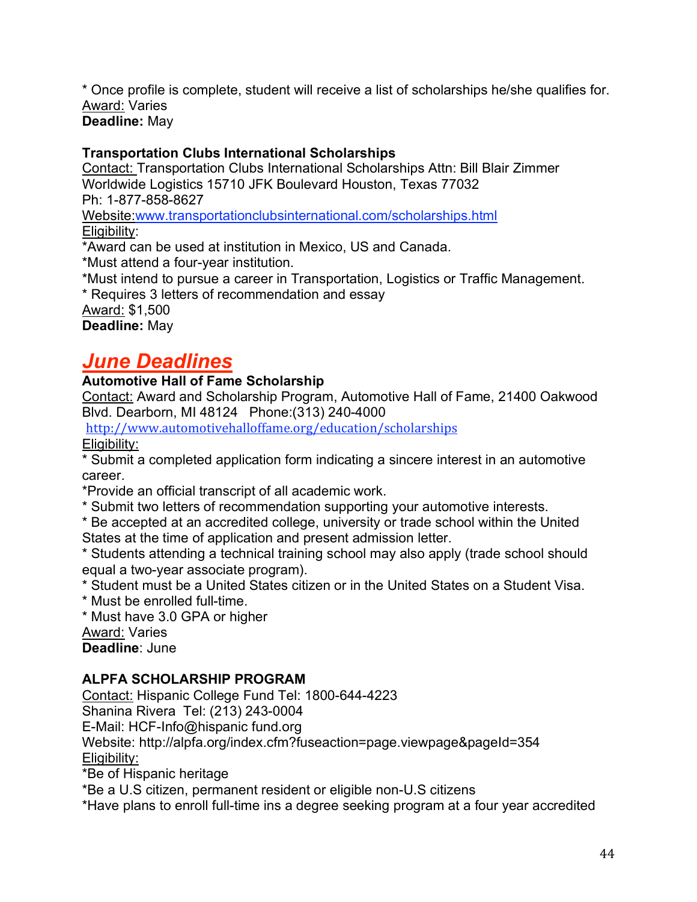* Once profile is complete, student will receive a list of scholarships he/she qualifies for.
Award: Varies
**Deadline:** May

**Transportation Clubs International Scholarships**
Contact: Transportation Clubs International Scholarships Attn: Bill Blair Zimmer Worldwide Logistics 15710 JFK Boulevard Houston, Texas 77032
Ph: 1-877-858-8627
Website:[www.transportationclubsinternational.com/scholarships.html](www.transportationclubsinternational.com/scholarships.html)
Eligibility:
*Award can be used at institution in Mexico, US and Canada.
*Must attend a four-year institution.
*Must intend to pursue a career in Transportation, Logistics or Traffic Management.
* Requires 3 letters of recommendation and essay
Award: $1,500
**Deadline:** May

## ***June Deadlines***

**Automotive Hall of Fame Scholarship**
Contact: Award and Scholarship Program, Automotive Hall of Fame, 21400 Oakwood Blvd. Dearborn, MI 48124 Phone:(313) 240-4000
[http://www.automotivehalloffame.org/education/scholarships](http://www.automotivehalloffame.org/education/scholarships)
Eligibility:
* Submit a completed application form indicating a sincere interest in an automotive career.
*Provide an official transcript of all academic work.
* Submit two letters of recommendation supporting your automotive interests.
* Be accepted at an accredited college, university or trade school within the United States at the time of application and present admission letter.
* Students attending a technical training school may also apply (trade school should equal a two-year associate program).
* Student must be a United States citizen or in the United States on a Student Visa.
* Must be enrolled full-time.
* Must have 3.0 GPA or higher
Award: Varies
**Deadline**: June

**ALPFA SCHOLARSHIP PROGRAM**
Contact: Hispanic College Fund Tel: 1800-644-4223
Shanina Rivera Tel: (213) 243-0004
E-Mail: HCF-Info@hispanic fund.org
Website: http://alpfa.org/index.cfm?fuseaction=page.viewpage&pageId=354
Eligibility:
*Be of Hispanic heritage
*Be a U.S citizen, permanent resident or eligible non-U.S citizens
*Have plans to enroll full-time ins a degree seeking program at a four year accredited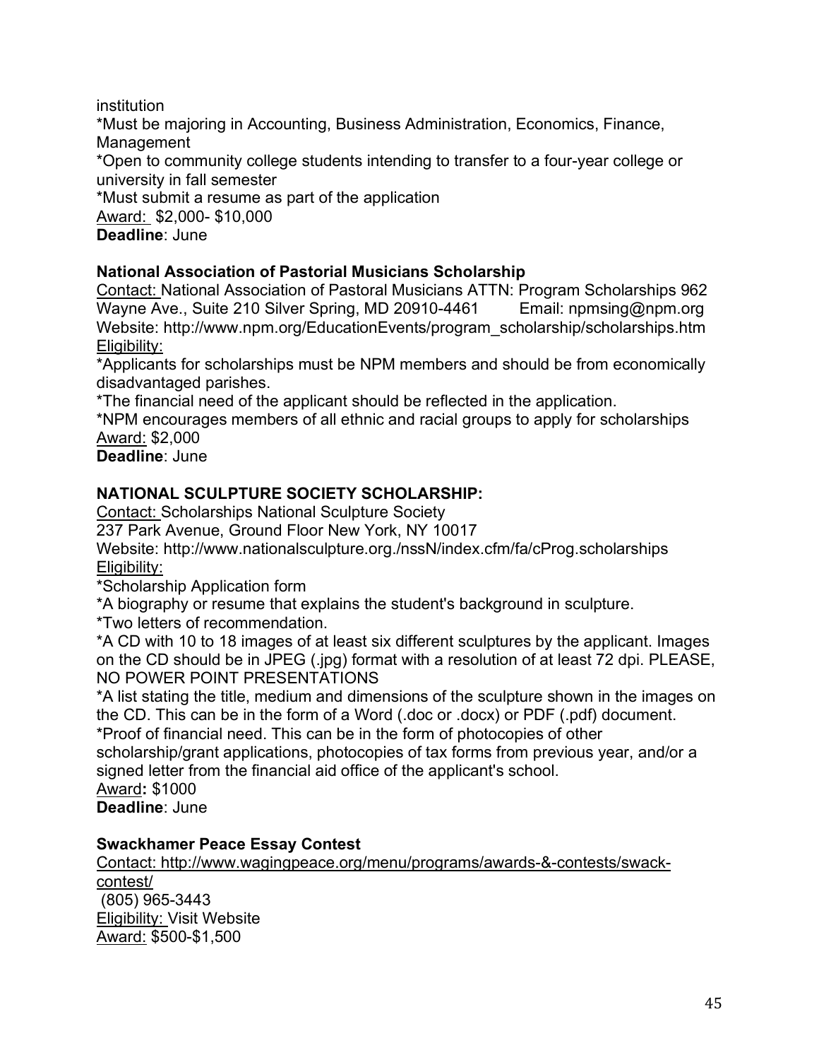institution

*Must be majoring in Accounting, Business Administration, Economics, Finance, Management

*Open to community college students intending to transfer to a four-year college or university in fall semester

*Must submit a resume as part of the application

Award: $2,000- $10,000

**Deadline**: June

**National Association of Pastorial Musicians Scholarship**

Contact: National Association of Pastoral Musicians ATTN: Program Scholarships 962 Wayne Ave., Suite 210 Silver Spring, MD 20910-4461 Email: npmsing@npm.org
Website: http://www.npm.org/EducationEvents/program_scholarship/scholarships.htm

Eligibility:

*Applicants for scholarships must be NPM members and should be from economically disadvantaged parishes.

*The financial need of the applicant should be reflected in the application.

*NPM encourages members of all ethnic and racial groups to apply for scholarships

Award: $2,000

**Deadline**: June

**NATIONAL SCULPTURE SOCIETY SCHOLARSHIP:**

Contact: Scholarships National Sculpture Society
237 Park Avenue, Ground Floor New York, NY 10017
Website: http://www.nationalsculpture.org./nssN/index.cfm/fa/cProg.scholarships

Eligibility:

*Scholarship Application form

*A biography or resume that explains the student's background in sculpture.

*Two letters of recommendation.

*A CD with 10 to 18 images of at least six different sculptures by the applicant. Images on the CD should be in JPEG (.jpg) format with a resolution of at least 72 dpi. PLEASE, NO POWER POINT PRESENTATIONS

*A list stating the title, medium and dimensions of the sculpture shown in the images on the CD. This can be in the form of a Word (.doc or .docx) or PDF (.pdf) document.

*Proof of financial need. This can be in the form of photocopies of other scholarship/grant applications, photocopies of tax forms from previous year, and/or a signed letter from the financial aid office of the applicant's school.

Award**:** $1000

**Deadline**: June

**Swackhamer Peace Essay Contest**

Contact: http://www.wagingpeace.org/menu/programs/awards-&-contests/swack-contest/
(805) 965-3443

Eligibility: Visit Website

Award: $500-$1,500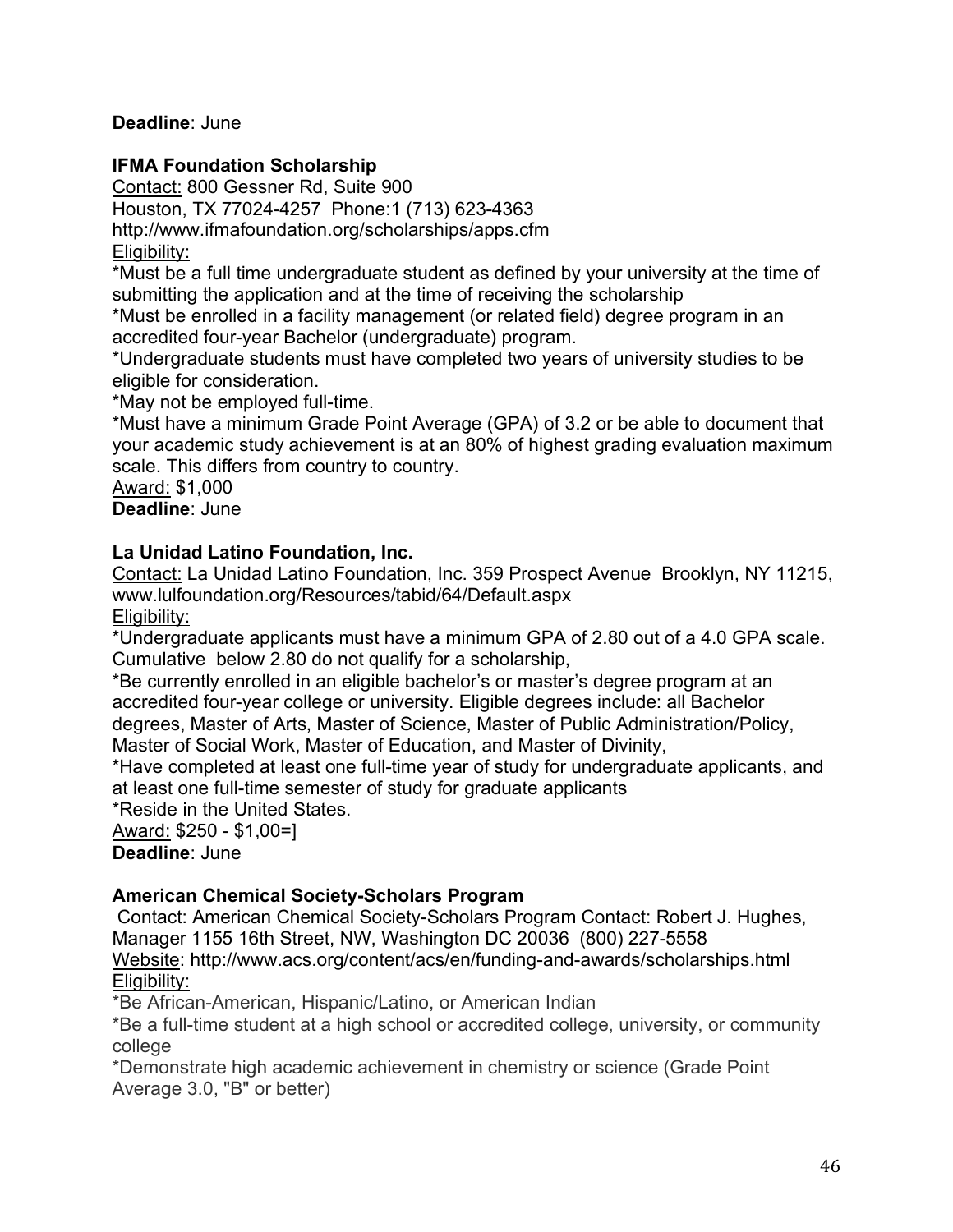**Deadline**: June

**IFMA Foundation Scholarship**

Contact: 800 Gessner Rd, Suite 900
Houston, TX 77024-4257 Phone:1 (713) 623-4363
http://www.ifmafoundation.org/scholarships/apps.cfm

Eligibility:

*Must be a full time undergraduate student as defined by your university at the time of submitting the application and at the time of receiving the scholarship
*Must be enrolled in a facility management (or related field) degree program in an accredited four-year Bachelor (undergraduate) program.
*Undergraduate students must have completed two years of university studies to be eligible for consideration.
*May not be employed full-time.
*Must have a minimum Grade Point Average (GPA) of 3.2 or be able to document that your academic study achievement is at an 80% of highest grading evaluation maximum scale. This differs from country to country.

Award: $1,000

**Deadline**: June

**La Unidad Latino Foundation, Inc.**

Contact: La Unidad Latino Foundation, Inc. 359 Prospect Avenue Brooklyn, NY 11215, www.lulfoundation.org/Resources/tabid/64/Default.aspx

Eligibility:

*Undergraduate applicants must have a minimum GPA of 2.80 out of a 4.0 GPA scale. Cumulative below 2.80 do not qualify for a scholarship,
*Be currently enrolled in an eligible bachelor's or master's degree program at an accredited four-year college or university. Eligible degrees include: all Bachelor degrees, Master of Arts, Master of Science, Master of Public Administration/Policy, Master of Social Work, Master of Education, and Master of Divinity,
*Have completed at least one full-time year of study for undergraduate applicants, and at least one full-time semester of study for graduate applicants
*Reside in the United States.

Award: $250 - $1,00=]

**Deadline**: June

**American Chemical Society-Scholars Program**

Contact: American Chemical Society-Scholars Program Contact: Robert J. Hughes, Manager 1155 16th Street, NW, Washington DC 20036 (800) 227-5558

Website: http://www.acs.org/content/acs/en/funding-and-awards/scholarships.html

Eligibility:

*Be African-American, Hispanic/Latino, or American Indian
*Be a full-time student at a high school or accredited college, university, or community college
*Demonstrate high academic achievement in chemistry or science (Grade Point Average 3.0, "B" or better)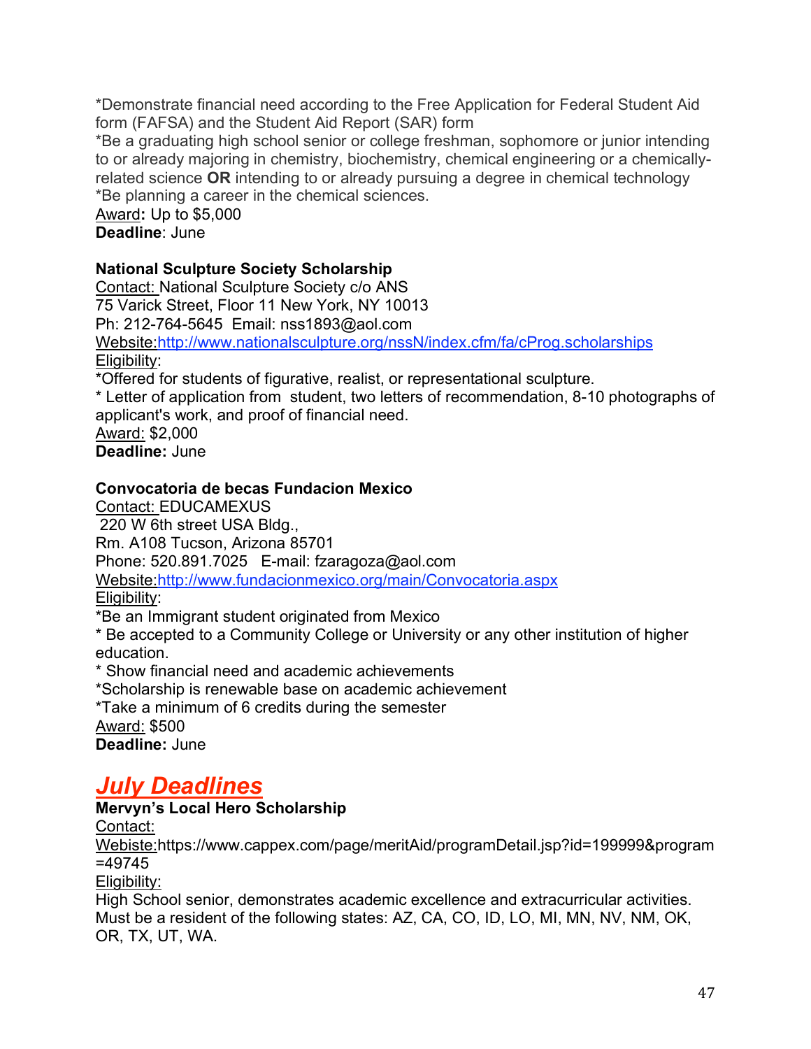*Demonstrate financial need according to the Free Application for Federal Student Aid form (FAFSA) and the Student Aid Report (SAR) form
*Be a graduating high school senior or college freshman, sophomore or junior intending to or already majoring in chemistry, biochemistry, chemical engineering or a chemically-related science **OR** intending to or already pursuing a degree in chemical technology
*Be planning a career in the chemical sciences.
Award**:** Up to $5,000
**Deadline**: June

**National Sculpture Society Scholarship**
Contact: National Sculpture Society c/o ANS
75 Varick Street, Floor 11 New York, NY 10013
Ph: 212-764-5645 Email: nss1893@aol.com
Website:http://www.nationalsculpture.org/nssN/index.cfm/fa/cProg.scholarships
Eligibility:
*Offered for students of figurative, realist, or representational sculpture.
* Letter of application from student, two letters of recommendation, 8-10 photographs of applicant's work, and proof of financial need.
Award: $2,000
**Deadline:** June

**Convocatoria de becas Fundacion Mexico**
Contact: EDUCAMEXUS
220 W 6th street USA Bldg.,
Rm. A108 Tucson, Arizona 85701
Phone: 520.891.7025 E-mail: fzaragoza@aol.com
Website:http://www.fundacionmexico.org/main/Convocatoria.aspx
Eligibility:
*Be an Immigrant student originated from Mexico
* Be accepted to a Community College or University or any other institution of higher education.
* Show financial need and academic achievements
*Scholarship is renewable base on academic achievement
*Take a minimum of 6 credits during the semester
Award: $500
**Deadline:** June

## ***July Deadlines***

**Mervyn's Local Hero Scholarship**
Contact:
Webiste:https://www.cappex.com/page/meritAid/programDetail.jsp?id=199999&program=49745
Eligibility:
High School senior, demonstrates academic excellence and extracurricular activities. Must be a resident of the following states: AZ, CA, CO, ID, LO, MI, MN, NV, NM, OK, OR, TX, UT, WA.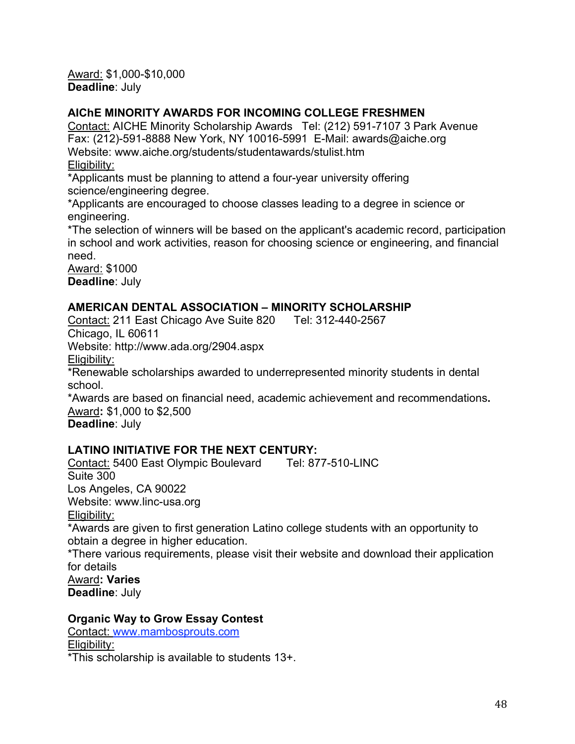<u>Award:</u> $1,000-$10,000
**Deadline**: July

**AIChE MINORITY AWARDS FOR INCOMING COLLEGE FRESHMEN**
<u>Contact:</u> AICHE Minority Scholarship Awards Tel: (212) 591-7107 3 Park Avenue
Fax: (212)-591-8888 New York, NY 10016-5991 E-Mail: awards@aiche.org
Website: www.aiche.org/students/studentawards/stulist.htm
<u>Eligibility:</u>
*Applicants must be planning to attend a four-year university offering science/engineering degree.
*Applicants are encouraged to choose classes leading to a degree in science or engineering.
*The selection of winners will be based on the applicant's academic record, participation in school and work activities, reason for choosing science or engineering, and financial need.
<u>Award:</u> $1000
**Deadline**: July

**AMERICAN DENTAL ASSOCIATION – MINORITY SCHOLARSHIP**
<u>Contact:</u> 211 East Chicago Ave Suite 820 Tel: 312-440-2567
Chicago, IL 60611
Website: http://www.ada.org/2904.aspx
<u>Eligibility:</u>
*Renewable scholarships awarded to underrepresented minority students in dental school.
*Awards are based on financial need, academic achievement and recommendations**.**
<u>Award</u>**:** $1,000 to $2,500
**Deadline**: July

**LATINO INITIATIVE FOR THE NEXT CENTURY:**
<u>Contact:</u> 5400 East Olympic Boulevard Tel: 877-510-LINC
Suite 300
Los Angeles, CA 90022
Website: www.linc-usa.org
<u>Eligibility:</u>
*Awards are given to first generation Latino college students with an opportunity to obtain a degree in higher education.
*There various requirements, please visit their website and download their application for details
<u>Award</u>**: Varies**
**Deadline**: July

**Organic Way to Grow Essay Contest**
<u>Contact:</u> www.mambosprouts.com
<u>Eligibility:</u>
*This scholarship is available to students 13+.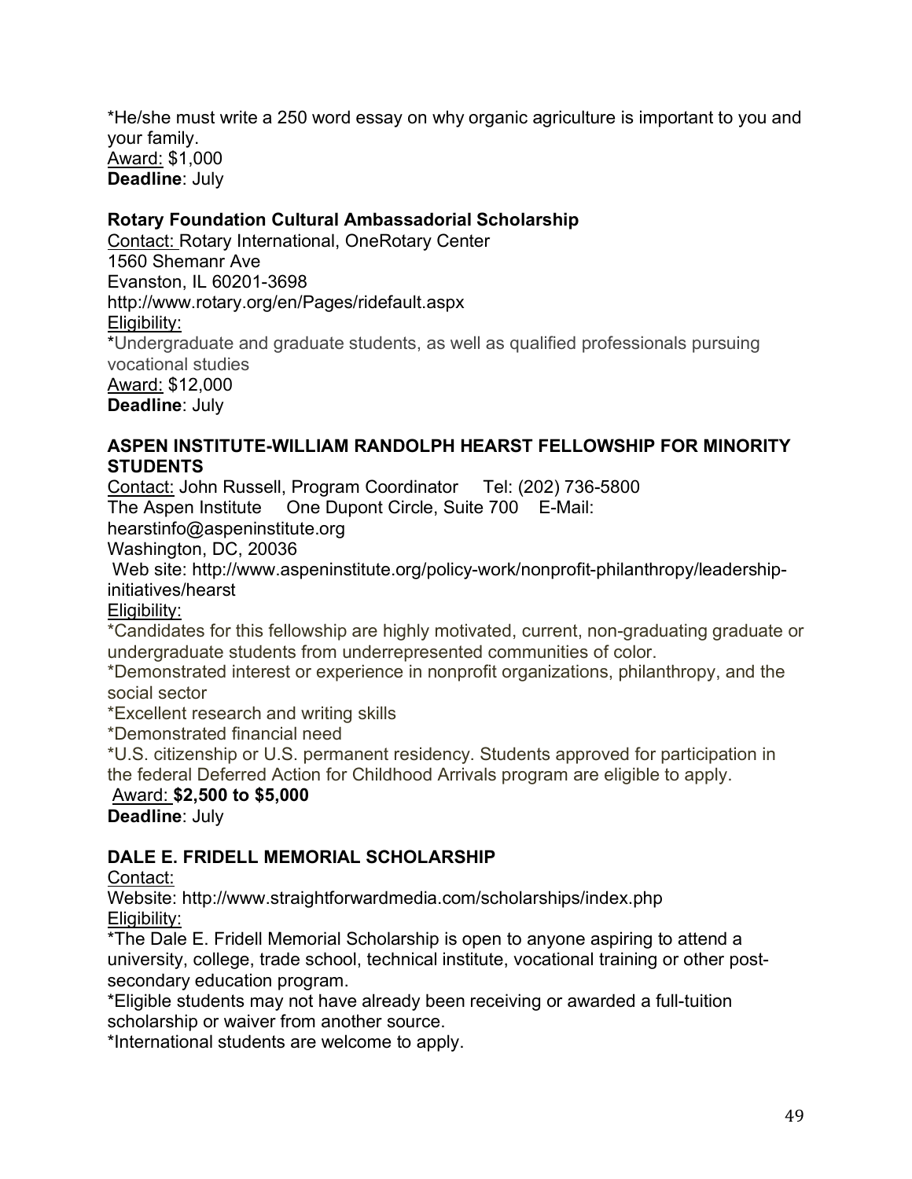*He/she must write a 250 word essay on why organic agriculture is important to you and your family.
Award: $1,000
**Deadline**: July

**Rotary Foundation Cultural Ambassadorial Scholarship**

Contact: Rotary International, OneRotary Center
1560 Shemanr Ave
Evanston, IL 60201-3698
http://www.rotary.org/en/Pages/ridefault.aspx
Eligibility:
*Undergraduate and graduate students, as well as qualified professionals pursuing vocational studies
Award: $12,000
**Deadline**: July

**ASPEN INSTITUTE-WILLIAM RANDOLPH HEARST FELLOWSHIP FOR MINORITY STUDENTS**

Contact: John Russell, Program Coordinator     Tel: (202) 736-5800
The Aspen Institute     One Dupont Circle, Suite 700     E-Mail: hearstinfo@aspeninstitute.org
Washington, DC, 20036
Web site: http://www.aspeninstitute.org/policy-work/nonprofit-philanthropy/leadership-initiatives/hearst
Eligibility:
*Candidates for this fellowship are highly motivated, current, non-graduating graduate or undergraduate students from underrepresented communities of color.
*Demonstrated interest or experience in nonprofit organizations, philanthropy, and the social sector
*Excellent research and writing skills
*Demonstrated financial need
*U.S. citizenship or U.S. permanent residency. Students approved for participation in the federal Deferred Action for Childhood Arrivals program are eligible to apply.
Award: **$2,500 to $5,000**
**Deadline**: July

**DALE E. FRIDELL MEMORIAL SCHOLARSHIP**

Contact:
Website: http://www.straightforwardmedia.com/scholarships/index.php
Eligibility:
*The Dale E. Fridell Memorial Scholarship is open to anyone aspiring to attend a university, college, trade school, technical institute, vocational training or other post-secondary education program.
*Eligible students may not have already been receiving or awarded a full-tuition scholarship or waiver from another source.
*International students are welcome to apply.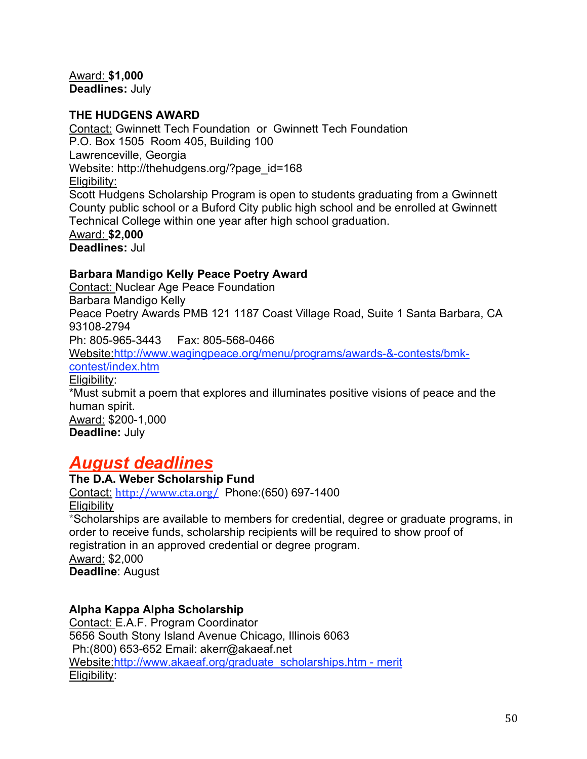Award: **$1,000**
**Deadlines:** July

**THE HUDGENS AWARD**
Contact: Gwinnett Tech Foundation or Gwinnett Tech Foundation
P.O. Box 1505 Room 405, Building 100
Lawrenceville, Georgia
Website: http://thehudgens.org/?page_id=168
Eligibility:
Scott Hudgens Scholarship Program is open to students graduating from a Gwinnett County public school or a Buford City public high school and be enrolled at Gwinnett Technical College within one year after high school graduation.
Award: **$2,000**
**Deadlines:** Jul

**Barbara Mandigo Kelly Peace Poetry Award**
Contact: Nuclear Age Peace Foundation
Barbara Mandigo Kelly
Peace Poetry Awards PMB 121 1187 Coast Village Road, Suite 1 Santa Barbara, CA 93108-2794
Ph: 805-965-3443 Fax: 805-568-0466
Website:http://www.wagingpeace.org/menu/programs/awards-&-contests/bmk-contest/index.htm
Eligibility:
*Must submit a poem that explores and illuminates positive visions of peace and the human spirit.
Award: $200-1,000
**Deadline:** July

## ***August deadlines***

**The D.A. Weber Scholarship Fund**
Contact: http://www.cta.org/ Phone:(650) 697-1400
Eligibility
*Scholarships are available to members for credential, degree or graduate programs, in order to receive funds, scholarship recipients will be required to show proof of registration in an approved credential or degree program.
Award: $2,000
**Deadline**: August

**Alpha Kappa Alpha Scholarship**
Contact: E.A.F. Program Coordinator
5656 South Stony Island Avenue Chicago, Illinois 6063
Ph:(800) 653-652 Email: akerr@akaeaf.net
Website:http://www.akaeaf.org/graduate_scholarships.htm - merit
Eligibility: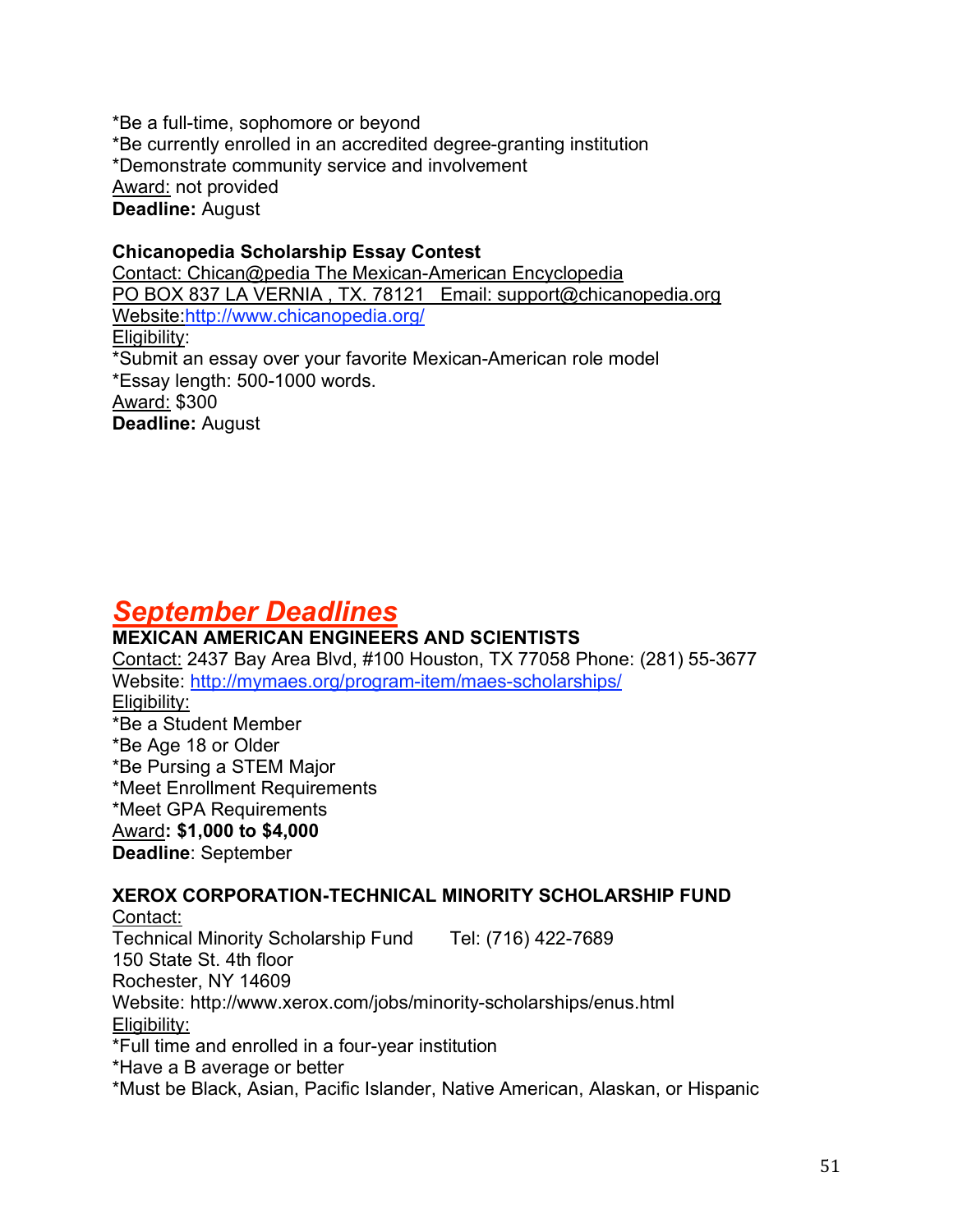*Be a full-time, sophomore or beyond
*Be currently enrolled in an accredited degree-granting institution
*Demonstrate community service and involvement
Award: not provided
**Deadline:** August

**Chicanopedia Scholarship Essay Contest**
Contact: Chican@pedia The Mexican-American Encyclopedia
PO BOX 837 LA VERNIA , TX. 78121 Email: support@chicanopedia.org
Website:http://www.chicanopedia.org/
Eligibility:
*Submit an essay over your favorite Mexican-American role model
*Essay length: 500-1000 words.
Award: $300
**Deadline:** August

## ***September Deadlines***

**MEXICAN AMERICAN ENGINEERS AND SCIENTISTS**
Contact: 2437 Bay Area Blvd, #100 Houston, TX 77058 Phone: (281) 55-3677
Website: http://mymaes.org/program-item/maes-scholarships/
Eligibility:
*Be a Student Member
*Be Age 18 or Older
*Be Pursing a STEM Major
*Meet Enrollment Requirements
*Meet GPA Requirements
Award**: $1,000 to $4,000**
**Deadline**: September

**XEROX CORPORATION-TECHNICAL MINORITY SCHOLARSHIP FUND**
Contact:
Technical Minority Scholarship Fund Tel: (716) 422-7689
150 State St. 4th floor
Rochester, NY 14609
Website: http://www.xerox.com/jobs/minority-scholarships/enus.html
Eligibility:
*Full time and enrolled in a four-year institution
*Have a B average or better
*Must be Black, Asian, Pacific Islander, Native American, Alaskan, or Hispanic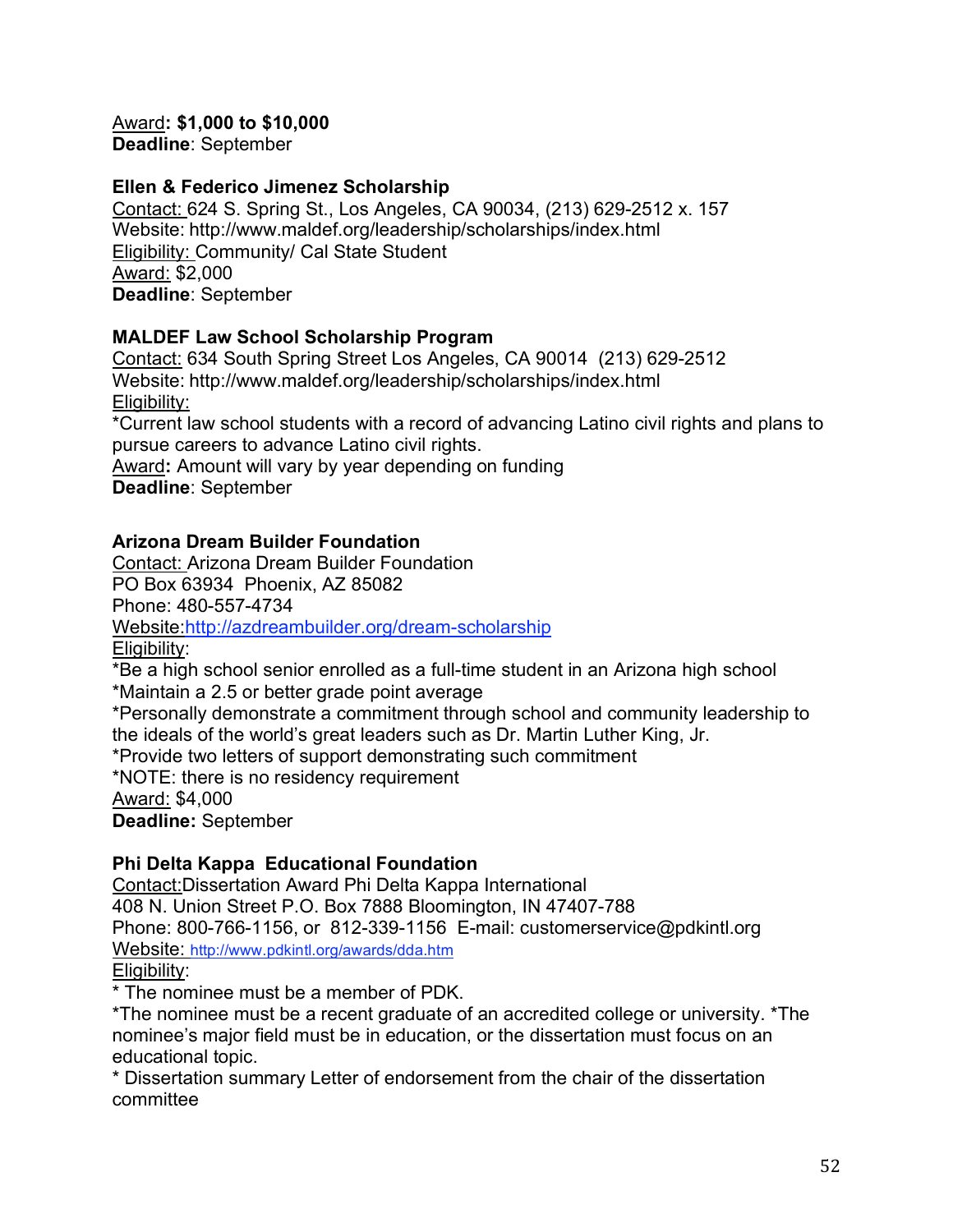Award: **$1,000 to $10,000**
**Deadline**: September

**Ellen & Federico Jimenez Scholarship**
Contact: 624 S. Spring St., Los Angeles, CA 90034, (213) 629-2512 x. 157
Website: http://www.maldef.org/leadership/scholarships/index.html
Eligibility: Community/ Cal State Student
Award: $2,000
**Deadline**: September

**MALDEF Law School Scholarship Program**
Contact: 634 South Spring Street Los Angeles, CA 90014 (213) 629-2512
Website: http://www.maldef.org/leadership/scholarships/index.html
Eligibility:
*Current law school students with a record of advancing Latino civil rights and plans to pursue careers to advance Latino civil rights.
Award**:** Amount will vary by year depending on funding
**Deadline**: September

**Arizona Dream Builder Foundation**
Contact: Arizona Dream Builder Foundation
PO Box 63934 Phoenix, AZ 85082
Phone: 480-557-4734
Website:http://azdreambuilder.org/dream-scholarship
Eligibility:
*Be a high school senior enrolled as a full-time student in an Arizona high school
*Maintain a 2.5 or better grade point average
*Personally demonstrate a commitment through school and community leadership to the ideals of the world's great leaders such as Dr. Martin Luther King, Jr.
*Provide two letters of support demonstrating such commitment
*NOTE: there is no residency requirement
Award: $4,000
**Deadline:** September

**Phi Delta Kappa Educational Foundation**
Contact:Dissertation Award Phi Delta Kappa International
408 N. Union Street P.O. Box 7888 Bloomington, IN 47407-788
Phone: 800-766-1156, or 812-339-1156 E-mail: customerservice@pdkintl.org
Website: http://www.pdkintl.org/awards/dda.htm
Eligibility:
* The nominee must be a member of PDK.
*The nominee must be a recent graduate of an accredited college or university. *The nominee's major field must be in education, or the dissertation must focus on an educational topic.
* Dissertation summary Letter of endorsement from the chair of the dissertation committee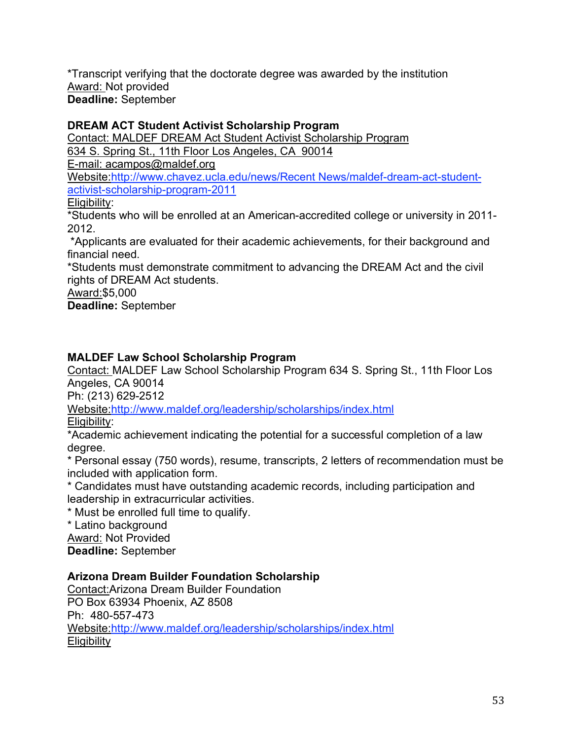*Transcript verifying that the doctorate degree was awarded by the institution
Award: Not provided
**Deadline:** September

**DREAM ACT Student Activist Scholarship Program**
Contact: MALDEF DREAM Act Student Activist Scholarship Program
634 S. Spring St., 11th Floor Los Angeles, CA 90014
E-mail: acampos@maldef.org
Website:http://www.chavez.ucla.edu/news/Recent News/maldef-dream-act-student-activist-scholarship-program-2011
Eligibility:
*Students who will be enrolled at an American-accredited college or university in 2011-2012.
*Applicants are evaluated for their academic achievements, for their background and financial need.
*Students must demonstrate commitment to advancing the DREAM Act and the civil rights of DREAM Act students.
Award:$5,000
**Deadline:** September

**MALDEF Law School Scholarship Program**
Contact: MALDEF Law School Scholarship Program 634 S. Spring St., 11th Floor Los Angeles, CA 90014
Ph: (213) 629-2512
Website:http://www.maldef.org/leadership/scholarships/index.html
Eligibility:
*Academic achievement indicating the potential for a successful completion of a law degree.
* Personal essay (750 words), resume, transcripts, 2 letters of recommendation must be included with application form.
* Candidates must have outstanding academic records, including participation and leadership in extracurricular activities.
* Must be enrolled full time to qualify.
* Latino background
Award: Not Provided
**Deadline:** September

**Arizona Dream Builder Foundation Scholarship**
Contact:Arizona Dream Builder Foundation
PO Box 63934 Phoenix, AZ 8508
Ph: 480-557-473
Website:http://www.maldef.org/leadership/scholarships/index.html
Eligibility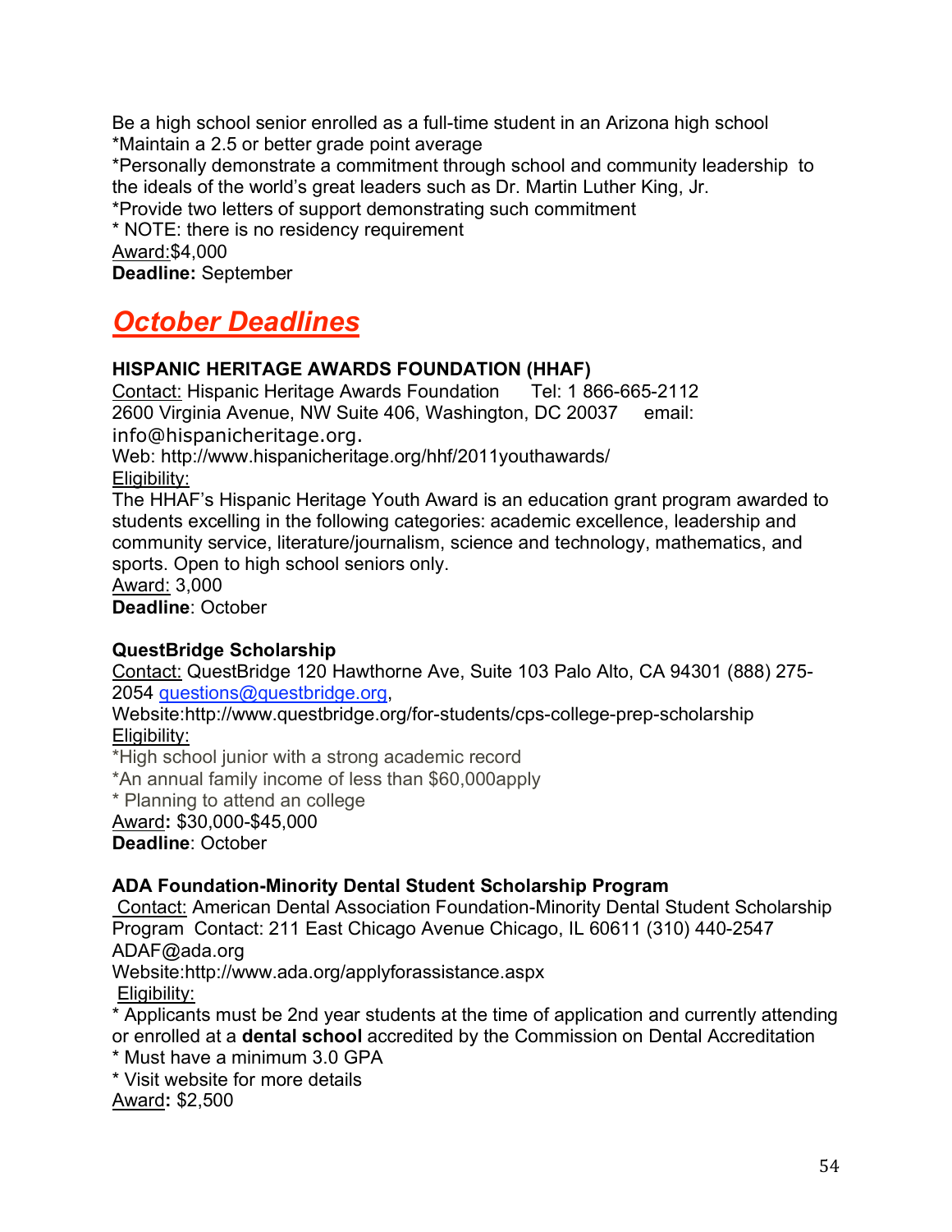Be a high school senior enrolled as a full-time student in an Arizona high school
*Maintain a 2.5 or better grade point average
*Personally demonstrate a commitment through school and community leadership to the ideals of the world's great leaders such as Dr. Martin Luther King, Jr.
*Provide two letters of support demonstrating such commitment
* NOTE: there is no residency requirement
Award:$4,000
**Deadline:** September

## *October Deadlines*

**HISPANIC HERITAGE AWARDS FOUNDATION (HHAF)**
Contact: Hispanic Heritage Awards Foundation Tel: 1 866-665-2112
2600 Virginia Avenue, NW Suite 406, Washington, DC 20037 email: info@hispanicheritage.org.
Web: http://www.hispanicheritage.org/hhf/2011youthawards/
Eligibility:
The HHAF's Hispanic Heritage Youth Award is an education grant program awarded to students excelling in the following categories: academic excellence, leadership and community service, literature/journalism, science and technology, mathematics, and sports. Open to high school seniors only.
Award: 3,000
**Deadline**: October

**QuestBridge Scholarship**
Contact: QuestBridge 120 Hawthorne Ave, Suite 103 Palo Alto, CA 94301 (888) 275-2054 questions@questbridge.org,
Website:http://www.questbridge.org/for-students/cps-college-prep-scholarship
Eligibility:
*High school junior with a strong academic record
*An annual family income of less than $60,000apply
* Planning to attend an college
Award**:** $30,000-$45,000
**Deadline**: October

**ADA Foundation-Minority Dental Student Scholarship Program**
Contact: American Dental Association Foundation-Minority Dental Student Scholarship Program Contact: 211 East Chicago Avenue Chicago, IL 60611 (310) 440-2547 ADAF@ada.org
Website:http://www.ada.org/applyforassistance.aspx
Eligibility:
* Applicants must be 2nd year students at the time of application and currently attending or enrolled at a **dental school** accredited by the Commission on Dental Accreditation
* Must have a minimum 3.0 GPA
* Visit website for more details
Award**:** $2,500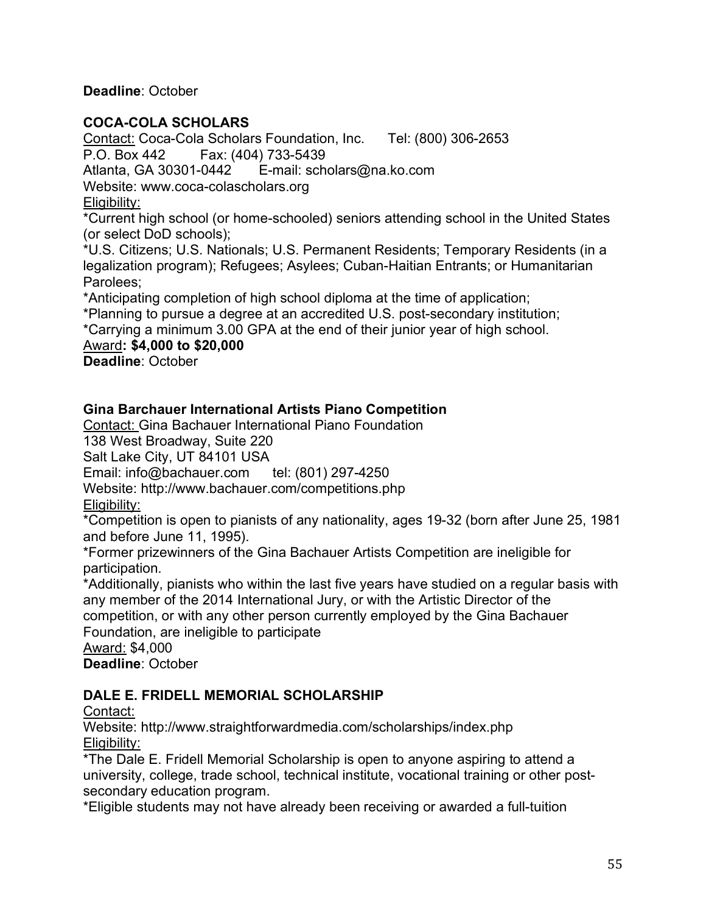**Deadline**: October

### COCA-COLA SCHOLARS

Contact: Coca-Cola Scholars Foundation, Inc. Tel: (800) 306-2653
P.O. Box 442 Fax: (404) 733-5439
Atlanta, GA 30301-0442 E-mail: scholars@na.ko.com
Website: www.coca-colascholars.org
Eligibility:
*Current high school (or home-schooled) seniors attending school in the United States (or select DoD schools);
*U.S. Citizens; U.S. Nationals; U.S. Permanent Residents; Temporary Residents (in a legalization program); Refugees; Asylees; Cuban-Haitian Entrants; or Humanitarian Parolees;
*Anticipating completion of high school diploma at the time of application;
*Planning to pursue a degree at an accredited U.S. post-secondary institution;
*Carrying a minimum 3.00 GPA at the end of their junior year of high school.
Award**: $4,000 to $20,000**
**Deadline**: October

### Gina Barchauer International Artists Piano Competition

Contact: Gina Bachauer International Piano Foundation
138 West Broadway, Suite 220
Salt Lake City, UT 84101 USA
Email: info@bachauer.com tel: (801) 297-4250
Website: http://www.bachauer.com/competitions.php
Eligibility:
*Competition is open to pianists of any nationality, ages 19-32 (born after June 25, 1981 and before June 11, 1995).
*Former prizewinners of the Gina Bachauer Artists Competition are ineligible for participation.
*Additionally, pianists who within the last five years have studied on a regular basis with any member of the 2014 International Jury, or with the Artistic Director of the competition, or with any other person currently employed by the Gina Bachauer Foundation, are ineligible to participate
Award: $4,000
**Deadline**: October

### DALE E. FRIDELL MEMORIAL SCHOLARSHIP

Contact:
Website: http://www.straightforwardmedia.com/scholarships/index.php
Eligibility:
*The Dale E. Fridell Memorial Scholarship is open to anyone aspiring to attend a university, college, trade school, technical institute, vocational training or other post-secondary education program.
*Eligible students may not have already been receiving or awarded a full-tuition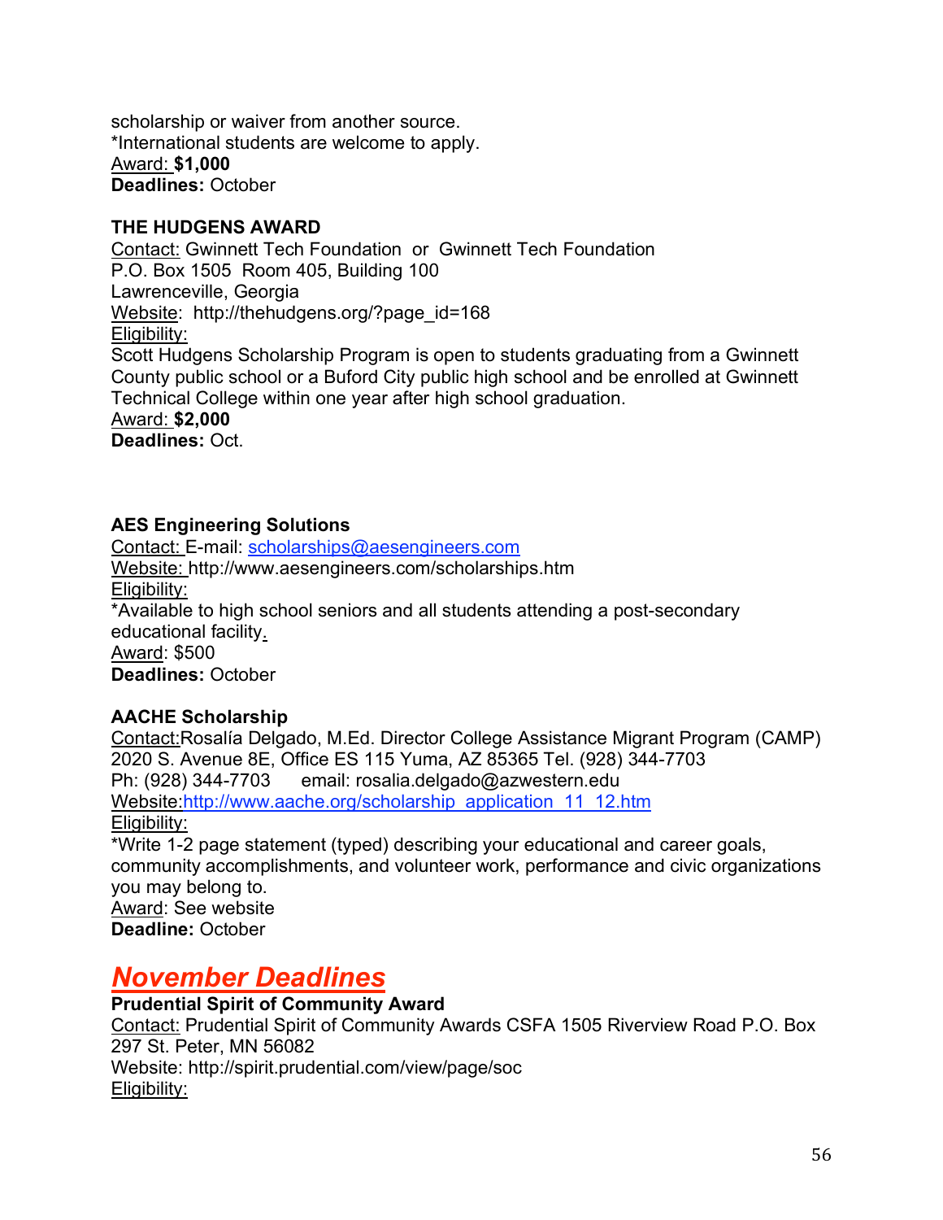scholarship or waiver from another source.
*International students are welcome to apply.
Award: **$1,000**
**Deadlines:** October

**THE HUDGENS AWARD**
Contact: Gwinnett Tech Foundation or Gwinnett Tech Foundation
P.O. Box 1505 Room 405, Building 100
Lawrenceville, Georgia
Website: http://thehudgens.org/?page_id=168
Eligibility:
Scott Hudgens Scholarship Program is open to students graduating from a Gwinnett County public school or a Buford City public high school and be enrolled at Gwinnett Technical College within one year after high school graduation.
Award: **$2,000**
**Deadlines:** Oct.

**AES Engineering Solutions**
Contact: E-mail: scholarships@aesengineers.com
Website: http://www.aesengineers.com/scholarships.htm
Eligibility:
*Available to high school seniors and all students attending a post-secondary educational facility.
Award: $500
**Deadlines:** October

**AACHE Scholarship**
Contact: Rosalía Delgado, M.Ed. Director College Assistance Migrant Program (CAMP) 2020 S. Avenue 8E, Office ES 115 Yuma, AZ 85365 Tel. (928) 344-7703
Ph: (928) 344-7703 email: rosalia.delgado@azwestern.edu
Website: http://www.aache.org/scholarship_application_11_12.htm
Eligibility:
*Write 1-2 page statement (typed) describing your educational and career goals, community accomplishments, and volunteer work, performance and civic organizations you may belong to.
Award: See website
**Deadline:** October

## *November Deadlines*

**Prudential Spirit of Community Award**
Contact: Prudential Spirit of Community Awards CSFA 1505 Riverview Road P.O. Box 297 St. Peter, MN 56082
Website: http://spirit.prudential.com/view/page/soc
Eligibility: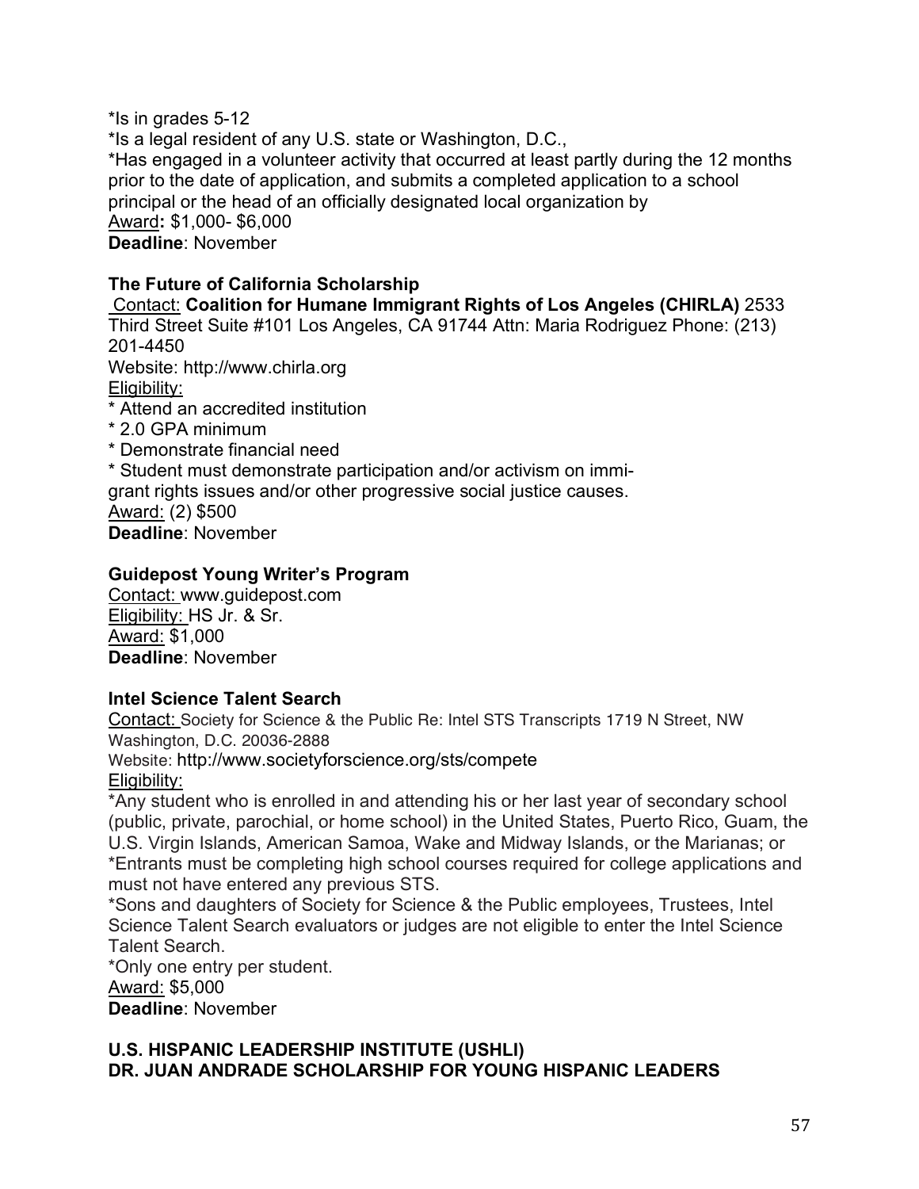*Is in grades 5-12
*Is a legal resident of any U.S. state or Washington, D.C.,
*Has engaged in a volunteer activity that occurred at least partly during the 12 months prior to the date of application, and submits a completed application to a school principal or the head of an officially designated local organization by
Award**:** $1,000- $6,000
**Deadline**: November

**The Future of California Scholarship**
Contact: **Coalition for Humane Immigrant Rights of Los Angeles (CHIRLA)** 2533 Third Street Suite #101 Los Angeles, CA 91744 Attn: Maria Rodriguez Phone: (213) 201-4450
Website: http://www.chirla.org
Eligibility:
* Attend an accredited institution
* 2.0 GPA minimum
* Demonstrate financial need
* Student must demonstrate participation and/or activism on immigrant rights issues and/or other progressive social justice causes.

Award: (2) $500
**Deadline**: November

**Guidepost Young Writer's Program**
Contact: www.guidepost.com
Eligibility: HS Jr. & Sr.
Award: $1,000
**Deadline**: November

**Intel Science Talent Search**
Contact: Society for Science & the Public Re: Intel STS Transcripts 1719 N Street, NW Washington, D.C. 20036-2888
Website: http://www.societyforscience.org/sts/compete
Eligibility:
*Any student who is enrolled in and attending his or her last year of secondary school (public, private, parochial, or home school) in the United States, Puerto Rico, Guam, the U.S. Virgin Islands, American Samoa, Wake and Midway Islands, or the Marianas; or
*Entrants must be completing high school courses required for college applications and must not have entered any previous STS.
*Sons and daughters of Society for Science & the Public employees, Trustees, Intel Science Talent Search evaluators or judges are not eligible to enter the Intel Science Talent Search.
*Only one entry per student.
Award: $5,000
**Deadline**: November

**U.S. HISPANIC LEADERSHIP INSTITUTE (USHLI)**
**DR. JUAN ANDRADE SCHOLARSHIP FOR YOUNG HISPANIC LEADERS**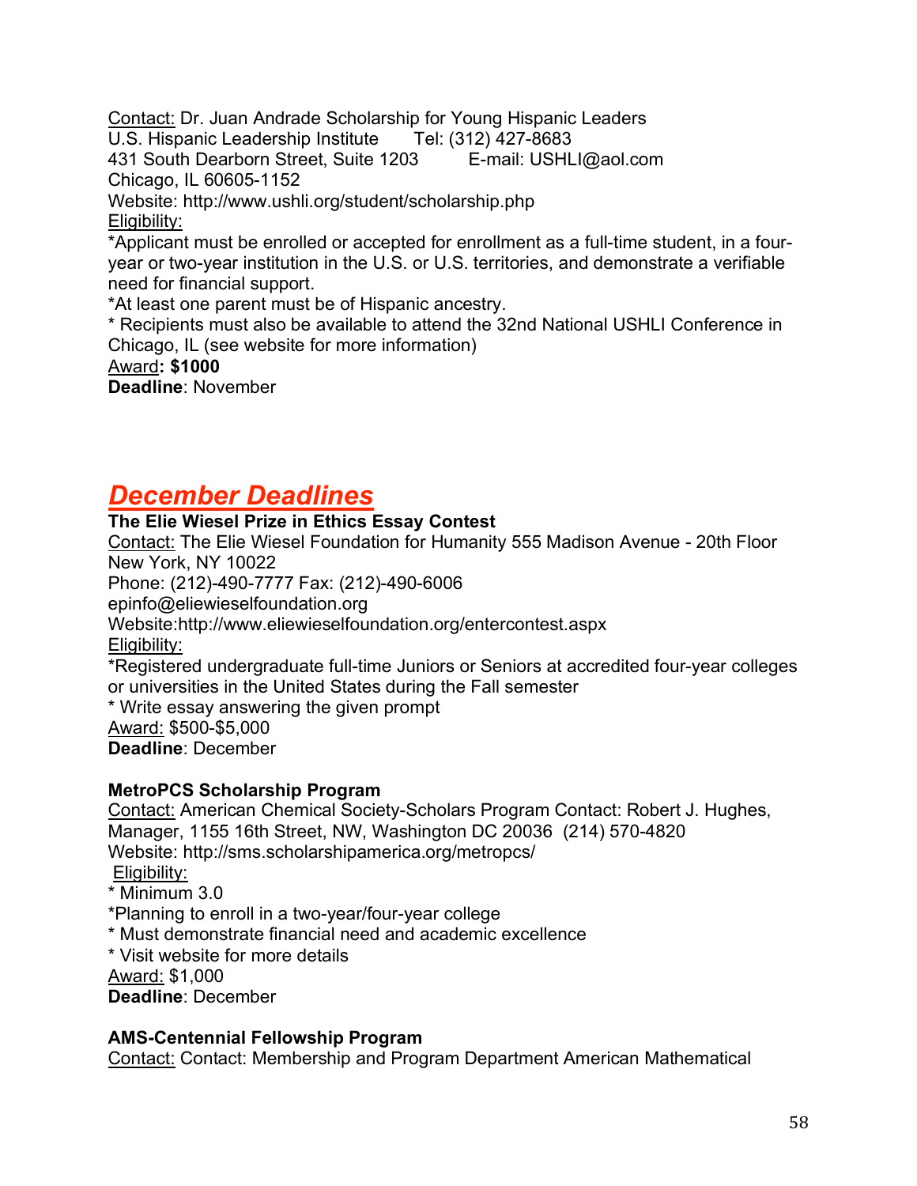Contact: Dr. Juan Andrade Scholarship for Young Hispanic Leaders
U.S. Hispanic Leadership Institute Tel: (312) 427-8683
431 South Dearborn Street, Suite 1203 E-mail: USHLI@aol.com
Chicago, IL 60605-1152
Website: http://www.ushli.org/student/scholarship.php
Eligibility:
*Applicant must be enrolled or accepted for enrollment as a full-time student, in a four-year or two-year institution in the U.S. or U.S. territories, and demonstrate a verifiable need for financial support.
*At least one parent must be of Hispanic ancestry.
* Recipients must also be available to attend the 32nd National USHLI Conference in Chicago, IL (see website for more information)
Award**: $1000**
**Deadline**: November

## *December Deadlines*

**The Elie Wiesel Prize in Ethics Essay Contest**
Contact: The Elie Wiesel Foundation for Humanity 555 Madison Avenue - 20th Floor New York, NY 10022
Phone: (212)-490-7777 Fax: (212)-490-6006
epinfo@eliewieselfoundation.org
Website:http://www.eliewieselfoundation.org/entercontest.aspx
Eligibility:
*Registered undergraduate full-time Juniors or Seniors at accredited four-year colleges or universities in the United States during the Fall semester
* Write essay answering the given prompt
Award: $500-$5,000
**Deadline**: December

**MetroPCS Scholarship Program**
Contact: American Chemical Society-Scholars Program Contact: Robert J. Hughes, Manager, 1155 16th Street, NW, Washington DC 20036 (214) 570-4820
Website: http://sms.scholarshipamerica.org/metropcs/
Eligibility:
* Minimum 3.0
*Planning to enroll in a two-year/four-year college
* Must demonstrate financial need and academic excellence
* Visit website for more details
Award: $1,000
**Deadline**: December

**AMS-Centennial Fellowship Program**
Contact: Contact: Membership and Program Department American Mathematical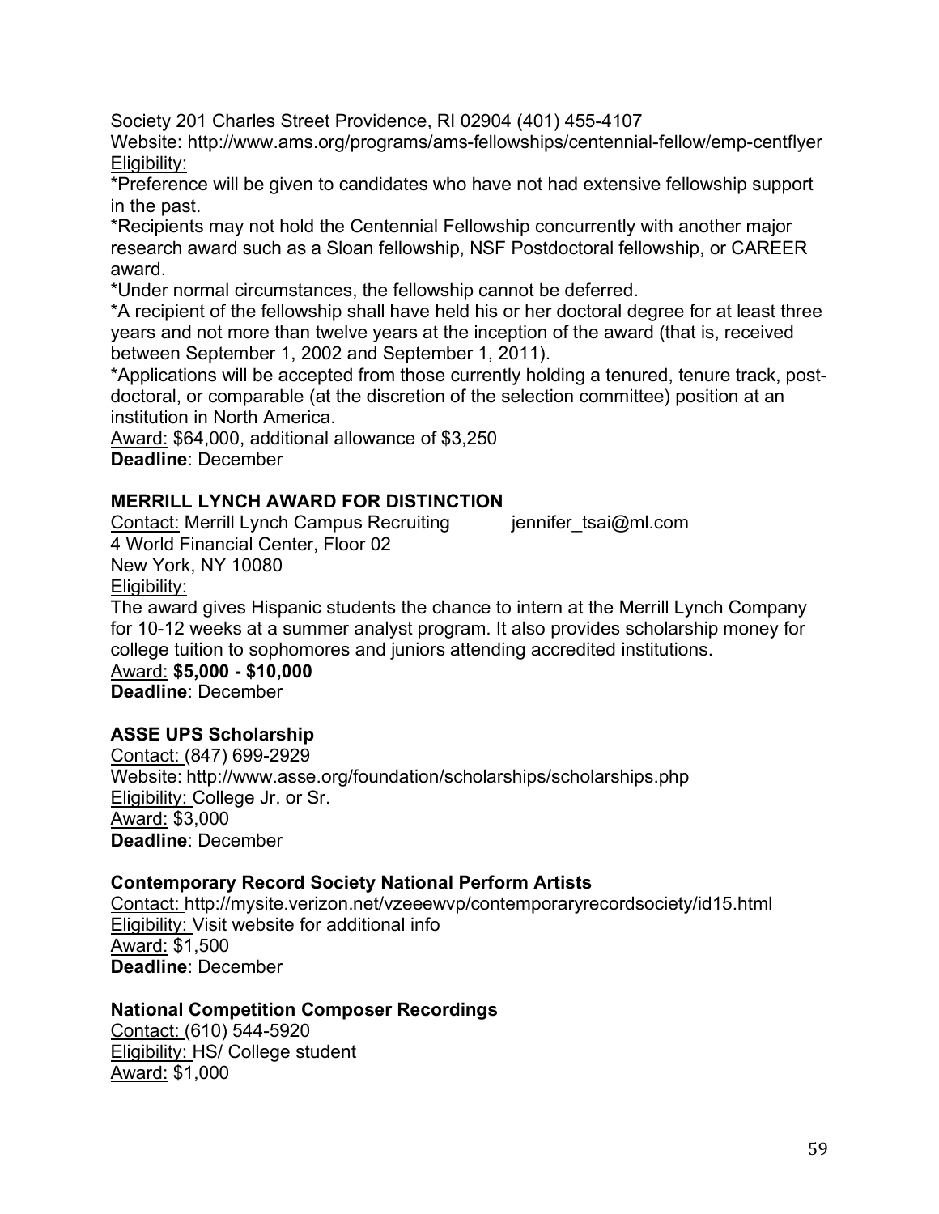Society 201 Charles Street Providence, RI 02904 (401) 455-4107
Website: http://www.ams.org/programs/ams-fellowships/centennial-fellow/emp-centflyer
Eligibility:
*Preference will be given to candidates who have not had extensive fellowship support in the past.
*Recipients may not hold the Centennial Fellowship concurrently with another major research award such as a Sloan fellowship, NSF Postdoctoral fellowship, or CAREER award.
*Under normal circumstances, the fellowship cannot be deferred.
*A recipient of the fellowship shall have held his or her doctoral degree for at least three years and not more than twelve years at the inception of the award (that is, received between September 1, 2002 and September 1, 2011).
*Applications will be accepted from those currently holding a tenured, tenure track, post-doctoral, or comparable (at the discretion of the selection committee) position at an institution in North America.
Award: $64,000, additional allowance of $3,250
**Deadline**: December

**MERRILL LYNCH AWARD FOR DISTINCTION**
Contact: Merrill Lynch Campus Recruiting jennifer_tsai@ml.com
4 World Financial Center, Floor 02
New York, NY 10080
Eligibility:
The award gives Hispanic students the chance to intern at the Merrill Lynch Company for 10-12 weeks at a summer analyst program. It also provides scholarship money for college tuition to sophomores and juniors attending accredited institutions.
Award: **$5,000 - $10,000**
**Deadline**: December

**ASSE UPS Scholarship**
Contact: (847) 699-2929
Website: http://www.asse.org/foundation/scholarships/scholarships.php
Eligibility: College Jr. or Sr.
Award: $3,000
**Deadline**: December

**Contemporary Record Society National Perform Artists**
Contact: http://mysite.verizon.net/vzeeewvp/contemporaryrecordsociety/id15.html
Eligibility: Visit website for additional info
Award: $1,500
**Deadline**: December

**National Competition Composer Recordings**
Contact: (610) 544-5920
Eligibility: HS/ College student
Award: $1,000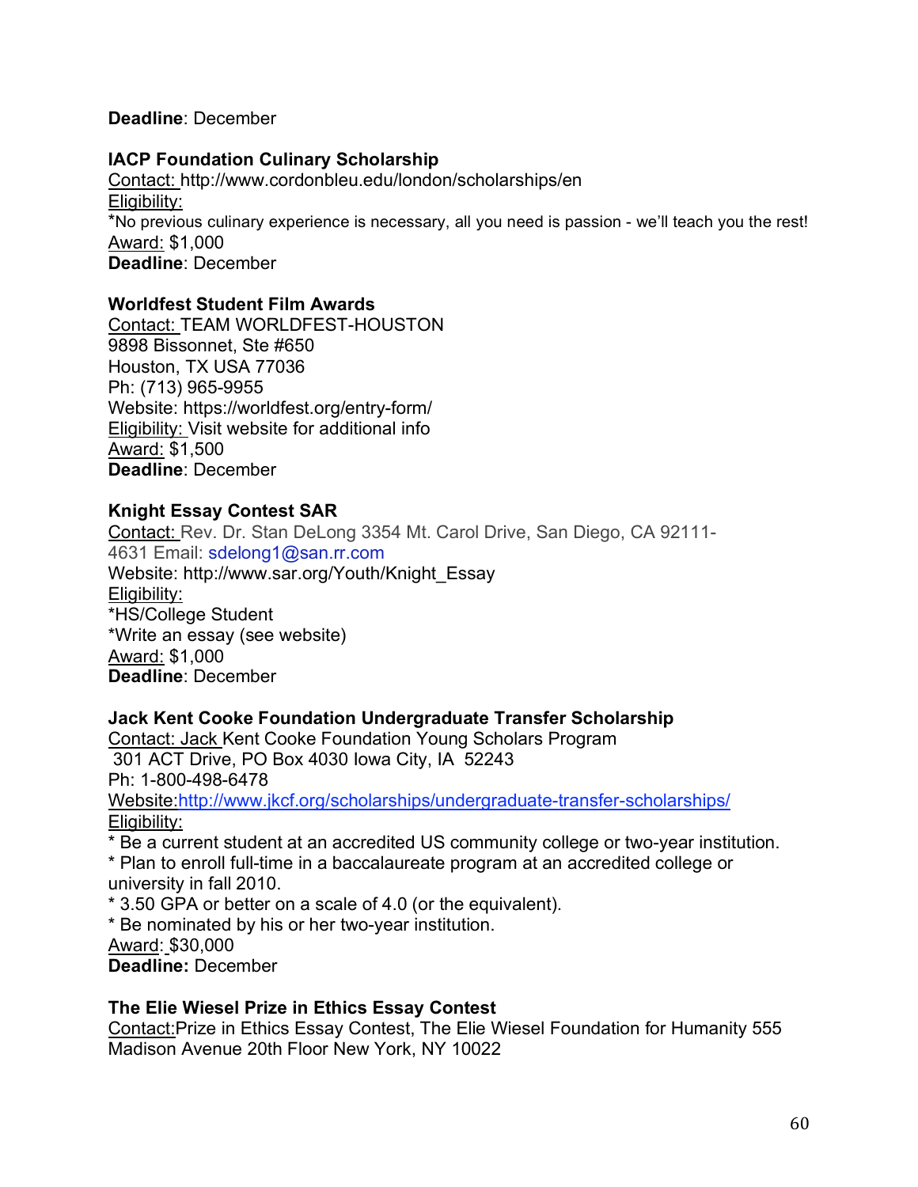**Deadline**: December

**IACP Foundation Culinary Scholarship**
Contact: http://www.cordonbleu.edu/london/scholarships/en
Eligibility:
*No previous culinary experience is necessary, all you need is passion - we'll teach you the rest!
Award: $1,000
**Deadline**: December

**Worldfest Student Film Awards**
Contact: TEAM WORLDFEST-HOUSTON
9898 Bissonnet, Ste #650
Houston, TX USA 77036
Ph: (713) 965-9955
Website: https://worldfest.org/entry-form/
Eligibility: Visit website for additional info
Award: $1,500
**Deadline**: December

**Knight Essay Contest SAR**
Contact: Rev. Dr. Stan DeLong 3354 Mt. Carol Drive, San Diego, CA 92111-4631 Email: sdelong1@san.rr.com
Website: http://www.sar.org/Youth/Knight_Essay
Eligibility:
*HS/College Student
*Write an essay (see website)
Award: $1,000
**Deadline**: December

**Jack Kent Cooke Foundation Undergraduate Transfer Scholarship**
Contact: Jack Kent Cooke Foundation Young Scholars Program
301 ACT Drive, PO Box 4030 Iowa City, IA 52243
Ph: 1-800-498-6478
Website:http://www.jkcf.org/scholarships/undergraduate-transfer-scholarships/
Eligibility:
* Be a current student at an accredited US community college or two-year institution.
* Plan to enroll full-time in a baccalaureate program at an accredited college or university in fall 2010.
* 3.50 GPA or better on a scale of 4.0 (or the equivalent).
* Be nominated by his or her two-year institution.
Award: $30,000
**Deadline:** December

**The Elie Wiesel Prize in Ethics Essay Contest**
Contact:Prize in Ethics Essay Contest, The Elie Wiesel Foundation for Humanity 555 Madison Avenue 20th Floor New York, NY 10022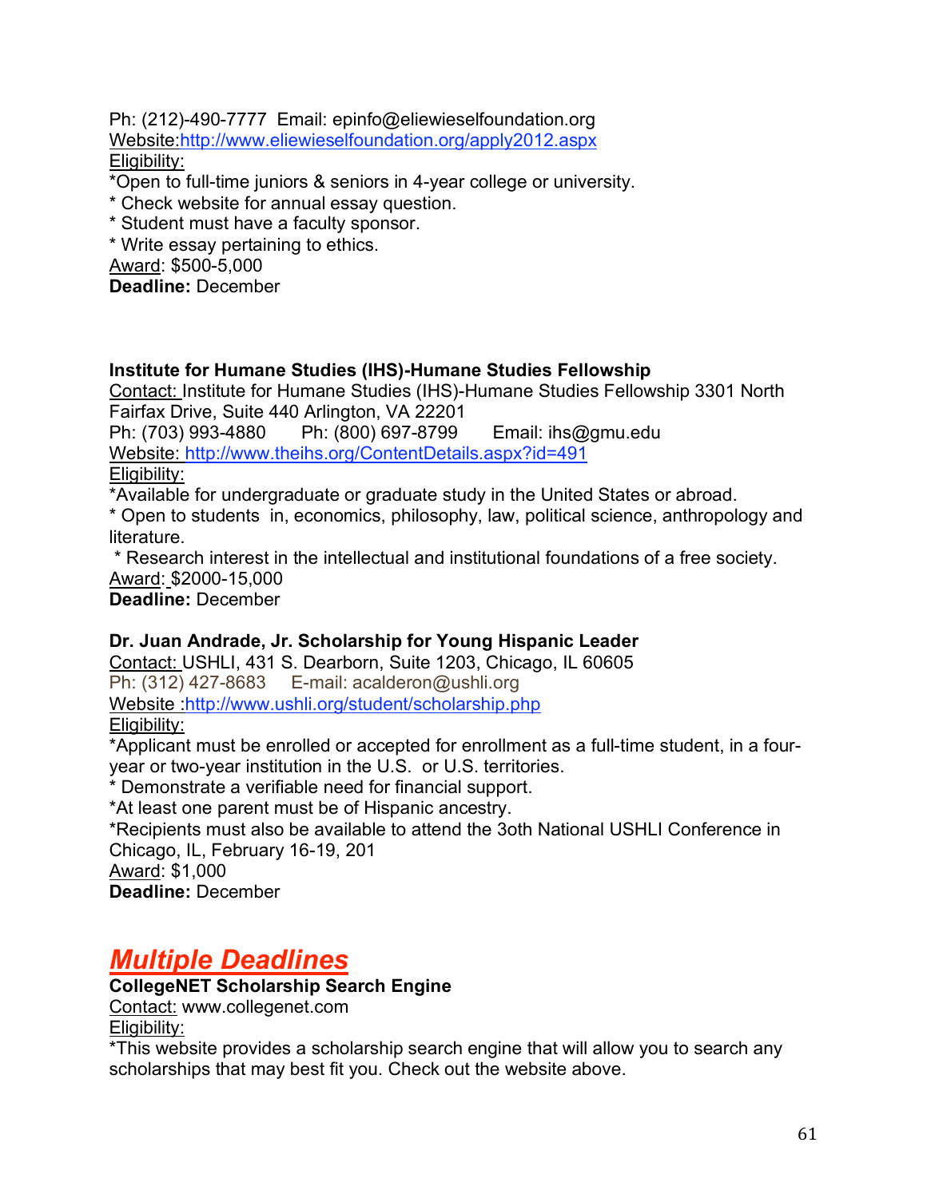Ph: (212)-490-7777  Email: epinfo@eliewieselfoundation.org
Website:http://www.eliewieselfoundation.org/apply2012.aspx
Eligibility:
*Open to full-time juniors & seniors in 4-year college or university.
* Check website for annual essay question.
* Student must have a faculty sponsor.
* Write essay pertaining to ethics.
Award: $500-5,000
**Deadline:** December

**Institute for Humane Studies (IHS)-Humane Studies Fellowship**
Contact: Institute for Humane Studies (IHS)-Humane Studies Fellowship 3301 North Fairfax Drive, Suite 440 Arlington, VA 22201
Ph: (703) 993-4880  Ph: (800) 697-8799  Email: ihs@gmu.edu
Website: http://www.theihs.org/ContentDetails.aspx?id=491
Eligibility:
*Available for undergraduate or graduate study in the United States or abroad.
* Open to students in, economics, philosophy, law, political science, anthropology and literature.
* Research interest in the intellectual and institutional foundations of a free society.
Award: $2000-15,000
**Deadline:** December

**Dr. Juan Andrade, Jr. Scholarship for Young Hispanic Leader**
Contact: USHLI, 431 S. Dearborn, Suite 1203, Chicago, IL 60605
Ph: (312) 427-8683  E-mail: acalderon@ushli.org
Website :http://www.ushli.org/student/scholarship.php
Eligibility:
*Applicant must be enrolled or accepted for enrollment as a full-time student, in a four-year or two-year institution in the U.S. or U.S. territories.
* Demonstrate a verifiable need for financial support.
*At least one parent must be of Hispanic ancestry.
*Recipients must also be available to attend the 3oth National USHLI Conference in Chicago, IL, February 16-19, 201
Award: $1,000
**Deadline:** December

## ***Multiple Deadlines***

**CollegeNET Scholarship Search Engine**
Contact: www.collegenet.com
Eligibility:
*This website provides a scholarship search engine that will allow you to search any scholarships that may best fit you. Check out the website above.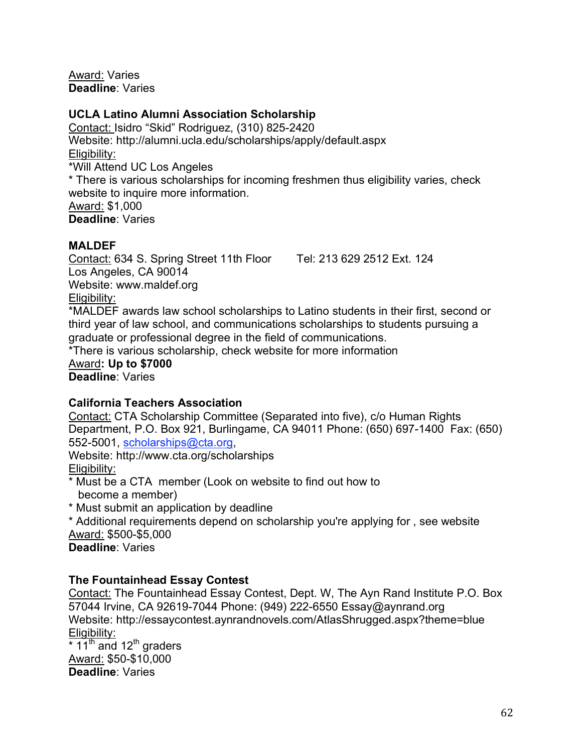Award: Varies
**Deadline**: Varies

**UCLA Latino Alumni Association Scholarship**
Contact: Isidro "Skid" Rodriguez, (310) 825-2420
Website: http://alumni.ucla.edu/scholarships/apply/default.aspx
Eligibility:
*Will Attend UC Los Angeles
* There is various scholarships for incoming freshmen thus eligibility varies, check website to inquire more information.
Award: $1,000
**Deadline**: Varies

**MALDEF**
Contact: 634 S. Spring Street 11th Floor Tel: 213 629 2512 Ext. 124
Los Angeles, CA 90014
Website: www.maldef.org
Eligibility:
*MALDEF awards law school scholarships to Latino students in their first, second or third year of law school, and communications scholarships to students pursuing a graduate or professional degree in the field of communications.
*There is various scholarship, check website for more information
Award**: Up to $7000**
**Deadline**: Varies

**California Teachers Association**
Contact: CTA Scholarship Committee (Separated into five), c/o Human Rights Department, P.O. Box 921, Burlingame, CA 94011 Phone: (650) 697-1400 Fax: (650) 552-5001, scholarships@cta.org,
Website: http://www.cta.org/scholarships
Eligibility:
* Must be a CTA member (Look on website to find out how to become a member)
* Must submit an application by deadline
* Additional requirements depend on scholarship you're applying for , see website
Award: $500-$5,000
**Deadline**: Varies

**The Fountainhead Essay Contest**
Contact: The Fountainhead Essay Contest, Dept. W, The Ayn Rand Institute P.O. Box 57044 Irvine, CA 92619-7044 Phone: (949) 222-6550 Essay@aynrand.org
Website: http://essaycontest.aynrandnovels.com/AtlasShrugged.aspx?theme=blue
Eligibility:
* 11th and 12th graders
Award: $50-$10,000
**Deadline**: Varies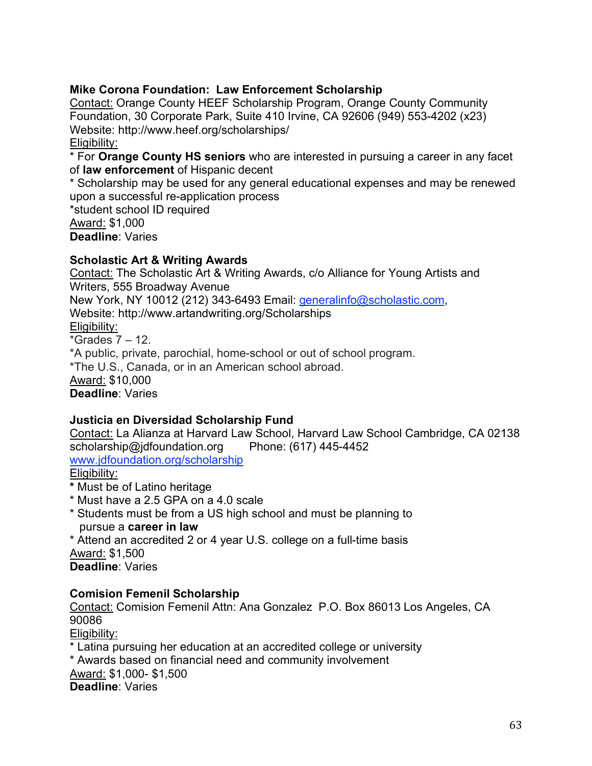**Mike Corona Foundation:  Law Enforcement Scholarship**
Contact: Orange County HEEF Scholarship Program, Orange County Community Foundation, 30 Corporate Park, Suite 410 Irvine, CA 92606 (949) 553-4202 (x23)
Website: http://www.heef.org/scholarships/
Eligibility:
* For **Orange County HS seniors** who are interested in pursuing a career in any facet of **law enforcement** of Hispanic decent
* Scholarship may be used for any general educational expenses and may be renewed upon a successful re-application process
*student school ID required
Award: $1,000
**Deadline**: Varies

**Scholastic Art & Writing Awards**
Contact: The Scholastic Art & Writing Awards, c/o Alliance for Young Artists and Writers, 555 Broadway Avenue
New York, NY 10012 (212) 343-6493 Email: generalinfo@scholastic.com,
Website: http://www.artandwriting.org/Scholarships
Eligibility:
*Grades 7 – 12.
*A public, private, parochial, home-school or out of school program.
*The U.S., Canada, or in an American school abroad.
Award: $10,000
**Deadline**: Varies

**Justicia en Diversidad Scholarship Fund**
Contact: La Alianza at Harvard Law School, Harvard Law School Cambridge, CA 02138
scholarship@jdfoundation.org    Phone: (617) 445-4452
www.jdfoundation.org/scholarship
Eligibility:
* Must be of Latino heritage
* Must have a 2.5 GPA on a 4.0 scale
* Students must be from a US high school and must be planning to pursue a **career in law**
* Attend an accredited 2 or 4 year U.S. college on a full-time basis
Award: $1,500
**Deadline**: Varies

**Comision Femenil Scholarship**
Contact: Comision Femenil Attn: Ana Gonzalez  P.O. Box 86013 Los Angeles, CA 90086
Eligibility:
* Latina pursuing her education at an accredited college or university
* Awards based on financial need and community involvement
Award: $1,000- $1,500
**Deadline**: Varies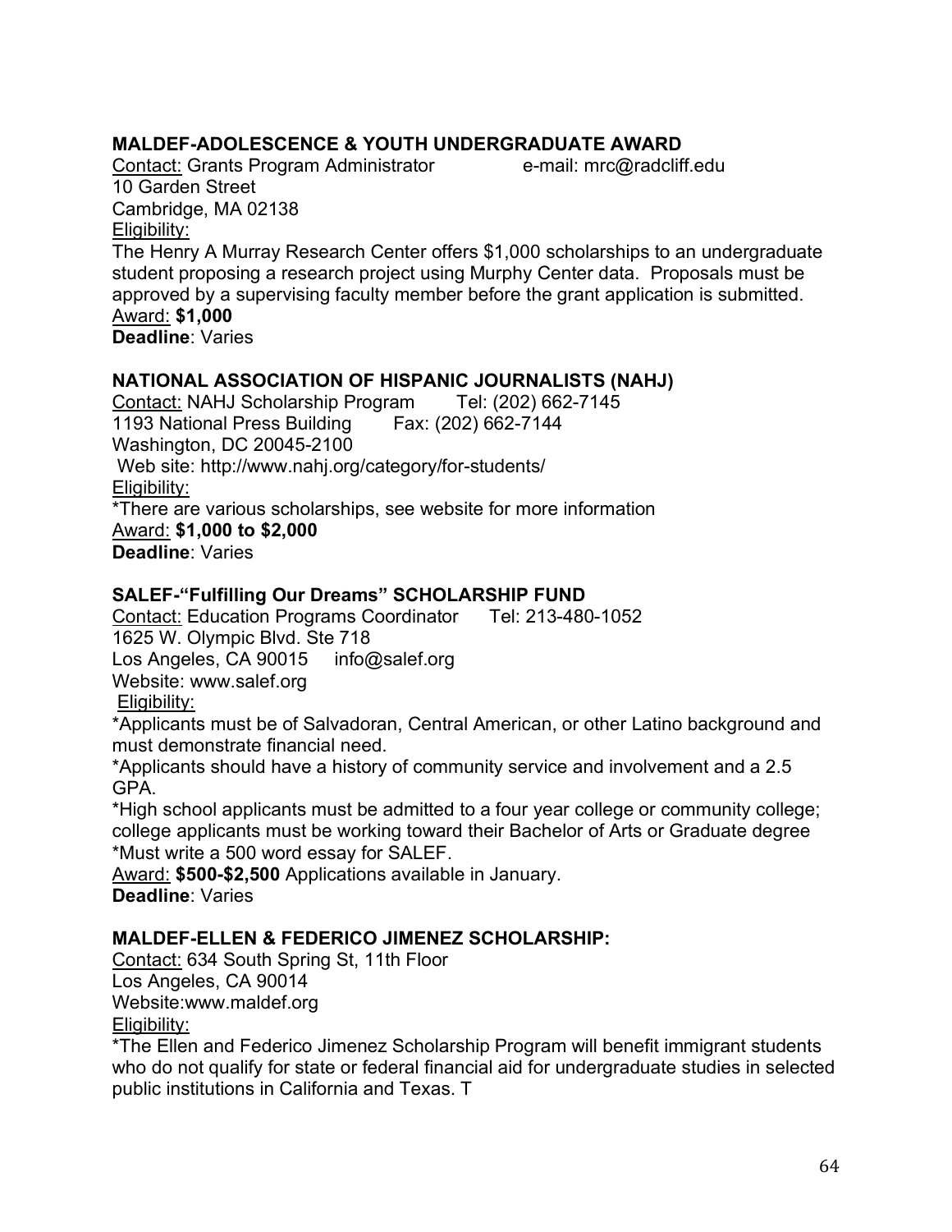**MALDEF-ADOLESCENCE & YOUTH UNDERGRADUATE AWARD**

Contact: Grants Program Administrator    e-mail: mrc@radcliff.edu
10 Garden Street
Cambridge, MA 02138

Eligibility:

The Henry A Murray Research Center offers $1,000 scholarships to an undergraduate student proposing a research project using Murphy Center data. Proposals must be approved by a supervising faculty member before the grant application is submitted.

Award: **$1,000**

**Deadline**: Varies

**NATIONAL ASSOCIATION OF HISPANIC JOURNALISTS (NAHJ)**

Contact: NAHJ Scholarship Program    Tel: (202) 662-7145
1193 National Press Building    Fax: (202) 662-7144
Washington, DC 20045-2100
Web site: http://www.nahj.org/category/for-students/

Eligibility:

*There are various scholarships, see website for more information

Award: **$1,000 to $2,000**

**Deadline**: Varies

**SALEF-"Fulfilling Our Dreams" SCHOLARSHIP FUND**

Contact: Education Programs Coordinator    Tel: 213-480-1052
1625 W. Olympic Blvd. Ste 718
Los Angeles, CA 90015    info@salef.org
Website: www.salef.org

Eligibility:

*Applicants must be of Salvadoran, Central American, or other Latino background and must demonstrate financial need.

*Applicants should have a history of community service and involvement and a 2.5 GPA.

*High school applicants must be admitted to a four year college or community college; college applicants must be working toward their Bachelor of Arts or Graduate degree

*Must write a 500 word essay for SALEF.

Award: **$500-$2,500** Applications available in January.

**Deadline**: Varies

**MALDEF-ELLEN & FEDERICO JIMENEZ SCHOLARSHIP:**

Contact: 634 South Spring St, 11th Floor
Los Angeles, CA 90014
Website:www.maldef.org

Eligibility:

*The Ellen and Federico Jimenez Scholarship Program will benefit immigrant students who do not qualify for state or federal financial aid for undergraduate studies in selected public institutions in California and Texas. T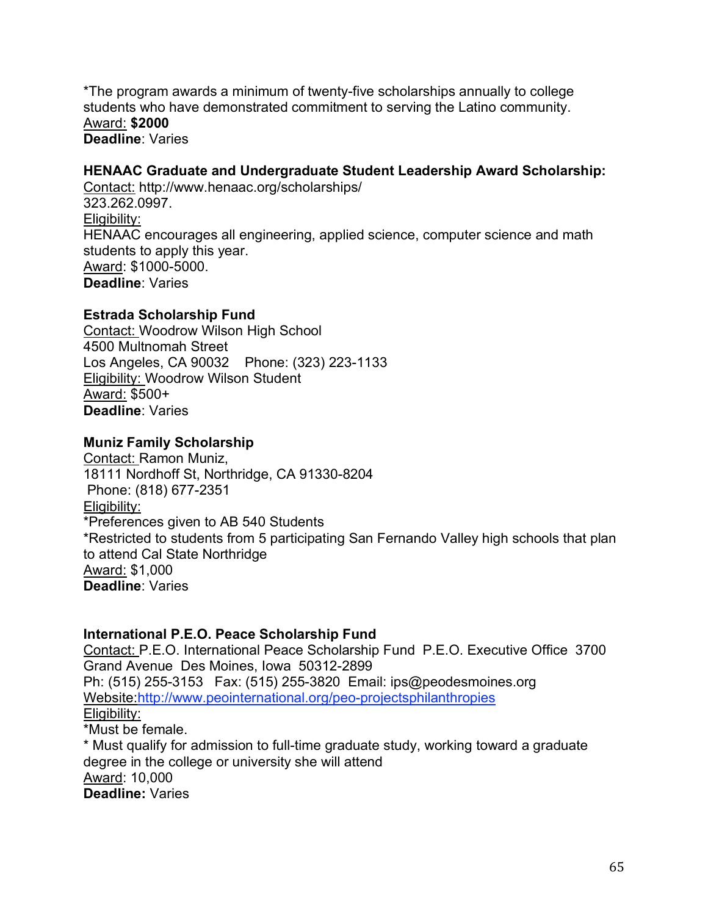*The program awards a minimum of twenty-five scholarships annually to college students who have demonstrated commitment to serving the Latino community.
Award: **$2000**
**Deadline**: Varies

**HENAAC Graduate and Undergraduate Student Leadership Award Scholarship:**
Contact: http://www.henaac.org/scholarships/
323.262.0997.
Eligibility:
HENAAC encourages all engineering, applied science, computer science and math students to apply this year.
Award: $1000-5000.
**Deadline**: Varies

**Estrada Scholarship Fund**
Contact: Woodrow Wilson High School
4500 Multnomah Street
Los Angeles, CA 90032 Phone: (323) 223-1133
Eligibility: Woodrow Wilson Student
Award: $500+
**Deadline**: Varies

**Muniz Family Scholarship**
Contact: Ramon Muniz,
18111 Nordhoff St, Northridge, CA 91330-8204
Phone: (818) 677-2351
Eligibility:
*Preferences given to AB 540 Students
*Restricted to students from 5 participating San Fernando Valley high schools that plan to attend Cal State Northridge
Award: $1,000
**Deadline**: Varies

**International P.E.O. Peace Scholarship Fund**
Contact: P.E.O. International Peace Scholarship Fund P.E.O. Executive Office 3700 Grand Avenue Des Moines, Iowa 50312-2899
Ph: (515) 255-3153 Fax: (515) 255-3820 Email: ips@peodesmoines.org
Website: http://www.peointernational.org/peo-projectsphilanthropies
Eligibility:
*Must be female.
* Must qualify for admission to full-time graduate study, working toward a graduate degree in the college or university she will attend
Award: 10,000
**Deadline:** Varies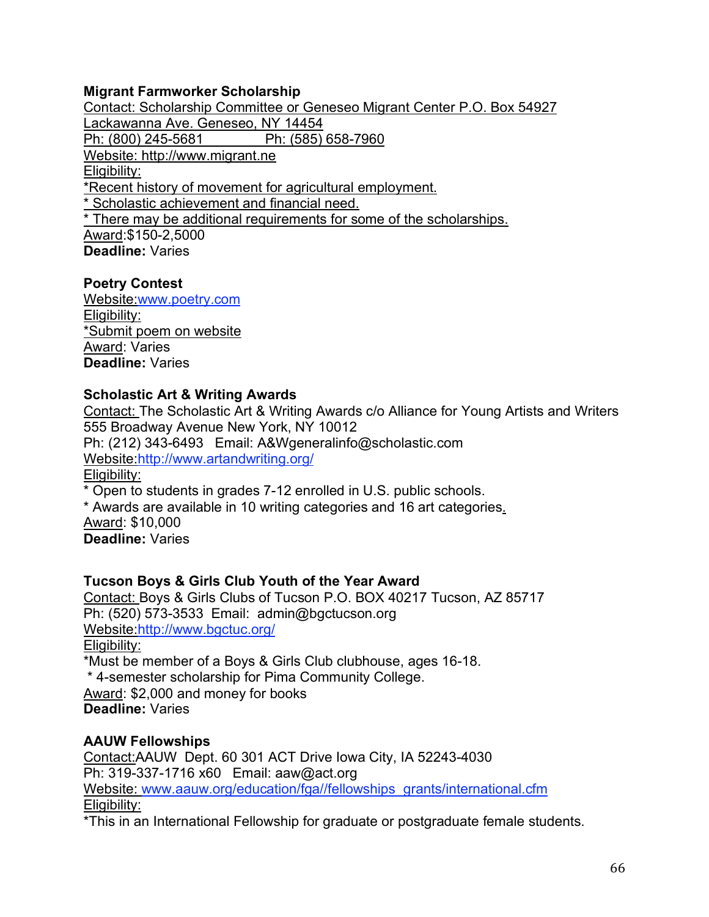**Migrant Farmworker Scholarship**
Contact: Scholarship Committee or Geneseo Migrant Center P.O. Box 54927
Lackawanna Ave. Geneseo, NY 14454
Ph: (800) 245-5681 Ph: (585) 658-7960
Website: http://www.migrant.ne
Eligibility:
*Recent history of movement for agricultural employment.
* Scholastic achievement and financial need.
* There may be additional requirements for some of the scholarships.
Award:$150-2,5000
**Deadline:** Varies

**Poetry Contest**
Website:www.poetry.com
Eligibility:
*Submit poem on website
Award: Varies
**Deadline:** Varies

**Scholastic Art & Writing Awards**
Contact: The Scholastic Art & Writing Awards c/o Alliance for Young Artists and Writers
555 Broadway Avenue New York, NY 10012
Ph: (212) 343-6493 Email: A&Wgeneralinfo@scholastic.com
Website:http://www.artandwriting.org/
Eligibility:
* Open to students in grades 7-12 enrolled in U.S. public schools.
* Awards are available in 10 writing categories and 16 art categories.
Award: $10,000
**Deadline:** Varies

**Tucson Boys & Girls Club Youth of the Year Award**
Contact: Boys & Girls Clubs of Tucson P.O. BOX 40217 Tucson, AZ 85717
Ph: (520) 573-3533 Email: admin@bgctucson.org
Website:http://www.bgctuc.org/
Eligibility:
*Must be member of a Boys & Girls Club clubhouse, ages 16-18.
* 4-semester scholarship for Pima Community College.
Award: $2,000 and money for books
**Deadline:** Varies

**AAUW Fellowships**
Contact:AAUW Dept. 60 301 ACT Drive Iowa City, IA 52243-4030
Ph: 319-337-1716 x60 Email: aaw@act.org
Website: www.aauw.org/education/fga//fellowships_grants/international.cfm
Eligibility:
*This in an International Fellowship for graduate or postgraduate female students.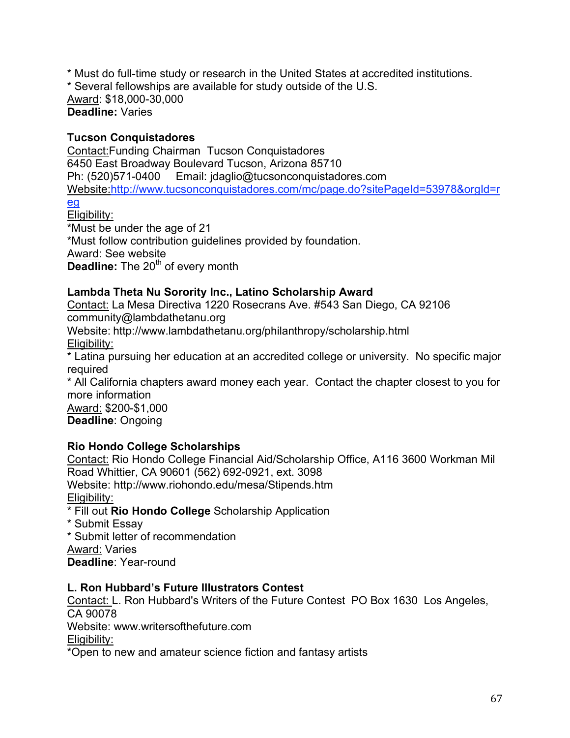* Must do full-time study or research in the United States at accredited institutions.
* Several fellowships are available for study outside of the U.S.

Award: $18,000-30,000
**Deadline:** Varies

**Tucson Conquistadores**

Contact:Funding Chairman Tucson Conquistadores
6450 East Broadway Boulevard Tucson, Arizona 85710
Ph: (520)571-0400 Email: jdaglio@tucsonconquistadores.com
Website:http://www.tucsonconquistadores.com/mc/page.do?sitePageId=53978&orgId=reg
Eligibility:
*Must be under the age of 21
*Must follow contribution guidelines provided by foundation.

Award: See website
**Deadline:** The 20th of every month

**Lambda Theta Nu Sorority Inc., Latino Scholarship Award**

Contact: La Mesa Directiva 1220 Rosecrans Ave. #543 San Diego, CA 92106
community@lambdathetanu.org
Website: http://www.lambdathetanu.org/philanthropy/scholarship.html
Eligibility:
* Latina pursuing her education at an accredited college or university. No specific major required
* All California chapters award money each year. Contact the chapter closest to you for more information

Award: $200-$1,000
**Deadline**: Ongoing

**Rio Hondo College Scholarships**

Contact: Rio Hondo College Financial Aid/Scholarship Office, A116 3600 Workman Mil Road Whittier, CA 90601 (562) 692-0921, ext. 3098
Website: http://www.riohondo.edu/mesa/Stipends.htm
Eligibility:
* Fill out **Rio Hondo College** Scholarship Application
* Submit Essay
* Submit letter of recommendation

Award: Varies
**Deadline**: Year-round

**L. Ron Hubbard's Future Illustrators Contest**

Contact: L. Ron Hubbard's Writers of the Future Contest PO Box 1630 Los Angeles, CA 90078
Website: www.writersofthefuture.com
Eligibility:
*Open to new and amateur science fiction and fantasy artists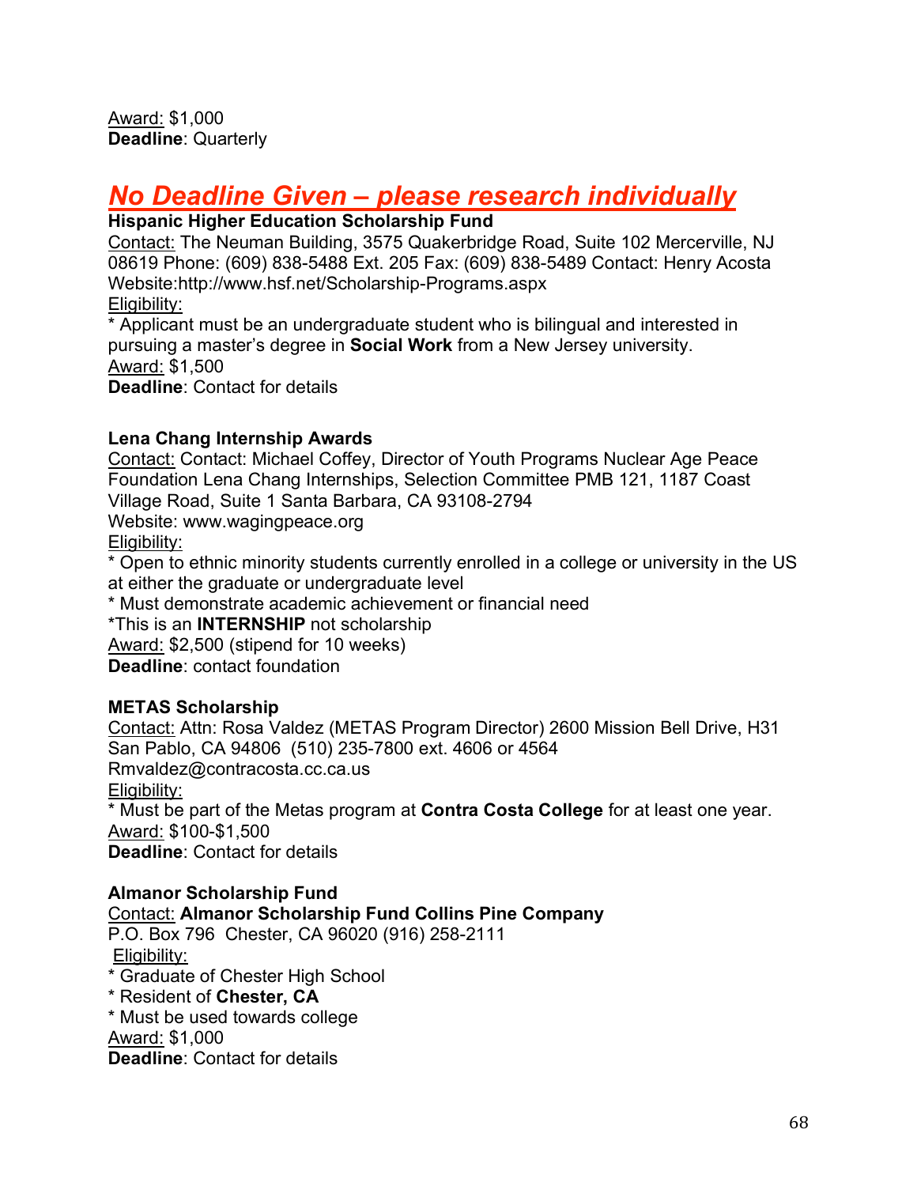Award: $1,000
**Deadline**: Quarterly

## *No Deadline Given – please research individually*

**Hispanic Higher Education Scholarship Fund**
Contact: The Neuman Building, 3575 Quakerbridge Road, Suite 102 Mercerville, NJ 08619 Phone: (609) 838-5488 Ext. 205 Fax: (609) 838-5489 Contact: Henry Acosta Website:http://www.hsf.net/Scholarship-Programs.aspx
Eligibility:
* Applicant must be an undergraduate student who is bilingual and interested in pursuing a master's degree in **Social Work** from a New Jersey university.
Award: $1,500
**Deadline**: Contact for details

**Lena Chang Internship Awards**
Contact: Contact: Michael Coffey, Director of Youth Programs Nuclear Age Peace Foundation Lena Chang Internships, Selection Committee PMB 121, 1187 Coast Village Road, Suite 1 Santa Barbara, CA 93108-2794
Website: www.wagingpeace.org
Eligibility:
* Open to ethnic minority students currently enrolled in a college or university in the US at either the graduate or undergraduate level
* Must demonstrate academic achievement or financial need
*This is an **INTERNSHIP** not scholarship
Award: $2,500 (stipend for 10 weeks)
**Deadline**: contact foundation

**METAS Scholarship**
Contact: Attn: Rosa Valdez (METAS Program Director) 2600 Mission Bell Drive, H31 San Pablo, CA 94806 (510) 235-7800 ext. 4606 or 4564
Rmvaldez@contracosta.cc.ca.us
Eligibility:
* Must be part of the Metas program at **Contra Costa College** for at least one year.
Award: $100-$1,500
**Deadline**: Contact for details

**Almanor Scholarship Fund**
Contact: **Almanor Scholarship Fund Collins Pine Company**
P.O. Box 796 Chester, CA 96020 (916) 258-2111
Eligibility:
* Graduate of Chester High School
* Resident of **Chester, CA**
* Must be used towards college
Award: $1,000
**Deadline**: Contact for details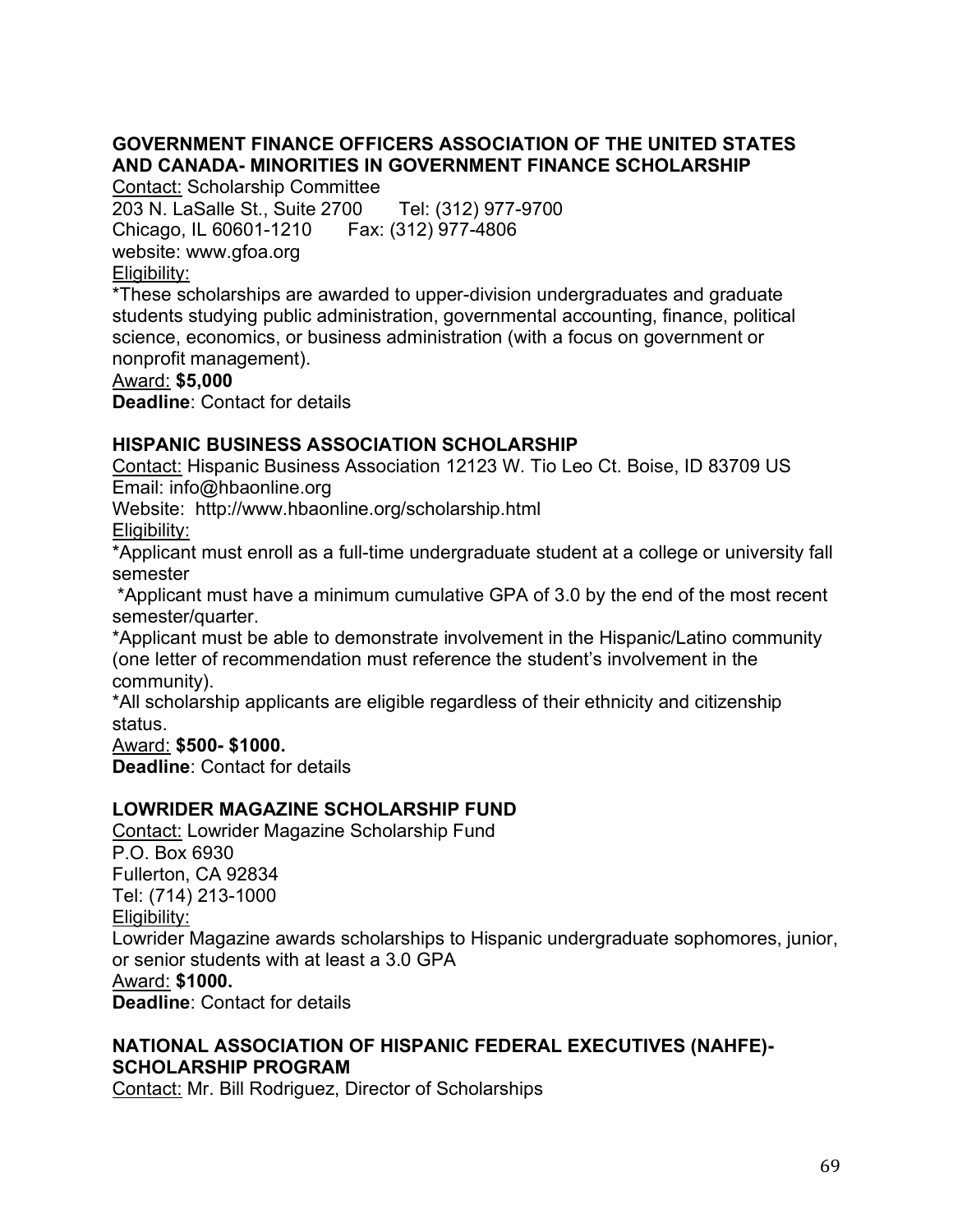### GOVERNMENT FINANCE OFFICERS ASSOCIATION OF THE UNITED STATES AND CANADA- MINORITIES IN GOVERNMENT FINANCE SCHOLARSHIP

Contact: Scholarship Committee
203 N. LaSalle St., Suite 2700 Tel: (312) 977-9700
Chicago, IL 60601-1210 Fax: (312) 977-4806
website: www.gfoa.org

Eligibility:

*These scholarships are awarded to upper-division undergraduates and graduate students studying public administration, governmental accounting, finance, political science, economics, or business administration (with a focus on government or nonprofit management).

Award: **$5,000**

**Deadline**: Contact for details

### HISPANIC BUSINESS ASSOCIATION SCHOLARSHIP

Contact: Hispanic Business Association 12123 W. Tio Leo Ct. Boise, ID 83709 US
Email: info@hbaonline.org
Website: http://www.hbaonline.org/scholarship.html

Eligibility:

*Applicant must enroll as a full-time undergraduate student at a college or university fall semester

*Applicant must have a minimum cumulative GPA of 3.0 by the end of the most recent semester/quarter.

*Applicant must be able to demonstrate involvement in the Hispanic/Latino community (one letter of recommendation must reference the student's involvement in the community).

*All scholarship applicants are eligible regardless of their ethnicity and citizenship status.

Award: **$500- $1000.**

**Deadline**: Contact for details

### LOWRIDER MAGAZINE SCHOLARSHIP FUND

Contact: Lowrider Magazine Scholarship Fund
P.O. Box 6930
Fullerton, CA 92834
Tel: (714) 213-1000

Eligibility:

Lowrider Magazine awards scholarships to Hispanic undergraduate sophomores, junior, or senior students with at least a 3.0 GPA

Award: **$1000.**

**Deadline**: Contact for details

### NATIONAL ASSOCIATION OF HISPANIC FEDERAL EXECUTIVES (NAHFE)- SCHOLARSHIP PROGRAM

Contact: Mr. Bill Rodriguez, Director of Scholarships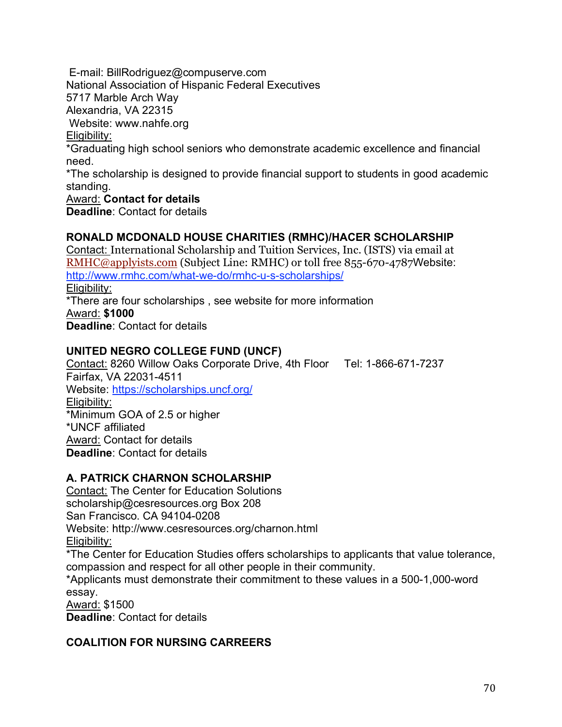E-mail: BillRodriguez@compuserve.com
National Association of Hispanic Federal Executives
5717 Marble Arch Way
Alexandria, VA 22315
Website: www.nahfe.org
Eligibility:
*Graduating high school seniors who demonstrate academic excellence and financial need.
*The scholarship is designed to provide financial support to students in good academic standing.
Award: **Contact for details**
**Deadline**: Contact for details

### RONALD MCDONALD HOUSE CHARITIES (RMHC)/HACER SCHOLARSHIP

Contact: International Scholarship and Tuition Services, Inc. (ISTS) via email at RMHC@applyists.com (Subject Line: RMHC) or toll free 855-670-4787Website: http://www.rmhc.com/what-we-do/rmhc-u-s-scholarships/
Eligibility:
*There are four scholarships , see website for more information
Award: **$1000**
**Deadline**: Contact for details

### UNITED NEGRO COLLEGE FUND (UNCF)

Contact: 8260 Willow Oaks Corporate Drive, 4th Floor Tel: 1-866-671-7237
Fairfax, VA 22031-4511
Website: https://scholarships.uncf.org/
Eligibility:
*Minimum GOA of 2.5 or higher
*UNCF affiliated
Award: Contact for details
**Deadline**: Contact for details

### A. PATRICK CHARNON SCHOLARSHIP

Contact: The Center for Education Solutions
scholarship@cesresources.org Box 208
San Francisco. CA 94104-0208
Website: http://www.cesresources.org/charnon.html
Eligibility:
*The Center for Education Studies offers scholarships to applicants that value tolerance, compassion and respect for all other people in their community.
*Applicants must demonstrate their commitment to these values in a 500-1,000-word essay.
Award: $1500
**Deadline**: Contact for details

### COALITION FOR NURSING CAREERS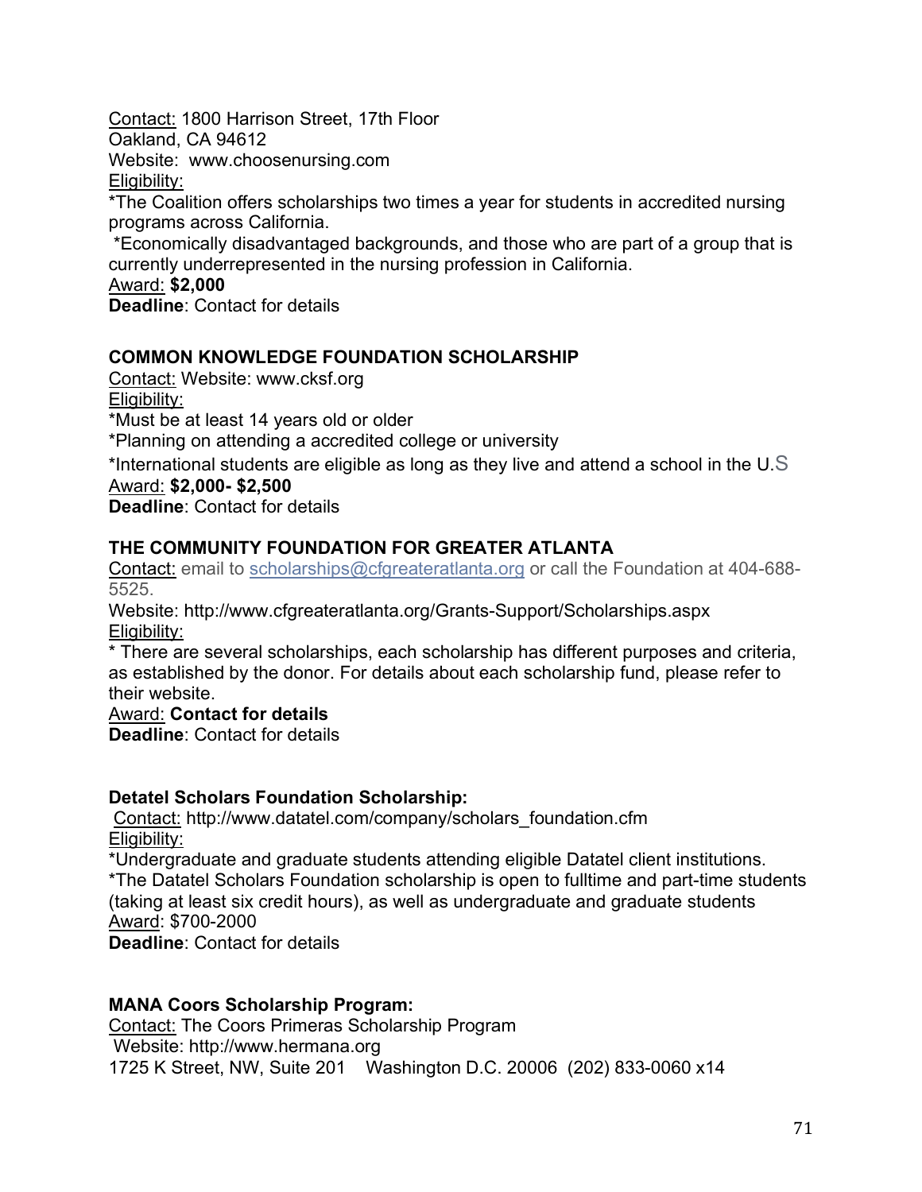Contact: 1800 Harrison Street, 17th Floor
Oakland, CA 94612
Website: www.choosenursing.com
Eligibility:
*The Coalition offers scholarships two times a year for students in accredited nursing programs across California.
*Economically disadvantaged backgrounds, and those who are part of a group that is currently underrepresented in the nursing profession in California.
Award: **$2,000**
**Deadline**: Contact for details

### COMMON KNOWLEDGE FOUNDATION SCHOLARSHIP

Contact: Website: www.cksf.org
Eligibility:
*Must be at least 14 years old or older
*Planning on attending a accredited college or university
*International students are eligible as long as they live and attend a school in the U.S
Award: **$2,000- $2,500**
**Deadline**: Contact for details

### THE COMMUNITY FOUNDATION FOR GREATER ATLANTA

Contact: email to scholarships@cfgreateratlanta.org or call the Foundation at 404-688-5525.
Website: http://www.cfgreateratlanta.org/Grants-Support/Scholarships.aspx
Eligibility:
* There are several scholarships, each scholarship has different purposes and criteria, as established by the donor. For details about each scholarship fund, please refer to their website.
Award: **Contact for details**
**Deadline**: Contact for details

### Detatel Scholars Foundation Scholarship:

Contact: http://www.datatel.com/company/scholars_foundation.cfm
Eligibility:
*Undergraduate and graduate students attending eligible Datatel client institutions.
*The Datatel Scholars Foundation scholarship is open to fulltime and part-time students (taking at least six credit hours), as well as undergraduate and graduate students
Award: $700-2000
**Deadline**: Contact for details

### MANA Coors Scholarship Program:

Contact: The Coors Primeras Scholarship Program
Website: http://www.hermana.org
1725 K Street, NW, Suite 201 Washington D.C. 20006 (202) 833-0060 x14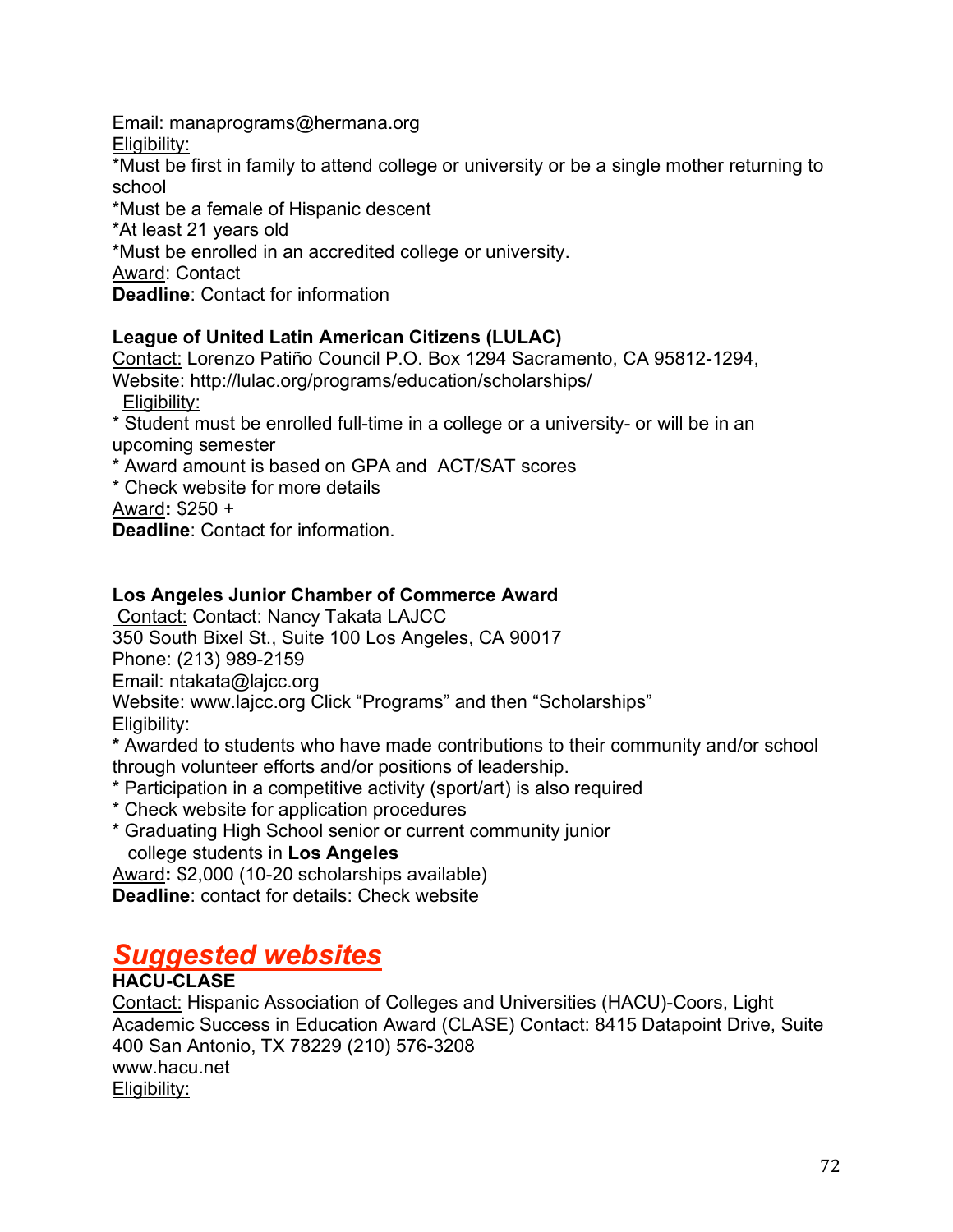Email: manaprograms@hermana.org

Eligibility:

*Must be first in family to attend college or university or be a single mother returning to school

*Must be a female of Hispanic descent

*At least 21 years old

*Must be enrolled in an accredited college or university.

Award: Contact

**Deadline**: Contact for information

**League of United Latin American Citizens (LULAC)**

Contact: Lorenzo Patiño Council P.O. Box 1294 Sacramento, CA 95812-1294,
Website: http://lulac.org/programs/education/scholarships/

Eligibility:

* Student must be enrolled full-time in a college or a university- or will be in an upcoming semester
* Award amount is based on GPA and ACT/SAT scores
* Check website for more details

Award**:** $250 +

**Deadline**: Contact for information.

**Los Angeles Junior Chamber of Commerce Award**

Contact: Contact: Nancy Takata LAJCC
350 South Bixel St., Suite 100 Los Angeles, CA 90017
Phone: (213) 989-2159
Email: ntakata@lajcc.org
Website: www.lajcc.org Click "Programs" and then "Scholarships"

Eligibility:

* Awarded to students who have made contributions to their community and/or school through volunteer efforts and/or positions of leadership.
* Participation in a competitive activity (sport/art) is also required
* Check website for application procedures
* Graduating High School senior or current community junior college students in **Los Angeles**

Award**:** $2,000 (10-20 scholarships available)

**Deadline**: contact for details: Check website

## ***Suggested websites***

**HACU-CLASE**

Contact: Hispanic Association of Colleges and Universities (HACU)-Coors, Light Academic Success in Education Award (CLASE) Contact: 8415 Datapoint Drive, Suite 400 San Antonio, TX 78229 (210) 576-3208
www.hacu.net

Eligibility: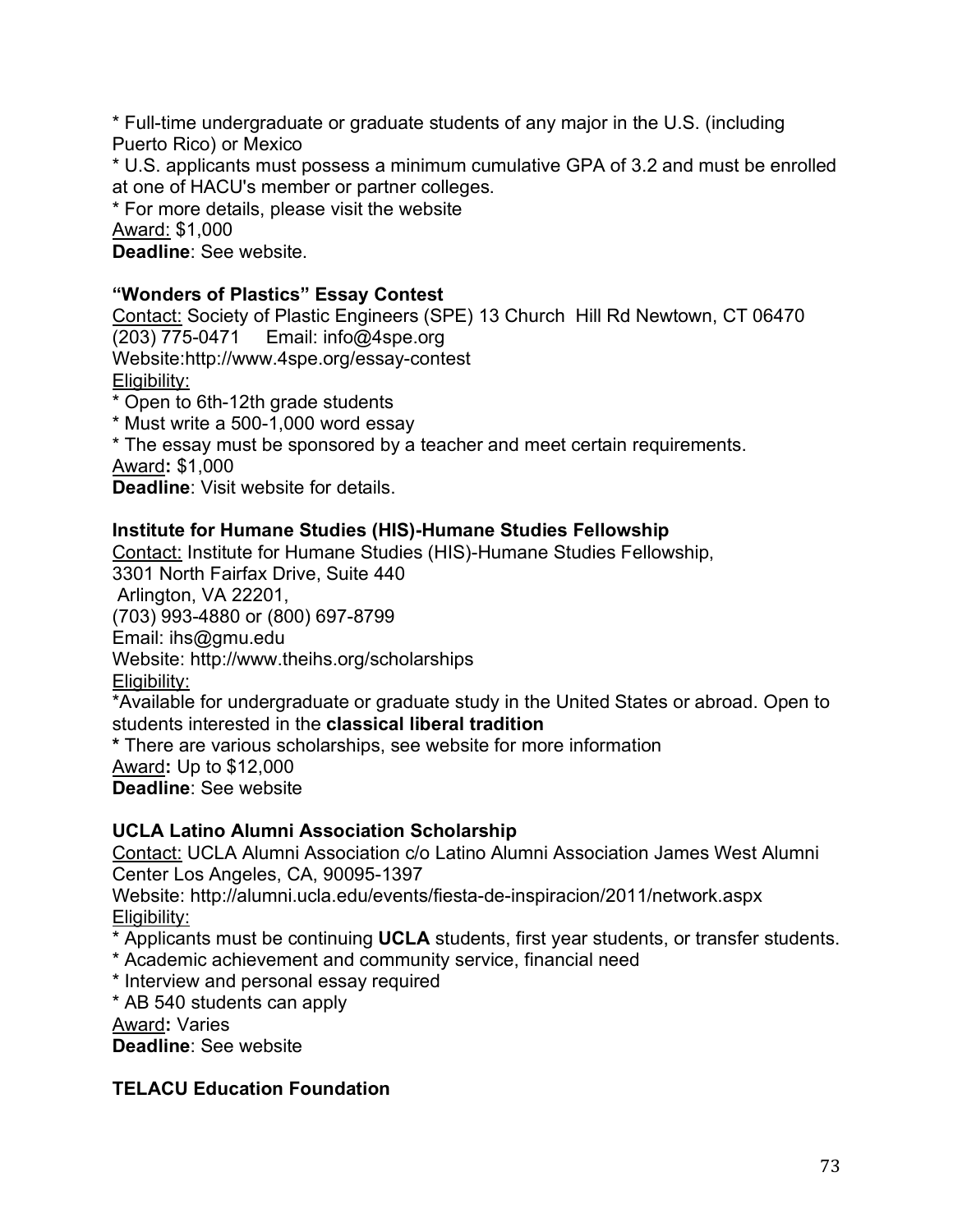* Full-time undergraduate or graduate students of any major in the U.S. (including Puerto Rico) or Mexico
* U.S. applicants must possess a minimum cumulative GPA of 3.2 and must be enrolled at one of HACU's member or partner colleges.
* For more details, please visit the website

Award: $1,000
**Deadline**: See website.

**"Wonders of Plastics" Essay Contest**

Contact: Society of Plastic Engineers (SPE) 13 Church Hill Rd Newtown, CT 06470
(203) 775-0471 Email: info@4spe.org
Website:http://www.4spe.org/essay-contest
Eligibility:
* Open to 6th-12th grade students
* Must write a 500-1,000 word essay
* The essay must be sponsored by a teacher and meet certain requirements.

Award**:** $1,000
**Deadline**: Visit website for details.

**Institute for Humane Studies (HIS)-Humane Studies Fellowship**

Contact: Institute for Humane Studies (HIS)-Humane Studies Fellowship,
3301 North Fairfax Drive, Suite 440
Arlington, VA 22201,
(703) 993-4880 or (800) 697-8799
Email: ihs@gmu.edu
Website: http://www.theihs.org/scholarships
Eligibility:
*Available for undergraduate or graduate study in the United States or abroad. Open to students interested in the **classical liberal tradition**
* There are various scholarships, see website for more information

Award**:** Up to $12,000
**Deadline**: See website

**UCLA Latino Alumni Association Scholarship**

Contact: UCLA Alumni Association c/o Latino Alumni Association James West Alumni Center Los Angeles, CA, 90095-1397
Website: http://alumni.ucla.edu/events/fiesta-de-inspiracion/2011/network.aspx
Eligibility:
* Applicants must be continuing **UCLA** students, first year students, or transfer students.
* Academic achievement and community service, financial need
* Interview and personal essay required
* AB 540 students can apply

Award**:** Varies
**Deadline**: See website

**TELACU Education Foundation**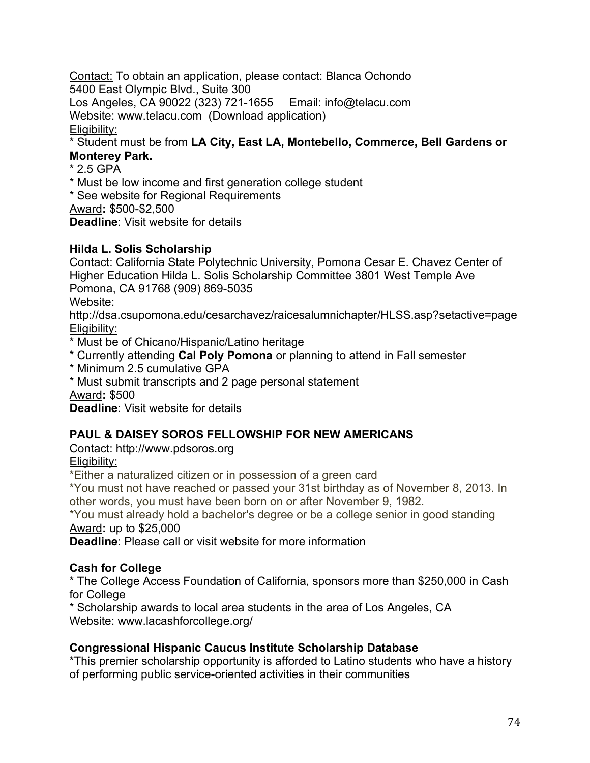Contact: To obtain an application, please contact: Blanca Ochondo
5400 East Olympic Blvd., Suite 300
Los Angeles, CA 90022 (323) 721-1655 Email: info@telacu.com
Website: www.telacu.com (Download application)
Eligibility:
* Student must be from **LA City, East LA, Montebello, Commerce, Bell Gardens or Monterey Park.**
* 2.5 GPA
* Must be low income and first generation college student
* See website for Regional Requirements
Award**:** $500-$2,500
**Deadline**: Visit website for details

**Hilda L. Solis Scholarship**
Contact: California State Polytechnic University, Pomona Cesar E. Chavez Center of Higher Education Hilda L. Solis Scholarship Committee 3801 West Temple Ave Pomona, CA 91768 (909) 869-5035
Website:
http://dsa.csupomona.edu/cesarchavez/raicesalumnichapter/HLSS.asp?setactive=page
Eligibility:
* Must be of Chicano/Hispanic/Latino heritage
* Currently attending **Cal Poly Pomona** or planning to attend in Fall semester
* Minimum 2.5 cumulative GPA
* Must submit transcripts and 2 page personal statement
Award**:** $500
**Deadline**: Visit website for details

**PAUL & DAISEY SOROS FELLOWSHIP FOR NEW AMERICANS**
Contact: http://www.pdsoros.org
Eligibility:
*Either a naturalized citizen or in possession of a green card
*You must not have reached or passed your 31st birthday as of November 8, 2013. In other words, you must have been born on or after November 9, 1982.
*You must already hold a bachelor's degree or be a college senior in good standing
Award**:** up to $25,000
**Deadline**: Please call or visit website for more information

**Cash for College**
* The College Access Foundation of California, sponsors more than $250,000 in Cash for College
* Scholarship awards to local area students in the area of Los Angeles, CA
Website: www.lacashforcollege.org/

**Congressional Hispanic Caucus Institute Scholarship Database**
*This premier scholarship opportunity is afforded to Latino students who have a history of performing public service-oriented activities in their communities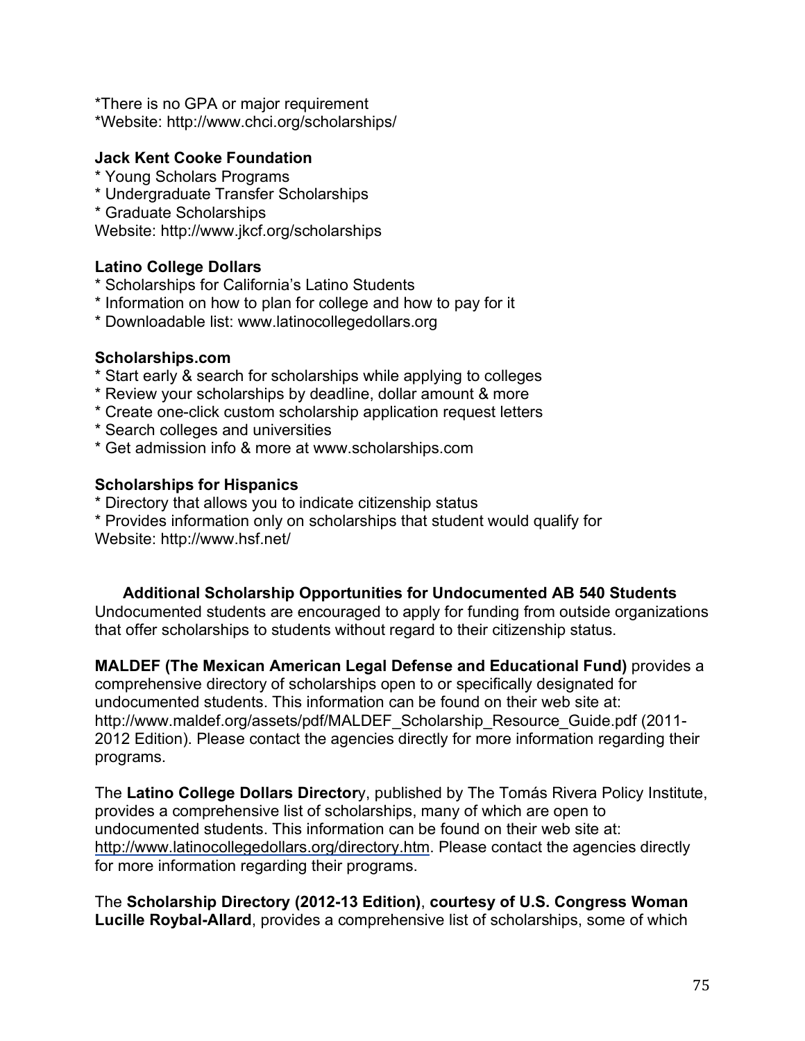*There is no GPA or major requirement
*Website: http://www.chci.org/scholarships/

**Jack Kent Cooke Foundation**
* Young Scholars Programs
* Undergraduate Transfer Scholarships
* Graduate Scholarships

Website: http://www.jkcf.org/scholarships

**Latino College Dollars**
* Scholarships for California's Latino Students
* Information on how to plan for college and how to pay for it
* Downloadable list: www.latinocollegedollars.org

**Scholarships.com**
* Start early & search for scholarships while applying to colleges
* Review your scholarships by deadline, dollar amount & more
* Create one-click custom scholarship application request letters
* Search colleges and universities
* Get admission info & more at www.scholarships.com

**Scholarships for Hispanics**
* Directory that allows you to indicate citizenship status
* Provides information only on scholarships that student would qualify for

Website: http://www.hsf.net/

### Additional Scholarship Opportunities for Undocumented AB 540 Students

Undocumented students are encouraged to apply for funding from outside organizations that offer scholarships to students without regard to their citizenship status.

**MALDEF (The Mexican American Legal Defense and Educational Fund)** provides a comprehensive directory of scholarships open to or specifically designated for undocumented students. This information can be found on their web site at: http://www.maldef.org/assets/pdf/MALDEF_Scholarship_Resource_Guide.pdf (2011-2012 Edition). Please contact the agencies directly for more information regarding their programs.

The **Latino College Dollars Director**y, published by The Tomás Rivera Policy Institute, provides a comprehensive list of scholarships, many of which are open to undocumented students. This information can be found on their web site at: http://www.latinocollegedollars.org/directory.htm. Please contact the agencies directly for more information regarding their programs.

The **Scholarship Directory (2012-13 Edition)**, **courtesy of U.S. Congress Woman Lucille Roybal-Allard**, provides a comprehensive list of scholarships, some of which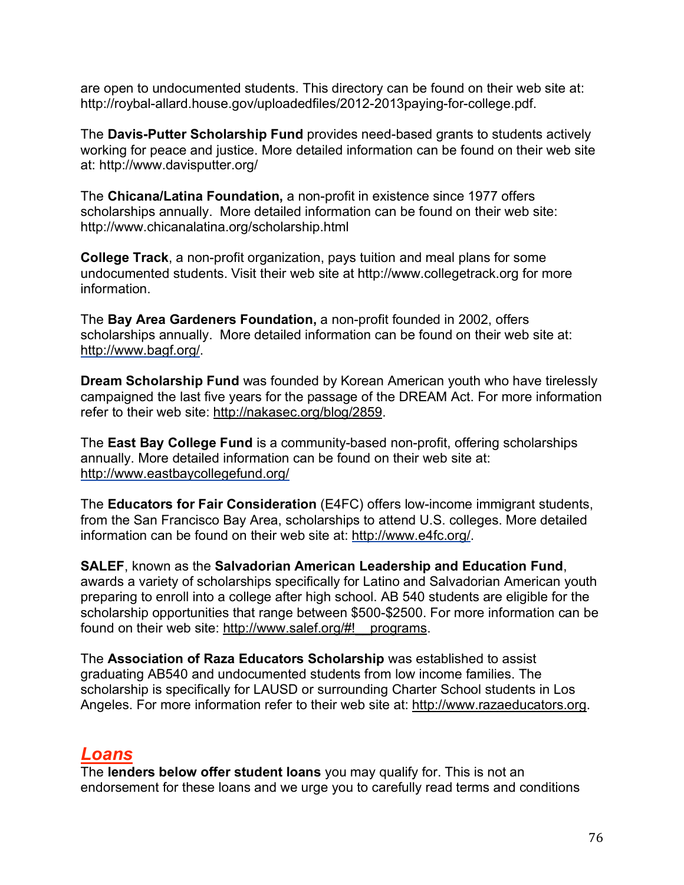are open to undocumented students. This directory can be found on their web site at: http://roybal-allard.house.gov/uploadedfiles/2012-2013paying-for-college.pdf.

The **Davis-Putter Scholarship Fund** provides need-based grants to students actively working for peace and justice. More detailed information can be found on their web site at: http://www.davisputter.org/

The **Chicana/Latina Foundation,** a non-profit in existence since 1977 offers scholarships annually. More detailed information can be found on their web site: http://www.chicanalatina.org/scholarship.html

**College Track**, a non-profit organization, pays tuition and meal plans for some undocumented students. Visit their web site at http://www.collegetrack.org for more information.

The **Bay Area Gardeners Foundation,** a non-profit founded in 2002, offers scholarships annually. More detailed information can be found on their web site at: http://www.bagf.org/.

**Dream Scholarship Fund** was founded by Korean American youth who have tirelessly campaigned the last five years for the passage of the DREAM Act. For more information refer to their web site: http://nakasec.org/blog/2859.

The **East Bay College Fund** is a community-based non-profit, offering scholarships annually. More detailed information can be found on their web site at: http://www.eastbaycollegefund.org/

The **Educators for Fair Consideration** (E4FC) offers low-income immigrant students, from the San Francisco Bay Area, scholarships to attend U.S. colleges. More detailed information can be found on their web site at: http://www.e4fc.org/.

**SALEF**, known as the **Salvadorian American Leadership and Education Fund**, awards a variety of scholarships specifically for Latino and Salvadorian American youth preparing to enroll into a college after high school. AB 540 students are eligible for the scholarship opportunities that range between $500-$2500. For more information can be found on their web site: http://www.salef.org/#!__programs.

The **Association of Raza Educators Scholarship** was established to assist graduating AB540 and undocumented students from low income families. The scholarship is specifically for LAUSD or surrounding Charter School students in Los Angeles. For more information refer to their web site at: http://www.razaeducators.org.

## ***Loans***

The **lenders below offer student loans** you may qualify for. This is not an endorsement for these loans and we urge you to carefully read terms and conditions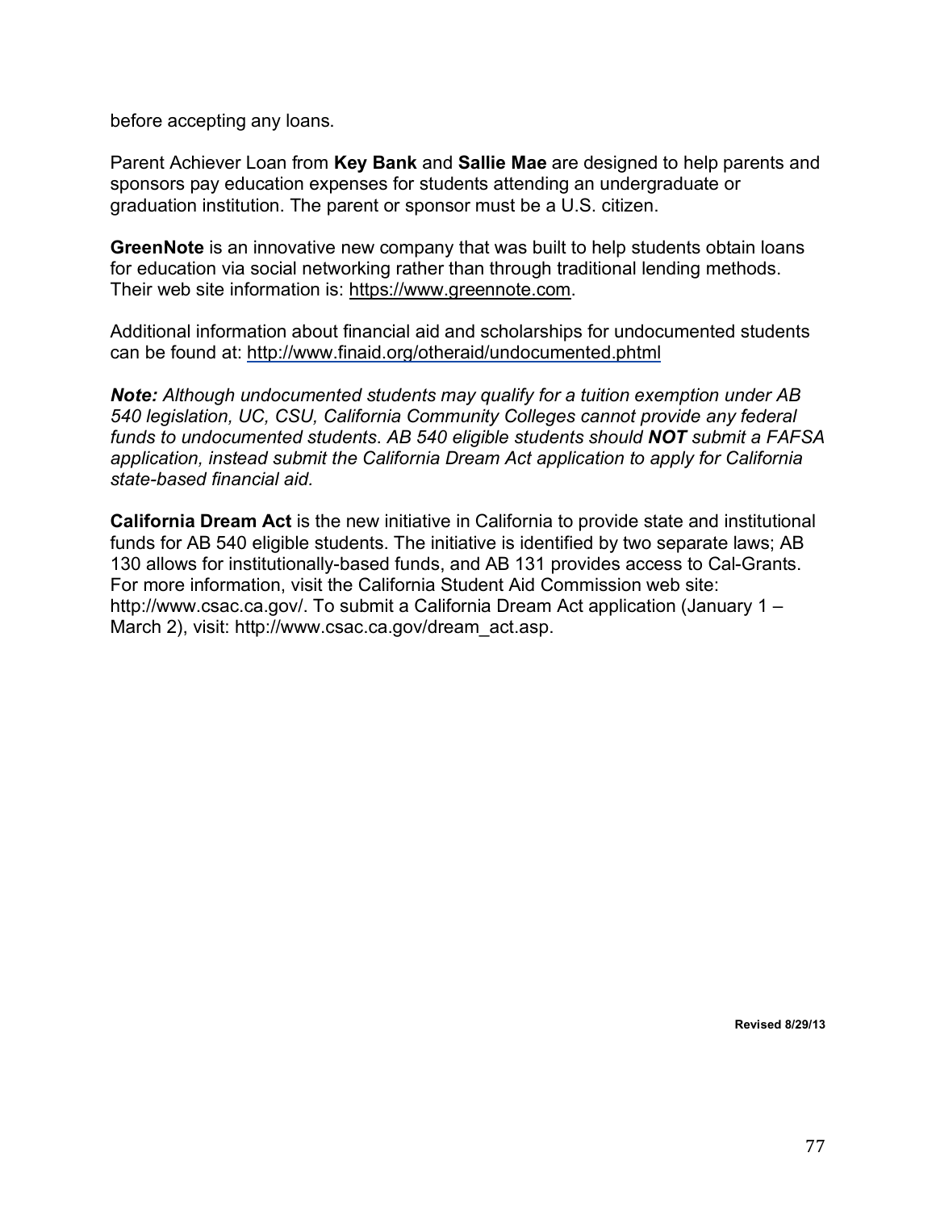before accepting any loans.

Parent Achiever Loan from **Key Bank** and **Sallie Mae** are designed to help parents and sponsors pay education expenses for students attending an undergraduate or graduation institution. The parent or sponsor must be a U.S. citizen.

**GreenNote** is an innovative new company that was built to help students obtain loans for education via social networking rather than through traditional lending methods. Their web site information is: https://www.greennote.com.

Additional information about financial aid and scholarships for undocumented students can be found at: http://www.finaid.org/otheraid/undocumented.phtml

***Note:** Although undocumented students may qualify for a tuition exemption under AB 540 legislation, UC, CSU, California Community Colleges cannot provide any federal funds to undocumented students. AB 540 eligible students should **NOT** submit a FAFSA application, instead submit the California Dream Act application to apply for California state-based financial aid.*

**California Dream Act** is the new initiative in California to provide state and institutional funds for AB 540 eligible students. The initiative is identified by two separate laws; AB 130 allows for institutionally-based funds, and AB 131 provides access to Cal-Grants. For more information, visit the California Student Aid Commission web site: http://www.csac.ca.gov/. To submit a California Dream Act application (January 1 – March 2), visit: http://www.csac.ca.gov/dream_act.asp.

**Revised 8/29/13**